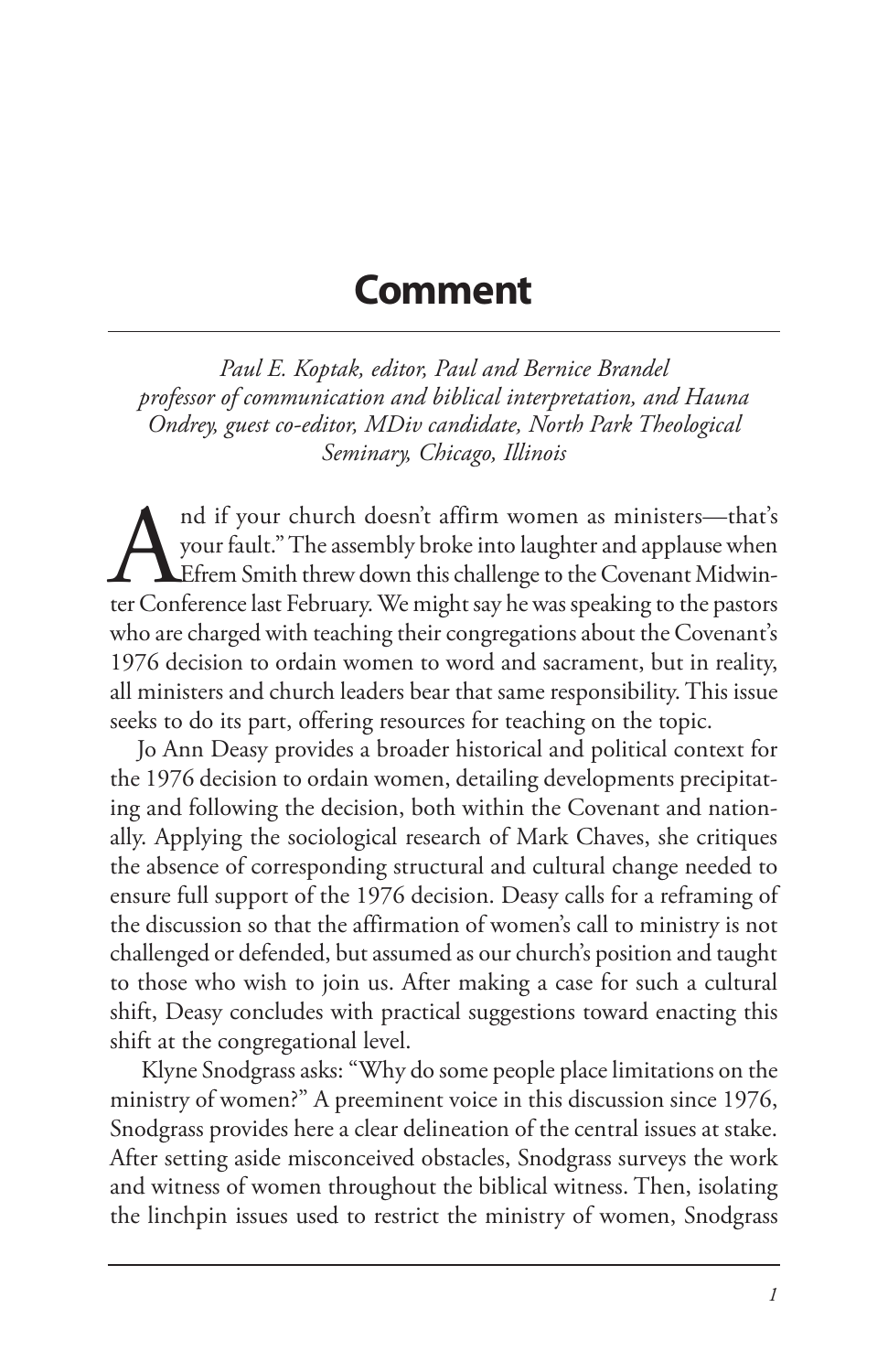# Comment

*Paul E. Koptak, editor, Paul and Bernice Brandel professor of communication and biblical interpretation, and Hauna Ondrey, guest co-editor, MDiv candidate, North Park Theological Seminary, Chicago, Illinois*

And if your church doesn't affirm women as ministers—that's your fault." The assembly broke into laughter and applause when Efrem Smith threw down this challenge to the Covenant Midwinter Conference last February. We might say he was speaking to the pastors who are charged with teaching their congregations about the Covenant's 1976 decision to ordain women to word and sacrament, but in reality, all ministers and church leaders bear that same responsibility. This issue seeks to do its part, offering resources for teaching on the topic.

Jo Ann Deasy provides a broader historical and political context for the 1976 decision to ordain women, detailing developments precipitating and following the decision, both within the Covenant and nationally. Applying the sociological research of Mark Chaves, she critiques the absence of corresponding structural and cultural change needed to ensure full support of the 1976 decision. Deasy calls for a reframing of the discussion so that the affirmation of women's call to ministry is not challenged or defended, but assumed as our church's position and taught to those who wish to join us. After making a case for such a cultural shift, Deasy concludes with practical suggestions toward enacting this shift at the congregational level.

Klyne Snodgrass asks: "Why do some people place limitations on the ministry of women?" A preeminent voice in this discussion since 1976, Snodgrass provides here a clear delineation of the central issues at stake. After setting aside misconceived obstacles, Snodgrass surveys the work and witness of women throughout the biblical witness. Then, isolating the linchpin issues used to restrict the ministry of women, Snodgrass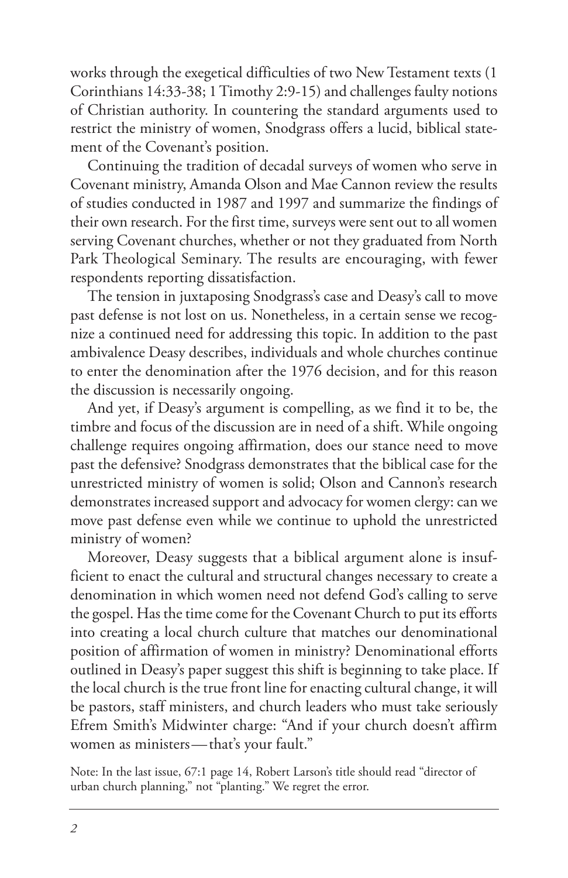works through the exegetical difficulties of two New Testament texts (1 Corinthians 14:33-38; 1 Timothy 2:9-15) and challenges faulty notions of Christian authority. In countering the standard arguments used to restrict the ministry of women, Snodgrass offers a lucid, biblical statement of the Covenant's position.

Continuing the tradition of decadal surveys of women who serve in Covenant ministry, Amanda Olson and Mae Cannon review the results of studies conducted in 1987 and 1997 and summarize the findings of their own research. For the first time, surveys were sent out to all women serving Covenant churches, whether or not they graduated from North Park Theological Seminary. The results are encouraging, with fewer respondents reporting dissatisfaction.

The tension in juxtaposing Snodgrass's case and Deasy's call to move past defense is not lost on us. Nonetheless, in a certain sense we recognize a continued need for addressing this topic. In addition to the past ambivalence Deasy describes, individuals and whole churches continue to enter the denomination after the 1976 decision, and for this reason the discussion is necessarily ongoing.

And yet, if Deasy's argument is compelling, as we find it to be, the timbre and focus of the discussion are in need of a shift. While ongoing challenge requires ongoing affirmation, does our stance need to move past the defensive? Snodgrass demonstrates that the biblical case for the unrestricted ministry of women is solid; Olson and Cannon's research demonstrates increased support and advocacy for women clergy: can we move past defense even while we continue to uphold the unrestricted ministry of women?

Moreover, Deasy suggests that a biblical argument alone is insufficient to enact the cultural and structural changes necessary to create a denomination in which women need not defend God's calling to serve the gospel. Has the time come for the Covenant Church to put its efforts into creating a local church culture that matches our denominational position of affirmation of women in ministry? Denominational efforts outlined in Deasy's paper suggest this shift is beginning to take place. If the local church is the true front line for enacting cultural change, it will be pastors, staff ministers, and church leaders who must take seriously Efrem Smith's Midwinter charge: "And if your church doesn't affirm women as ministers—that's your fault."

Note: In the last issue, 67:1 page 14, Robert Larson's title should read "director of urban church planning," not "planting." We regret the error.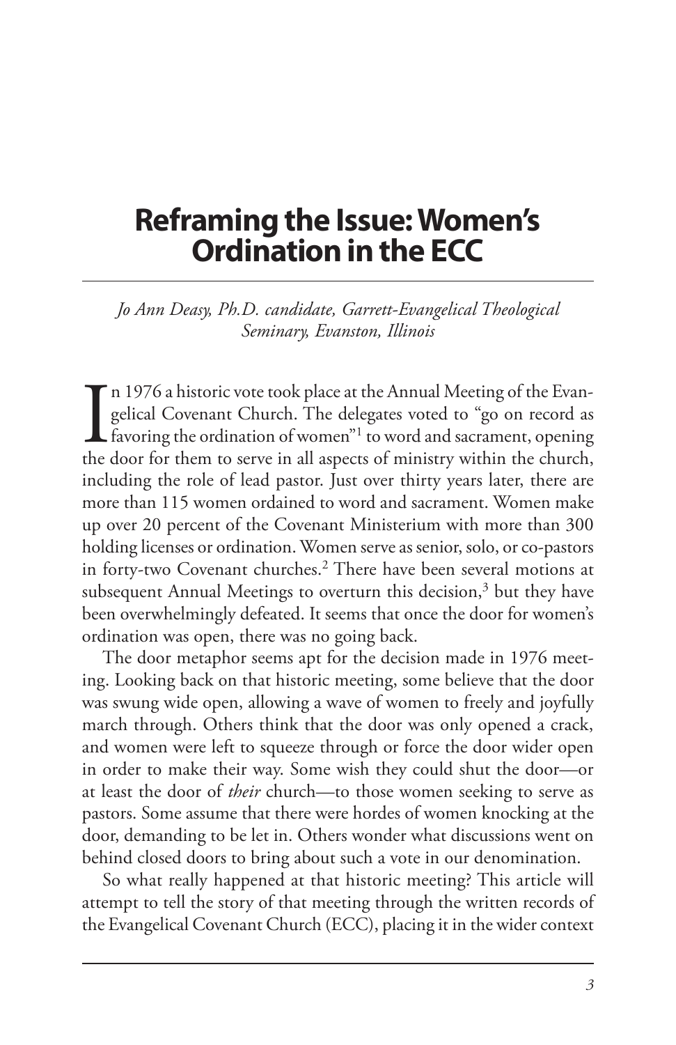# Reframing the Issue: Women's Ordination in the ECC

*Jo Ann Deasy, Ph.D. candidate, Garrett-Evangelical Theological Seminary, Evanston, Illinois*

In 1976 a historic vote took place at the Annual Meeting of the Evangelical Covenant Church. The delegates voted to "go on record as favoring the ordination of women"[1] to word and sacrament, opening the door for them to serve in all aspects of ministry within the church, including the role of lead pastor. Just over thirty years later, there are more than 115 women ordained to word and sacrament. Women make up over 20 percent of the Covenant Ministerium with more than 300 holding licenses or ordination. Women serve as senior, solo, or co-pastors in forty-two Covenant churches.[2] There have been several motions at subsequent Annual Meetings to overturn this decision,[3] but they have been overwhelmingly defeated. It seems that once the door for women's ordination was open, there was no going back.

The door metaphor seems apt for the decision made in 1976 meeting. Looking back on that historic meeting, some believe that the door was swung wide open, allowing a wave of women to freely and joyfully march through. Others think that the door was only opened a crack, and women were left to squeeze through or force the door wider open in order to make their way. Some wish they could shut the door—or at least the door of *their* church—to those women seeking to serve as pastors. Some assume that there were hordes of women knocking at the door, demanding to be let in. Others wonder what discussions went on behind closed doors to bring about such a vote in our denomination.

So what really happened at that historic meeting? This article will attempt to tell the story of that meeting through the written records of the Evangelical Covenant Church (ECC), placing it in the wider context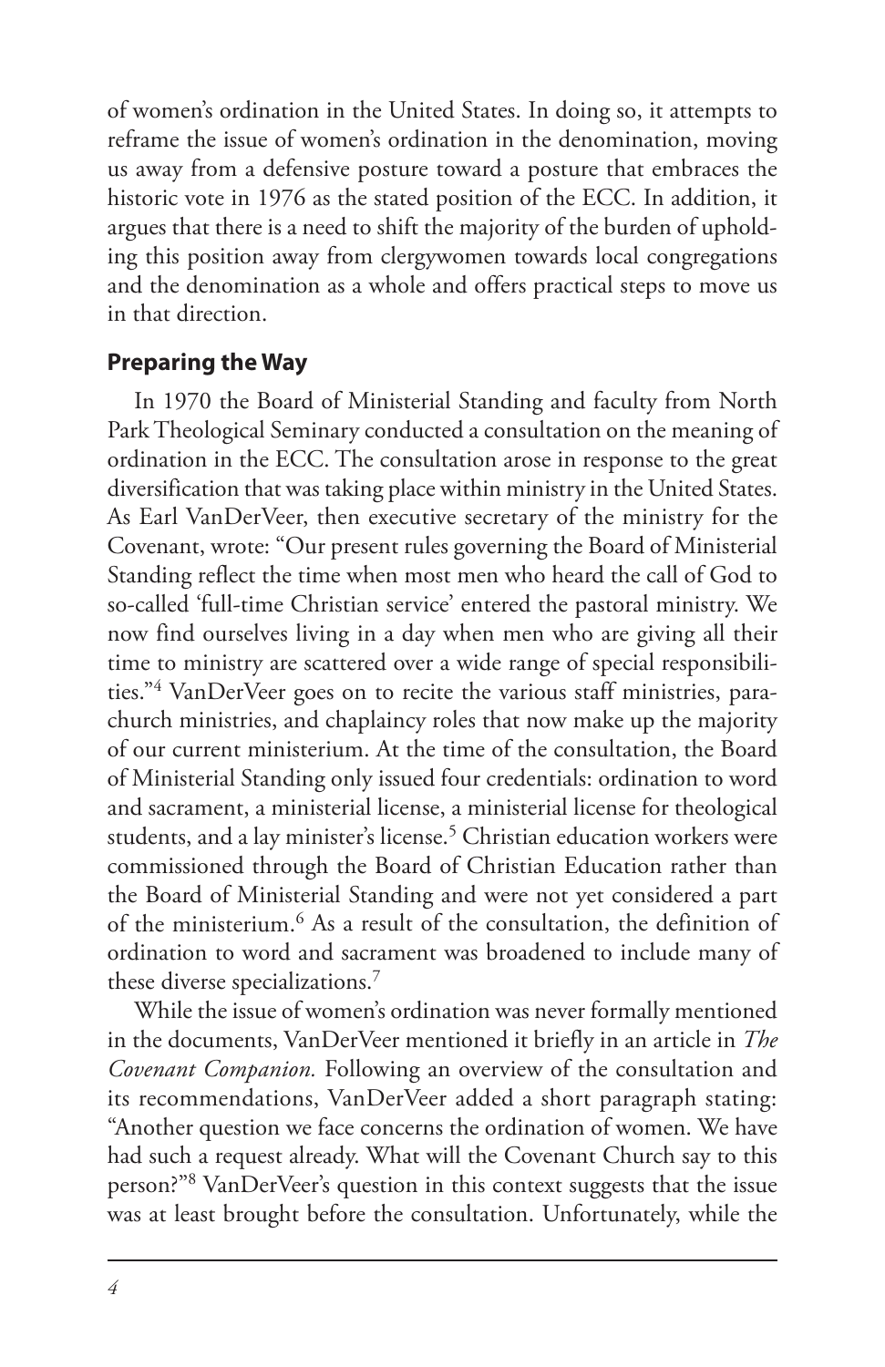of women's ordination in the United States. In doing so, it attempts to reframe the issue of women's ordination in the denomination, moving us away from a defensive posture toward a posture that embraces the historic vote in 1976 as the stated position of the ECC. In addition, it argues that there is a need to shift the majority of the burden of upholding this position away from clergywomen towards local congregations and the denomination as a whole and offers practical steps to move us in that direction.

## Preparing the Way

In 1970 the Board of Ministerial Standing and faculty from North Park Theological Seminary conducted a consultation on the meaning of ordination in the ECC. The consultation arose in response to the great diversification that was taking place within ministry in the United States. As Earl VanDerVeer, then executive secretary of the ministry for the Covenant, wrote: "Our present rules governing the Board of Ministerial Standing reflect the time when most men who heard the call of God to so-called 'full-time Christian service' entered the pastoral ministry. We now find ourselves living in a day when men who are giving all their time to ministry are scattered over a wide range of special responsibilities."[4] VanDerVeer goes on to recite the various staff ministries, parachurch ministries, and chaplaincy roles that now make up the majority of our current ministerium. At the time of the consultation, the Board of Ministerial Standing only issued four credentials: ordination to word and sacrament, a ministerial license, a ministerial license for theological students, and a lay minister's license.[5] Christian education workers were commissioned through the Board of Christian Education rather than the Board of Ministerial Standing and were not yet considered a part of the ministerium.[6] As a result of the consultation, the definition of ordination to word and sacrament was broadened to include many of these diverse specializations.[7]

While the issue of women's ordination was never formally mentioned in the documents, VanDerVeer mentioned it briefly in an article in *The Covenant Companion.* Following an overview of the consultation and its recommendations, VanDerVeer added a short paragraph stating: "Another question we face concerns the ordination of women. We have had such a request already. What will the Covenant Church say to this person?"[8] VanDerVeer's question in this context suggests that the issue was at least brought before the consultation. Unfortunately, while the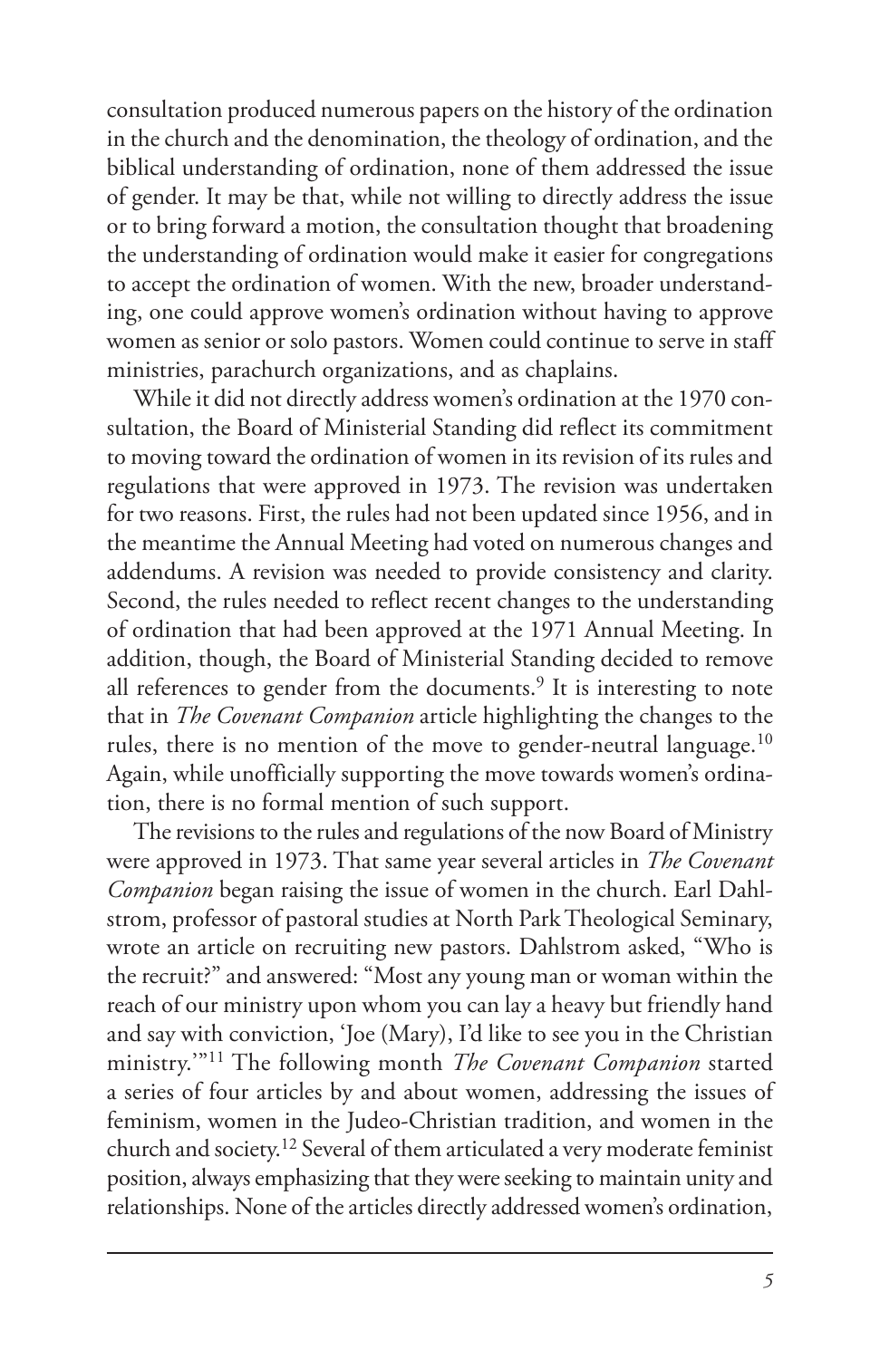consultation produced numerous papers on the history of the ordination in the church and the denomination, the theology of ordination, and the biblical understanding of ordination, none of them addressed the issue of gender. It may be that, while not willing to directly address the issue or to bring forward a motion, the consultation thought that broadening the understanding of ordination would make it easier for congregations to accept the ordination of women. With the new, broader understanding, one could approve women's ordination without having to approve women as senior or solo pastors. Women could continue to serve in staff ministries, parachurch organizations, and as chaplains.

While it did not directly address women's ordination at the 1970 consultation, the Board of Ministerial Standing did reflect its commitment to moving toward the ordination of women in its revision of its rules and regulations that were approved in 1973. The revision was undertaken for two reasons. First, the rules had not been updated since 1956, and in the meantime the Annual Meeting had voted on numerous changes and addendums. A revision was needed to provide consistency and clarity. Second, the rules needed to reflect recent changes to the understanding of ordination that had been approved at the 1971 Annual Meeting. In addition, though, the Board of Ministerial Standing decided to remove all references to gender from the documents.[9] It is interesting to note that in *The Covenant Companion* article highlighting the changes to the rules, there is no mention of the move to gender-neutral language.[10] Again, while unofficially supporting the move towards women's ordination, there is no formal mention of such support.

The revisions to the rules and regulations of the now Board of Ministry were approved in 1973. That same year several articles in *The Covenant Companion* began raising the issue of women in the church. Earl Dahlstrom, professor of pastoral studies at North Park Theological Seminary, wrote an article on recruiting new pastors. Dahlstrom asked, "Who is the recruit?" and answered: "Most any young man or woman within the reach of our ministry upon whom you can lay a heavy but friendly hand and say with conviction, 'Joe (Mary), I'd like to see you in the Christian ministry.'"[11] The following month *The Covenant Companion* started a series of four articles by and about women, addressing the issues of feminism, women in the Judeo-Christian tradition, and women in the church and society.[12] Several of them articulated a very moderate feminist position, always emphasizing that they were seeking to maintain unity and relationships. None of the articles directly addressed women's ordination,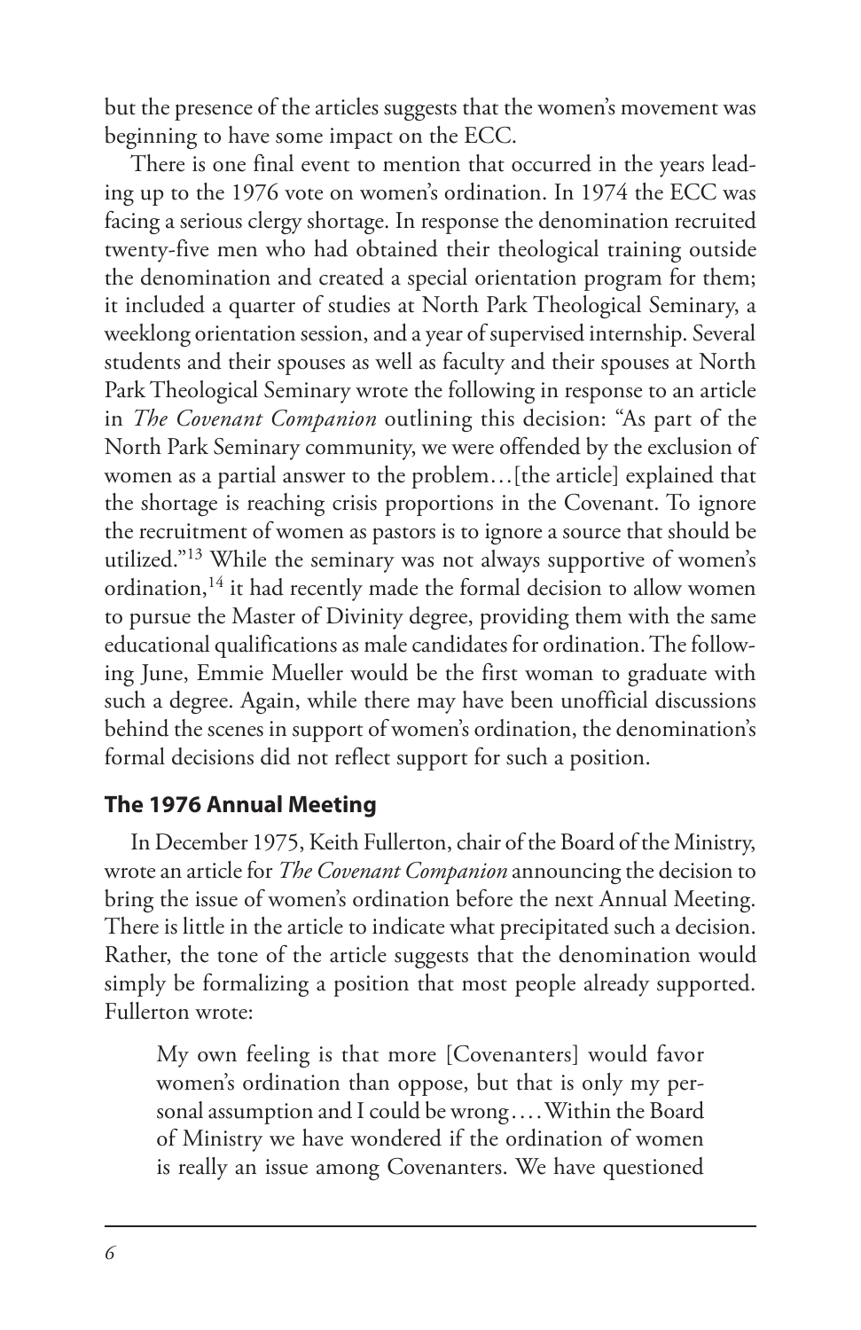but the presence of the articles suggests that the women's movement was beginning to have some impact on the ECC.

There is one final event to mention that occurred in the years leading up to the 1976 vote on women's ordination. In 1974 the ECC was facing a serious clergy shortage. In response the denomination recruited twenty-five men who had obtained their theological training outside the denomination and created a special orientation program for them; it included a quarter of studies at North Park Theological Seminary, a weeklong orientation session, and a year of supervised internship. Several students and their spouses as well as faculty and their spouses at North Park Theological Seminary wrote the following in response to an article in *The Covenant Companion* outlining this decision: "As part of the North Park Seminary community, we were offended by the exclusion of women as a partial answer to the problem…[the article] explained that the shortage is reaching crisis proportions in the Covenant. To ignore the recruitment of women as pastors is to ignore a source that should be utilized."[13] While the seminary was not always supportive of women's ordination,[14] it had recently made the formal decision to allow women to pursue the Master of Divinity degree, providing them with the same educational qualifications as male candidates for ordination. The following June, Emmie Mueller would be the first woman to graduate with such a degree. Again, while there may have been unofficial discussions behind the scenes in support of women's ordination, the denomination's formal decisions did not reflect support for such a position.

### The 1976 Annual Meeting

In December 1975, Keith Fullerton, chair of the Board of the Ministry, wrote an article for *The Covenant Companion* announcing the decision to bring the issue of women's ordination before the next Annual Meeting. There is little in the article to indicate what precipitated such a decision. Rather, the tone of the article suggests that the denomination would simply be formalizing a position that most people already supported. Fullerton wrote:

> My own feeling is that more [Covenanters] would favor women's ordination than oppose, but that is only my personal assumption and I could be wrong.…Within the Board of Ministry we have wondered if the ordination of women is really an issue among Covenanters. We have questioned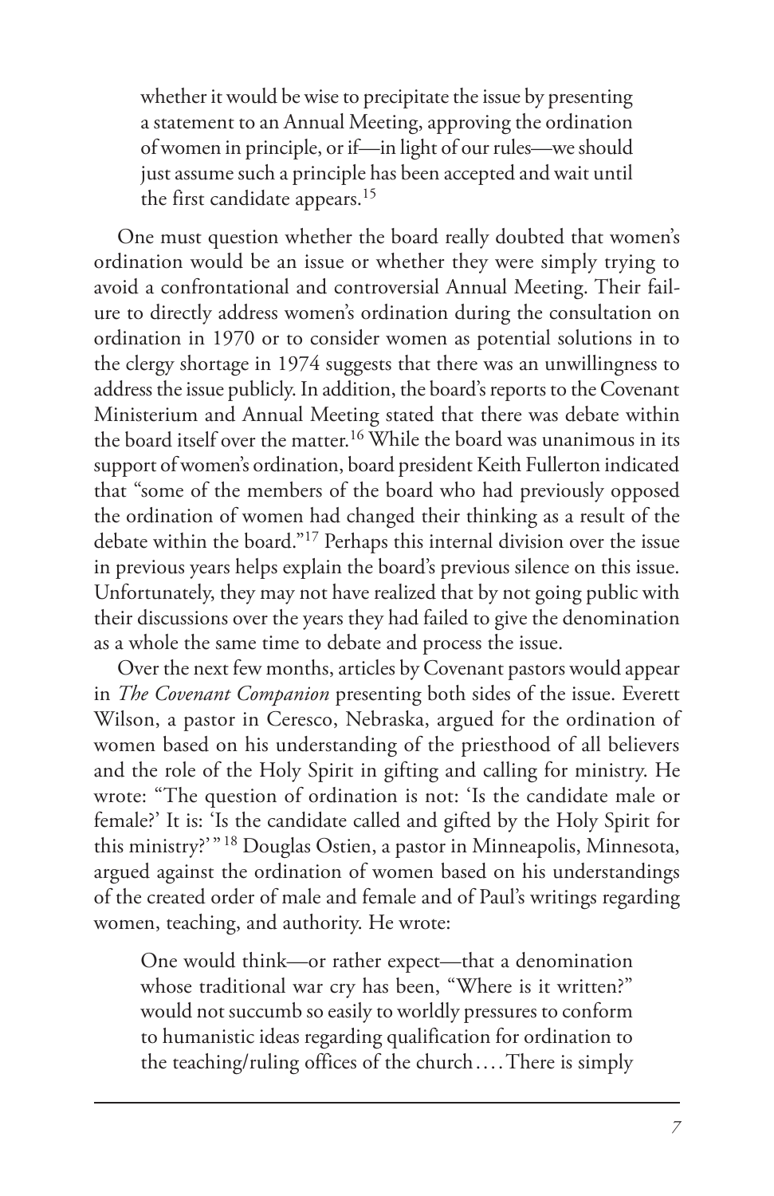> whether it would be wise to precipitate the issue by presenting a statement to an Annual Meeting, approving the ordination of women in principle, or if—in light of our rules—we should just assume such a principle has been accepted and wait until the first candidate appears.[15]

One must question whether the board really doubted that women's ordination would be an issue or whether they were simply trying to avoid a confrontational and controversial Annual Meeting. Their failure to directly address women's ordination during the consultation on ordination in 1970 or to consider women as potential solutions in to the clergy shortage in 1974 suggests that there was an unwillingness to address the issue publicly. In addition, the board's reports to the Covenant Ministerium and Annual Meeting stated that there was debate within the board itself over the matter.[16] While the board was unanimous in its support of women's ordination, board president Keith Fullerton indicated that "some of the members of the board who had previously opposed the ordination of women had changed their thinking as a result of the debate within the board."[17] Perhaps this internal division over the issue in previous years helps explain the board's previous silence on this issue. Unfortunately, they may not have realized that by not going public with their discussions over the years they had failed to give the denomination as a whole the same time to debate and process the issue.

Over the next few months, articles by Covenant pastors would appear in *The Covenant Companion* presenting both sides of the issue. Everett Wilson, a pastor in Ceresco, Nebraska, argued for the ordination of women based on his understanding of the priesthood of all believers and the role of the Holy Spirit in gifting and calling for ministry. He wrote: "The question of ordination is not: 'Is the candidate male or female?' It is: 'Is the candidate called and gifted by the Holy Spirit for this ministry?'"[18] Douglas Ostien, a pastor in Minneapolis, Minnesota, argued against the ordination of women based on his understandings of the created order of male and female and of Paul's writings regarding women, teaching, and authority. He wrote:

> One would think—or rather expect—that a denomination whose traditional war cry has been, "Where is it written?" would not succumb so easily to worldly pressures to conform to humanistic ideas regarding qualification for ordination to the teaching/ruling offices of the church.... There is simply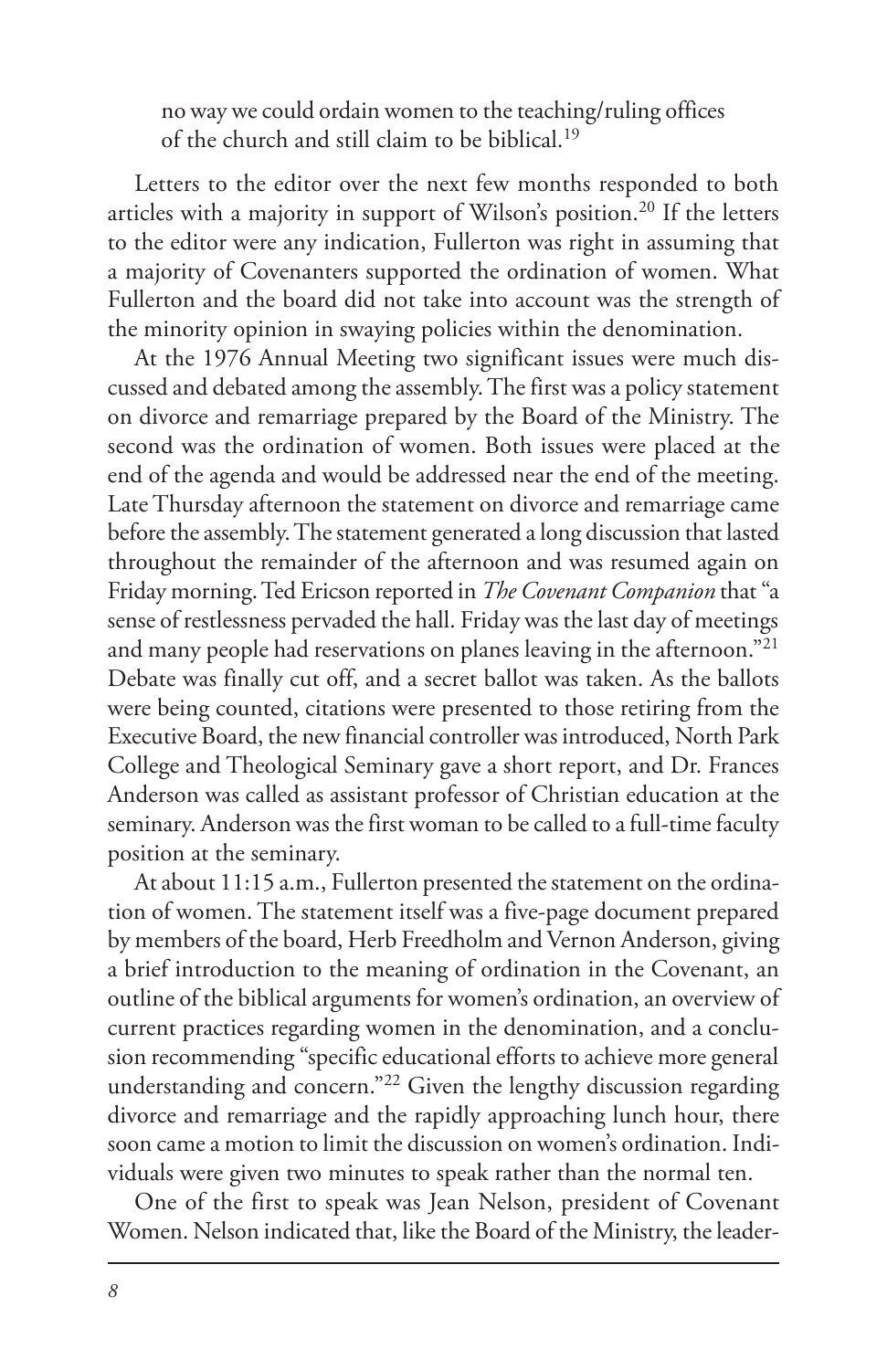> no way we could ordain women to the teaching/ruling offices of the church and still claim to be biblical.[19]

Letters to the editor over the next few months responded to both articles with a majority in support of Wilson's position.[20] If the letters to the editor were any indication, Fullerton was right in assuming that a majority of Covenanters supported the ordination of women. What Fullerton and the board did not take into account was the strength of the minority opinion in swaying policies within the denomination.

At the 1976 Annual Meeting two significant issues were much discussed and debated among the assembly. The first was a policy statement on divorce and remarriage prepared by the Board of the Ministry. The second was the ordination of women. Both issues were placed at the end of the agenda and would be addressed near the end of the meeting. Late Thursday afternoon the statement on divorce and remarriage came before the assembly. The statement generated a long discussion that lasted throughout the remainder of the afternoon and was resumed again on Friday morning. Ted Ericson reported in *The Covenant Companion* that "a sense of restlessness pervaded the hall. Friday was the last day of meetings and many people had reservations on planes leaving in the afternoon."[21] Debate was finally cut off, and a secret ballot was taken. As the ballots were being counted, citations were presented to those retiring from the Executive Board, the new financial controller was introduced, North Park College and Theological Seminary gave a short report, and Dr. Frances Anderson was called as assistant professor of Christian education at the seminary. Anderson was the first woman to be called to a full-time faculty position at the seminary.

At about 11:15 a.m., Fullerton presented the statement on the ordination of women. The statement itself was a five-page document prepared by members of the board, Herb Freedholm and Vernon Anderson, giving a brief introduction to the meaning of ordination in the Covenant, an outline of the biblical arguments for women's ordination, an overview of current practices regarding women in the denomination, and a conclusion recommending "specific educational efforts to achieve more general understanding and concern."[22] Given the lengthy discussion regarding divorce and remarriage and the rapidly approaching lunch hour, there soon came a motion to limit the discussion on women's ordination. Individuals were given two minutes to speak rather than the normal ten.

One of the first to speak was Jean Nelson, president of Covenant Women. Nelson indicated that, like the Board of the Ministry, the leader-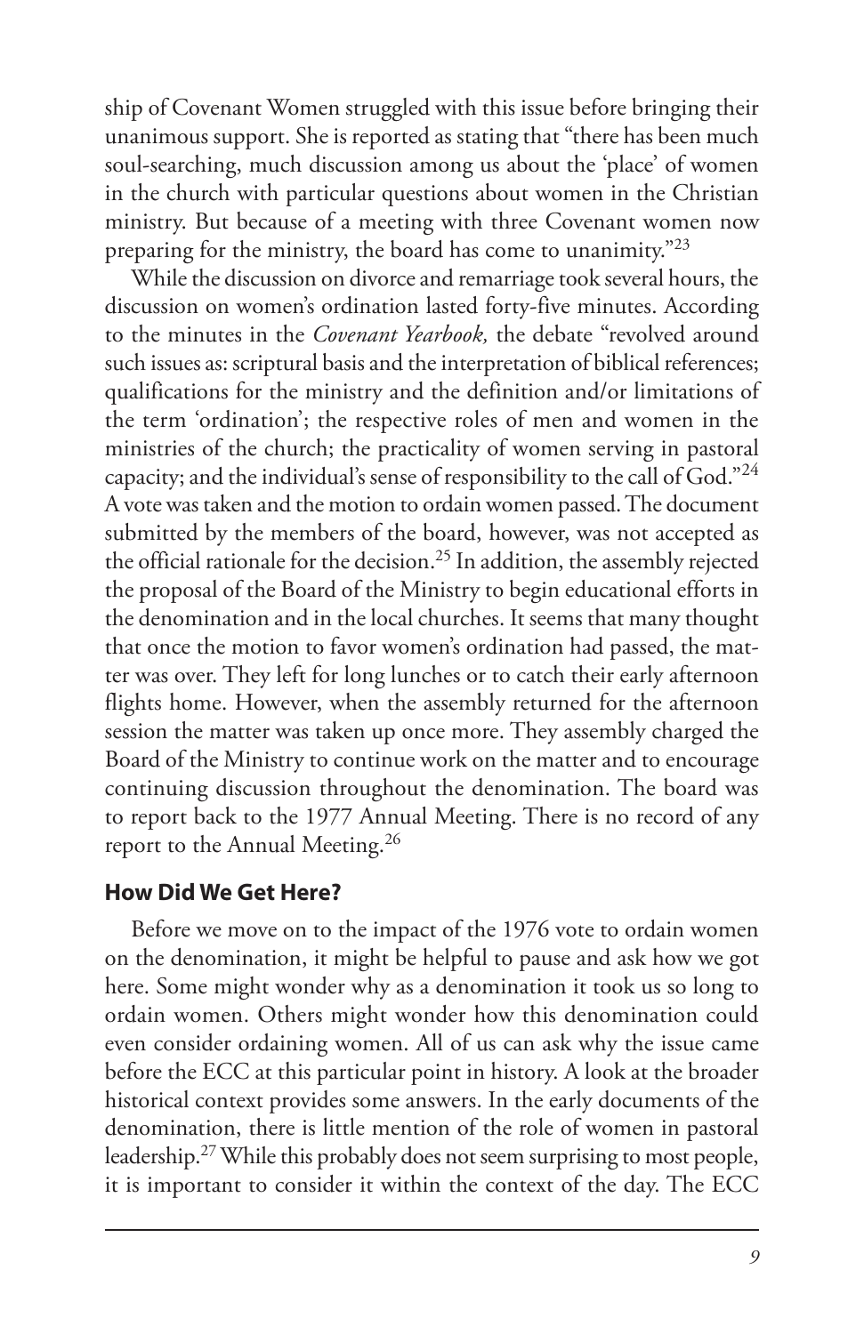ship of Covenant Women struggled with this issue before bringing their unanimous support. She is reported as stating that "there has been much soul-searching, much discussion among us about the 'place' of women in the church with particular questions about women in the Christian ministry. But because of a meeting with three Covenant women now preparing for the ministry, the board has come to unanimity."[23]

While the discussion on divorce and remarriage took several hours, the discussion on women's ordination lasted forty-five minutes. According to the minutes in the *Covenant Yearbook,* the debate "revolved around such issues as: scriptural basis and the interpretation of biblical references; qualifications for the ministry and the definition and/or limitations of the term 'ordination'; the respective roles of men and women in the ministries of the church; the practicality of women serving in pastoral capacity; and the individual's sense of responsibility to the call of God."[24] A vote was taken and the motion to ordain women passed. The document submitted by the members of the board, however, was not accepted as the official rationale for the decision.[25] In addition, the assembly rejected the proposal of the Board of the Ministry to begin educational efforts in the denomination and in the local churches. It seems that many thought that once the motion to favor women's ordination had passed, the matter was over. They left for long lunches or to catch their early afternoon flights home. However, when the assembly returned for the afternoon session the matter was taken up once more. They assembly charged the Board of the Ministry to continue work on the matter and to encourage continuing discussion throughout the denomination. The board was to report back to the 1977 Annual Meeting. There is no record of any report to the Annual Meeting.[26]

## How Did We Get Here?

Before we move on to the impact of the 1976 vote to ordain women on the denomination, it might be helpful to pause and ask how we got here. Some might wonder why as a denomination it took us so long to ordain women. Others might wonder how this denomination could even consider ordaining women. All of us can ask why the issue came before the ECC at this particular point in history. A look at the broader historical context provides some answers. In the early documents of the denomination, there is little mention of the role of women in pastoral leadership.[27] While this probably does not seem surprising to most people, it is important to consider it within the context of the day. The ECC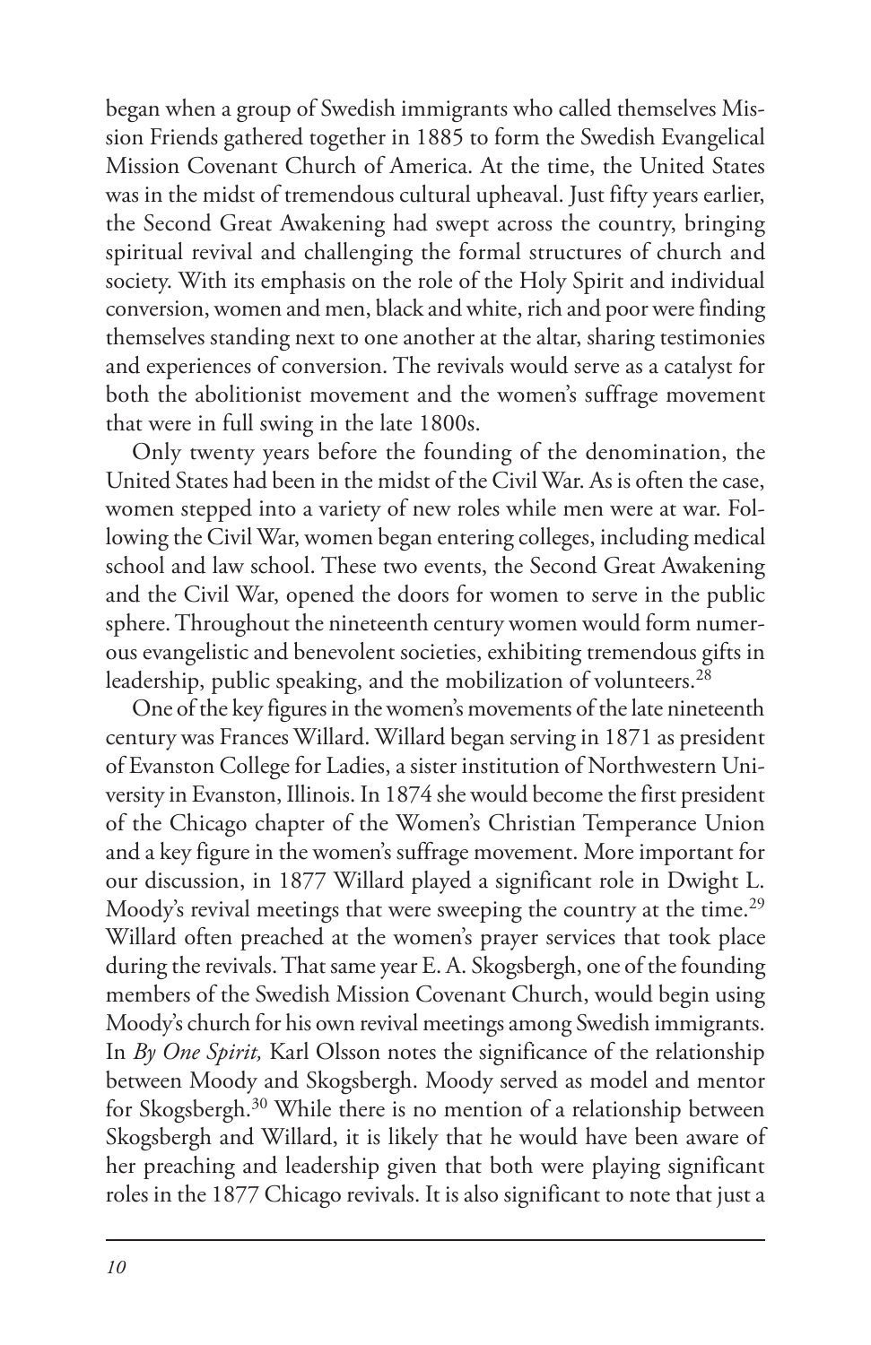began when a group of Swedish immigrants who called themselves Mission Friends gathered together in 1885 to form the Swedish Evangelical Mission Covenant Church of America. At the time, the United States was in the midst of tremendous cultural upheaval. Just fifty years earlier, the Second Great Awakening had swept across the country, bringing spiritual revival and challenging the formal structures of church and society. With its emphasis on the role of the Holy Spirit and individual conversion, women and men, black and white, rich and poor were finding themselves standing next to one another at the altar, sharing testimonies and experiences of conversion. The revivals would serve as a catalyst for both the abolitionist movement and the women's suffrage movement that were in full swing in the late 1800s.

Only twenty years before the founding of the denomination, the United States had been in the midst of the Civil War. As is often the case, women stepped into a variety of new roles while men were at war. Following the Civil War, women began entering colleges, including medical school and law school. These two events, the Second Great Awakening and the Civil War, opened the doors for women to serve in the public sphere. Throughout the nineteenth century women would form numerous evangelistic and benevolent societies, exhibiting tremendous gifts in leadership, public speaking, and the mobilization of volunteers.[28]

One of the key figures in the women's movements of the late nineteenth century was Frances Willard. Willard began serving in 1871 as president of Evanston College for Ladies, a sister institution of Northwestern University in Evanston, Illinois. In 1874 she would become the first president of the Chicago chapter of the Women's Christian Temperance Union and a key figure in the women's suffrage movement. More important for our discussion, in 1877 Willard played a significant role in Dwight L. Moody's revival meetings that were sweeping the country at the time.[29] Willard often preached at the women's prayer services that took place during the revivals. That same year E. A. Skogsbergh, one of the founding members of the Swedish Mission Covenant Church, would begin using Moody's church for his own revival meetings among Swedish immigrants. In *By One Spirit,* Karl Olsson notes the significance of the relationship between Moody and Skogsbergh. Moody served as model and mentor for Skogsbergh.[30] While there is no mention of a relationship between Skogsbergh and Willard, it is likely that he would have been aware of her preaching and leadership given that both were playing significant roles in the 1877 Chicago revivals. It is also significant to note that just a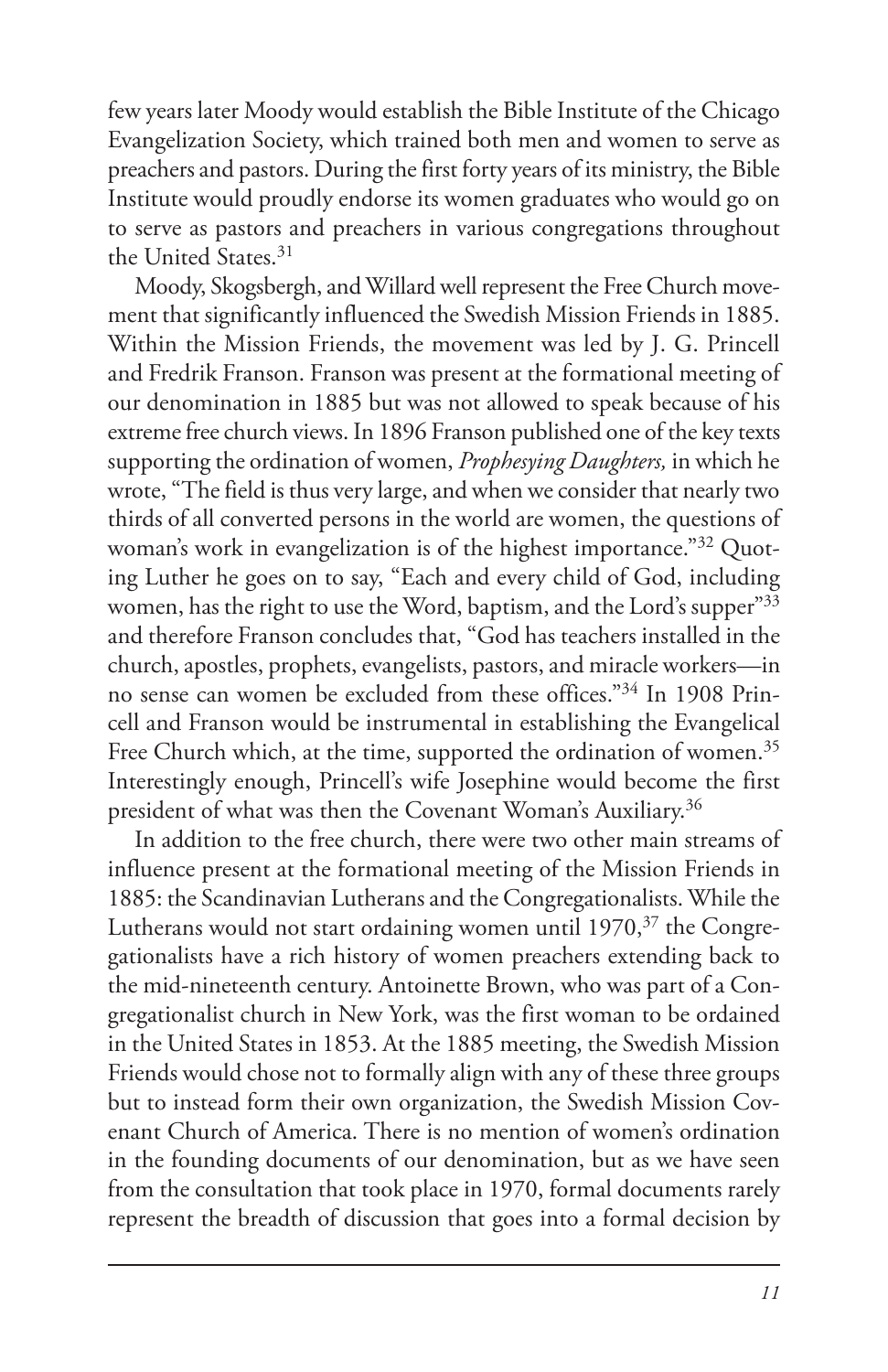few years later Moody would establish the Bible Institute of the Chicago Evangelization Society, which trained both men and women to serve as preachers and pastors. During the first forty years of its ministry, the Bible Institute would proudly endorse its women graduates who would go on to serve as pastors and preachers in various congregations throughout the United States.[31]

Moody, Skogsbergh, and Willard well represent the Free Church movement that significantly influenced the Swedish Mission Friends in 1885. Within the Mission Friends, the movement was led by J. G. Princell and Fredrik Franson. Franson was present at the formational meeting of our denomination in 1885 but was not allowed to speak because of his extreme free church views. In 1896 Franson published one of the key texts supporting the ordination of women, *Prophesying Daughters,* in which he wrote, "The field is thus very large, and when we consider that nearly two thirds of all converted persons in the world are women, the questions of woman's work in evangelization is of the highest importance."[32] Quoting Luther he goes on to say, "Each and every child of God, including women, has the right to use the Word, baptism, and the Lord's supper"[33] and therefore Franson concludes that, "God has teachers installed in the church, apostles, prophets, evangelists, pastors, and miracle workers—in no sense can women be excluded from these offices."[34] In 1908 Princell and Franson would be instrumental in establishing the Evangelical Free Church which, at the time, supported the ordination of women.[35] Interestingly enough, Princell's wife Josephine would become the first president of what was then the Covenant Woman's Auxiliary.[36]

In addition to the free church, there were two other main streams of influence present at the formational meeting of the Mission Friends in 1885: the Scandinavian Lutherans and the Congregationalists. While the Lutherans would not start ordaining women until 1970,[37] the Congregationalists have a rich history of women preachers extending back to the mid-nineteenth century. Antoinette Brown, who was part of a Congregationalist church in New York, was the first woman to be ordained in the United States in 1853. At the 1885 meeting, the Swedish Mission Friends would chose not to formally align with any of these three groups but to instead form their own organization, the Swedish Mission Covenant Church of America. There is no mention of women's ordination in the founding documents of our denomination, but as we have seen from the consultation that took place in 1970, formal documents rarely represent the breadth of discussion that goes into a formal decision by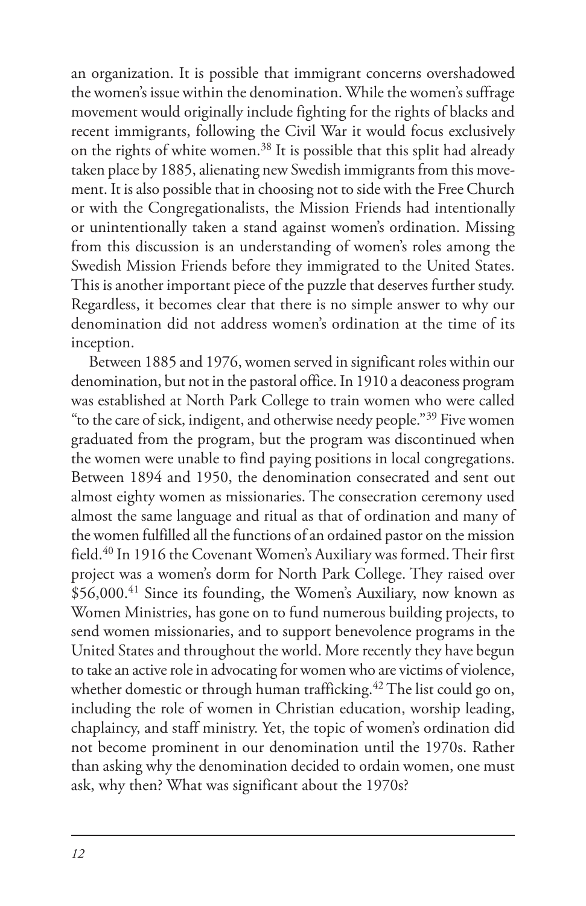an organization. It is possible that immigrant concerns overshadowed the women's issue within the denomination. While the women's suffrage movement would originally include fighting for the rights of blacks and recent immigrants, following the Civil War it would focus exclusively on the rights of white women.[38] It is possible that this split had already taken place by 1885, alienating new Swedish immigrants from this movement. It is also possible that in choosing not to side with the Free Church or with the Congregationalists, the Mission Friends had intentionally or unintentionally taken a stand against women's ordination. Missing from this discussion is an understanding of women's roles among the Swedish Mission Friends before they immigrated to the United States. This is another important piece of the puzzle that deserves further study. Regardless, it becomes clear that there is no simple answer to why our denomination did not address women's ordination at the time of its inception.

Between 1885 and 1976, women served in significant roles within our denomination, but not in the pastoral office. In 1910 a deaconess program was established at North Park College to train women who were called "to the care of sick, indigent, and otherwise needy people."[39] Five women graduated from the program, but the program was discontinued when the women were unable to find paying positions in local congregations. Between 1894 and 1950, the denomination consecrated and sent out almost eighty women as missionaries. The consecration ceremony used almost the same language and ritual as that of ordination and many of the women fulfilled all the functions of an ordained pastor on the mission field.[40] In 1916 the Covenant Women's Auxiliary was formed. Their first project was a women's dorm for North Park College. They raised over $56,000.[41] Since its founding, the Women's Auxiliary, now known as Women Ministries, has gone on to fund numerous building projects, to send women missionaries, and to support benevolence programs in the United States and throughout the world. More recently they have begun to take an active role in advocating for women who are victims of violence, whether domestic or through human trafficking.[42] The list could go on, including the role of women in Christian education, worship leading, chaplaincy, and staff ministry. Yet, the topic of women's ordination did not become prominent in our denomination until the 1970s. Rather than asking why the denomination decided to ordain women, one must ask, why then? What was significant about the 1970s?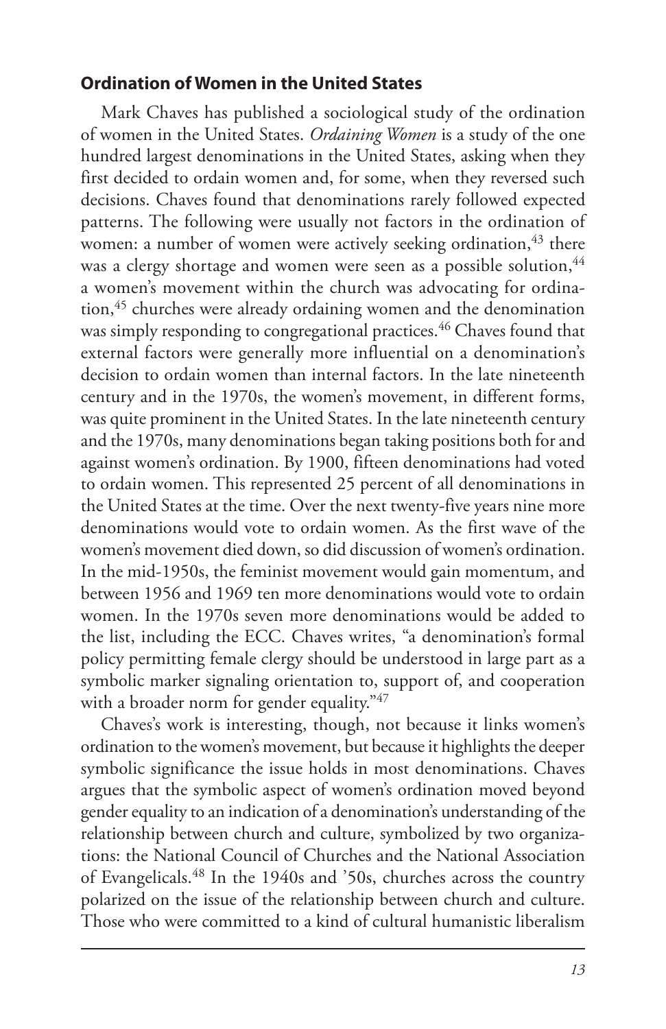## Ordination of Women in the United States

Mark Chaves has published a sociological study of the ordination of women in the United States. *Ordaining Women* is a study of the one hundred largest denominations in the United States, asking when they first decided to ordain women and, for some, when they reversed such decisions. Chaves found that denominations rarely followed expected patterns. The following were usually not factors in the ordination of women: a number of women were actively seeking ordination,[43] there was a clergy shortage and women were seen as a possible solution,[44] a women's movement within the church was advocating for ordination,[45] churches were already ordaining women and the denomination was simply responding to congregational practices.[46] Chaves found that external factors were generally more influential on a denomination's decision to ordain women than internal factors. In the late nineteenth century and in the 1970s, the women's movement, in different forms, was quite prominent in the United States. In the late nineteenth century and the 1970s, many denominations began taking positions both for and against women's ordination. By 1900, fifteen denominations had voted to ordain women. This represented 25 percent of all denominations in the United States at the time. Over the next twenty-five years nine more denominations would vote to ordain women. As the first wave of the women's movement died down, so did discussion of women's ordination. In the mid-1950s, the feminist movement would gain momentum, and between 1956 and 1969 ten more denominations would vote to ordain women. In the 1970s seven more denominations would be added to the list, including the ECC. Chaves writes, "a denomination's formal policy permitting female clergy should be understood in large part as a symbolic marker signaling orientation to, support of, and cooperation with a broader norm for gender equality."[47]

Chaves's work is interesting, though, not because it links women's ordination to the women's movement, but because it highlights the deeper symbolic significance the issue holds in most denominations. Chaves argues that the symbolic aspect of women's ordination moved beyond gender equality to an indication of a denomination's understanding of the relationship between church and culture, symbolized by two organizations: the National Council of Churches and the National Association of Evangelicals.[48] In the 1940s and '50s, churches across the country polarized on the issue of the relationship between church and culture. Those who were committed to a kind of cultural humanistic liberalism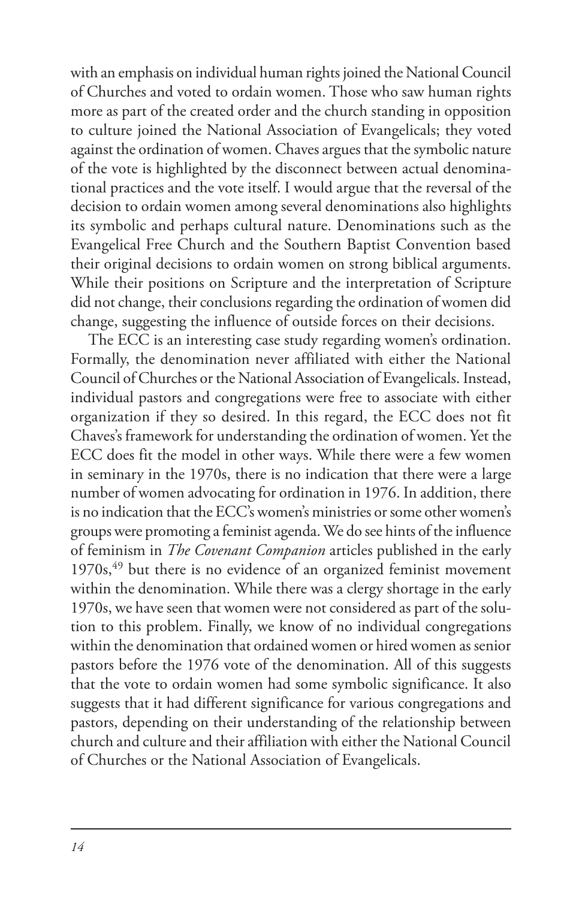with an emphasis on individual human rights joined the National Council of Churches and voted to ordain women. Those who saw human rights more as part of the created order and the church standing in opposition to culture joined the National Association of Evangelicals; they voted against the ordination of women. Chaves argues that the symbolic nature of the vote is highlighted by the disconnect between actual denominational practices and the vote itself. I would argue that the reversal of the decision to ordain women among several denominations also highlights its symbolic and perhaps cultural nature. Denominations such as the Evangelical Free Church and the Southern Baptist Convention based their original decisions to ordain women on strong biblical arguments. While their positions on Scripture and the interpretation of Scripture did not change, their conclusions regarding the ordination of women did change, suggesting the influence of outside forces on their decisions.

The ECC is an interesting case study regarding women's ordination. Formally, the denomination never affiliated with either the National Council of Churches or the National Association of Evangelicals. Instead, individual pastors and congregations were free to associate with either organization if they so desired. In this regard, the ECC does not fit Chaves's framework for understanding the ordination of women. Yet the ECC does fit the model in other ways. While there were a few women in seminary in the 1970s, there is no indication that there were a large number of women advocating for ordination in 1976. In addition, there is no indication that the ECC's women's ministries or some other women's groups were promoting a feminist agenda. We do see hints of the influence of feminism in *The Covenant Companion* articles published in the early 1970s,[49] but there is no evidence of an organized feminist movement within the denomination. While there was a clergy shortage in the early 1970s, we have seen that women were not considered as part of the solution to this problem. Finally, we know of no individual congregations within the denomination that ordained women or hired women as senior pastors before the 1976 vote of the denomination. All of this suggests that the vote to ordain women had some symbolic significance. It also suggests that it had different significance for various congregations and pastors, depending on their understanding of the relationship between church and culture and their affiliation with either the National Council of Churches or the National Association of Evangelicals.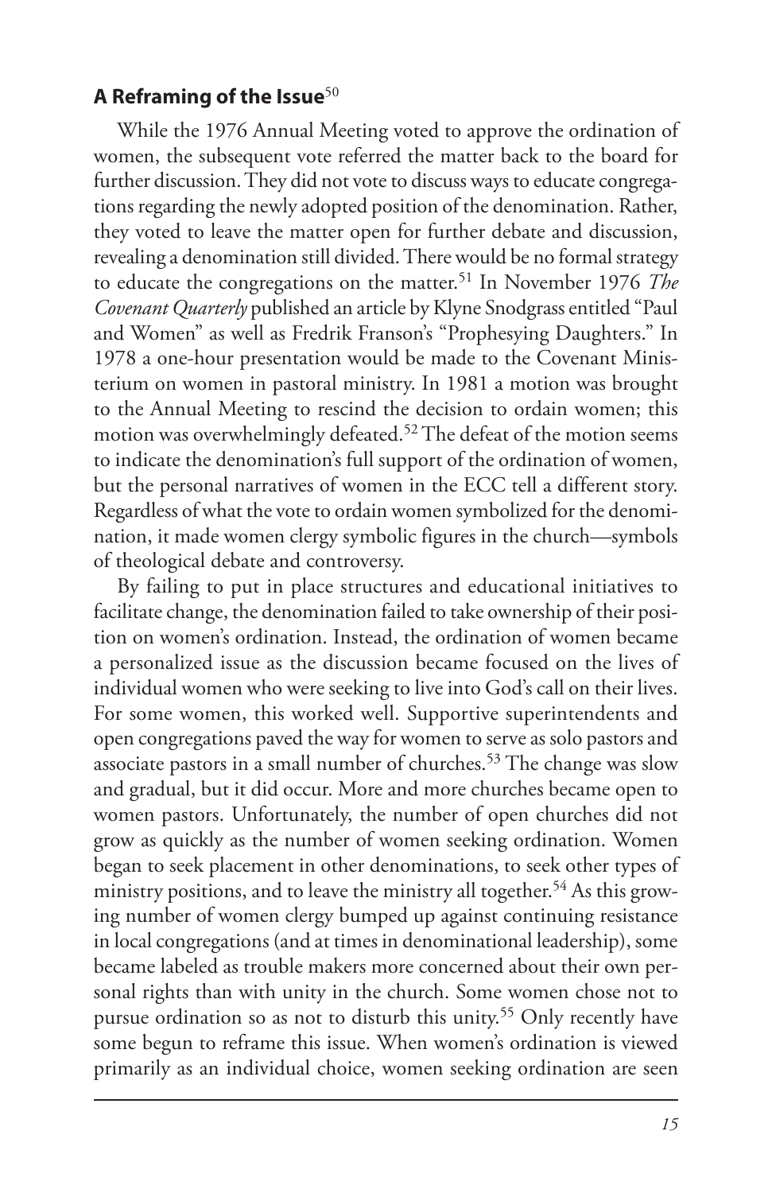## A Reframing of the Issue[50]

While the 1976 Annual Meeting voted to approve the ordination of women, the subsequent vote referred the matter back to the board for further discussion. They did not vote to discuss ways to educate congregations regarding the newly adopted position of the denomination. Rather, they voted to leave the matter open for further debate and discussion, revealing a denomination still divided. There would be no formal strategy to educate the congregations on the matter.[51] In November 1976 *The Covenant Quarterly* published an article by Klyne Snodgrass entitled "Paul and Women" as well as Fredrik Franson's "Prophesying Daughters." In 1978 a one-hour presentation would be made to the Covenant Ministerium on women in pastoral ministry. In 1981 a motion was brought to the Annual Meeting to rescind the decision to ordain women; this motion was overwhelmingly defeated.[52] The defeat of the motion seems to indicate the denomination's full support of the ordination of women, but the personal narratives of women in the ECC tell a different story. Regardless of what the vote to ordain women symbolized for the denomination, it made women clergy symbolic figures in the church—symbols of theological debate and controversy.

By failing to put in place structures and educational initiatives to facilitate change, the denomination failed to take ownership of their position on women's ordination. Instead, the ordination of women became a personalized issue as the discussion became focused on the lives of individual women who were seeking to live into God's call on their lives. For some women, this worked well. Supportive superintendents and open congregations paved the way for women to serve as solo pastors and associate pastors in a small number of churches.[53] The change was slow and gradual, but it did occur. More and more churches became open to women pastors. Unfortunately, the number of open churches did not grow as quickly as the number of women seeking ordination. Women began to seek placement in other denominations, to seek other types of ministry positions, and to leave the ministry all together.[54] As this growing number of women clergy bumped up against continuing resistance in local congregations (and at times in denominational leadership), some became labeled as trouble makers more concerned about their own personal rights than with unity in the church. Some women chose not to pursue ordination so as not to disturb this unity.[55] Only recently have some begun to reframe this issue. When women's ordination is viewed primarily as an individual choice, women seeking ordination are seen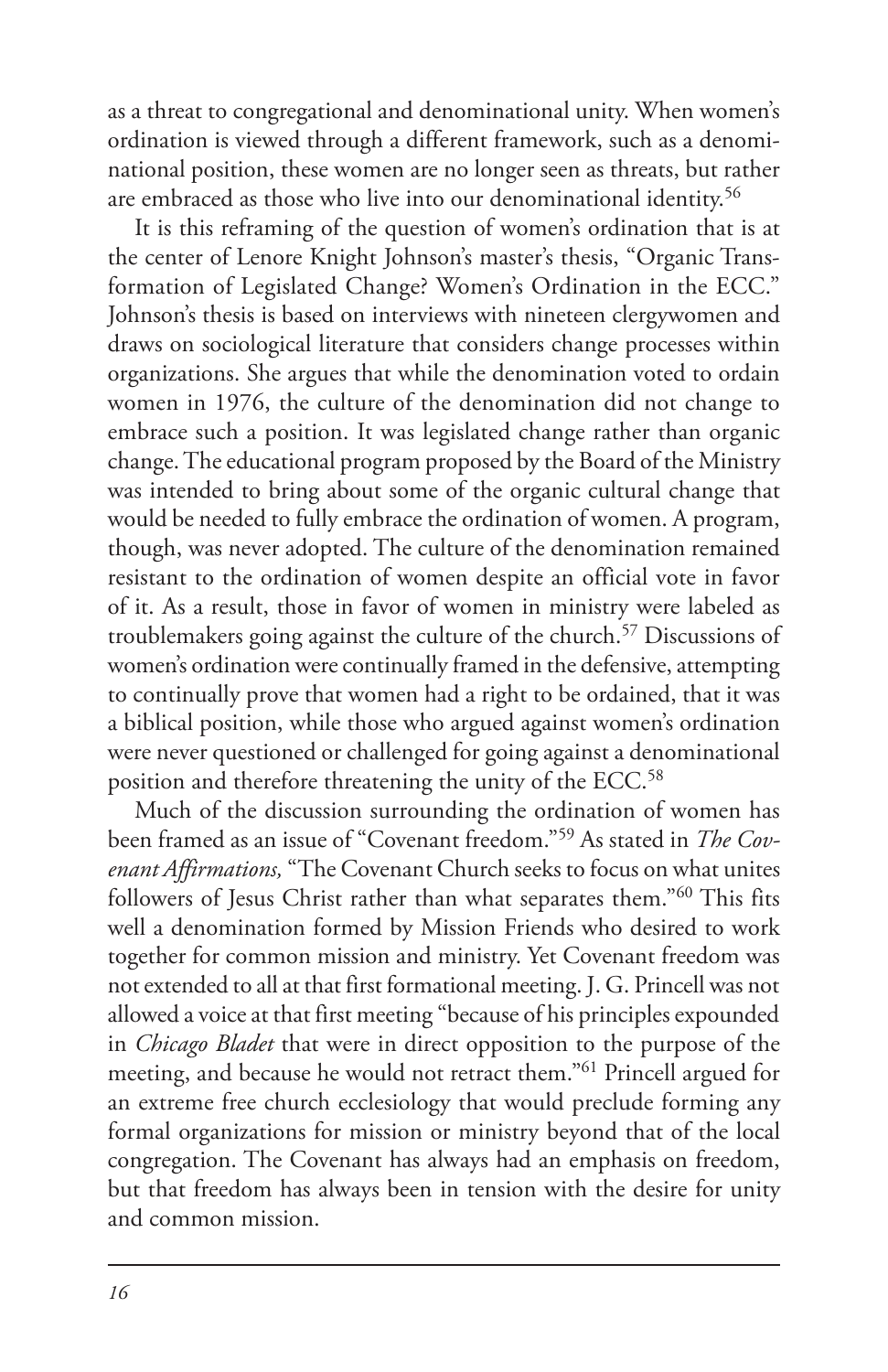as a threat to congregational and denominational unity. When women's ordination is viewed through a different framework, such as a denominational position, these women are no longer seen as threats, but rather are embraced as those who live into our denominational identity.[56]

It is this reframing of the question of women's ordination that is at the center of Lenore Knight Johnson's master's thesis, "Organic Transformation of Legislated Change? Women's Ordination in the ECC." Johnson's thesis is based on interviews with nineteen clergywomen and draws on sociological literature that considers change processes within organizations. She argues that while the denomination voted to ordain women in 1976, the culture of the denomination did not change to embrace such a position. It was legislated change rather than organic change. The educational program proposed by the Board of the Ministry was intended to bring about some of the organic cultural change that would be needed to fully embrace the ordination of women. A program, though, was never adopted. The culture of the denomination remained resistant to the ordination of women despite an official vote in favor of it. As a result, those in favor of women in ministry were labeled as troublemakers going against the culture of the church.[57] Discussions of women's ordination were continually framed in the defensive, attempting to continually prove that women had a right to be ordained, that it was a biblical position, while those who argued against women's ordination were never questioned or challenged for going against a denominational position and therefore threatening the unity of the ECC.[58]

Much of the discussion surrounding the ordination of women has been framed as an issue of "Covenant freedom."[59] As stated in *The Covenant Affirmations,* "The Covenant Church seeks to focus on what unites followers of Jesus Christ rather than what separates them."[60] This fits well a denomination formed by Mission Friends who desired to work together for common mission and ministry. Yet Covenant freedom was not extended to all at that first formational meeting. J. G. Princell was not allowed a voice at that first meeting "because of his principles expounded in *Chicago Bladet* that were in direct opposition to the purpose of the meeting, and because he would not retract them."[61] Princell argued for an extreme free church ecclesiology that would preclude forming any formal organizations for mission or ministry beyond that of the local congregation. The Covenant has always had an emphasis on freedom, but that freedom has always been in tension with the desire for unity and common mission.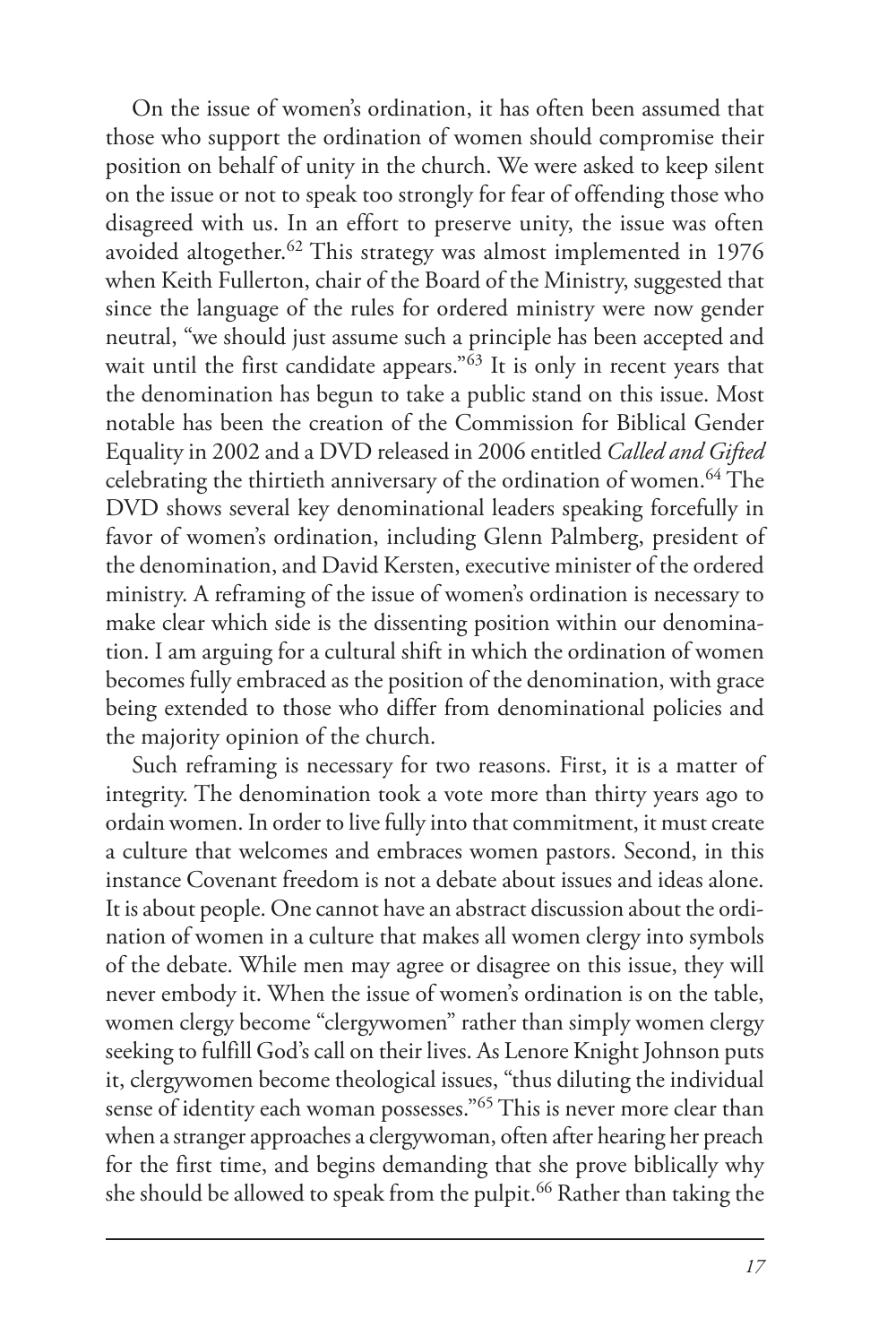On the issue of women's ordination, it has often been assumed that those who support the ordination of women should compromise their position on behalf of unity in the church. We were asked to keep silent on the issue or not to speak too strongly for fear of offending those who disagreed with us. In an effort to preserve unity, the issue was often avoided altogether.[62] This strategy was almost implemented in 1976 when Keith Fullerton, chair of the Board of the Ministry, suggested that since the language of the rules for ordered ministry were now gender neutral, "we should just assume such a principle has been accepted and wait until the first candidate appears."[63] It is only in recent years that the denomination has begun to take a public stand on this issue. Most notable has been the creation of the Commission for Biblical Gender Equality in 2002 and a DVD released in 2006 entitled *Called and Gifted* celebrating the thirtieth anniversary of the ordination of women.[64] The DVD shows several key denominational leaders speaking forcefully in favor of women's ordination, including Glenn Palmberg, president of the denomination, and David Kersten, executive minister of the ordered ministry. A reframing of the issue of women's ordination is necessary to make clear which side is the dissenting position within our denomination. I am arguing for a cultural shift in which the ordination of women becomes fully embraced as the position of the denomination, with grace being extended to those who differ from denominational policies and the majority opinion of the church.

Such reframing is necessary for two reasons. First, it is a matter of integrity. The denomination took a vote more than thirty years ago to ordain women. In order to live fully into that commitment, it must create a culture that welcomes and embraces women pastors. Second, in this instance Covenant freedom is not a debate about issues and ideas alone. It is about people. One cannot have an abstract discussion about the ordination of women in a culture that makes all women clergy into symbols of the debate. While men may agree or disagree on this issue, they will never embody it. When the issue of women's ordination is on the table, women clergy become "clergywomen" rather than simply women clergy seeking to fulfill God's call on their lives. As Lenore Knight Johnson puts it, clergywomen become theological issues, "thus diluting the individual sense of identity each woman possesses."[65] This is never more clear than when a stranger approaches a clergywoman, often after hearing her preach for the first time, and begins demanding that she prove biblically why she should be allowed to speak from the pulpit.[66] Rather than taking the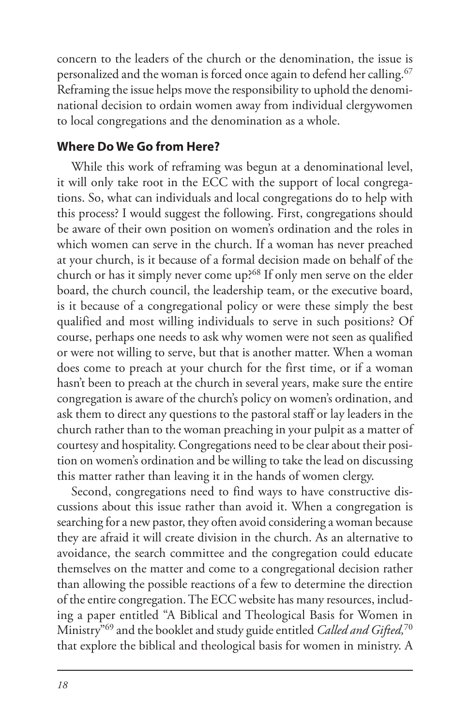concern to the leaders of the church or the denomination, the issue is personalized and the woman is forced once again to defend her calling.[67] Reframing the issue helps move the responsibility to uphold the denominational decision to ordain women away from individual clergywomen to local congregations and the denomination as a whole.

## Where Do We Go from Here?

While this work of reframing was begun at a denominational level, it will only take root in the ECC with the support of local congregations. So, what can individuals and local congregations do to help with this process? I would suggest the following. First, congregations should be aware of their own position on women's ordination and the roles in which women can serve in the church. If a woman has never preached at your church, is it because of a formal decision made on behalf of the church or has it simply never come up?[68] If only men serve on the elder board, the church council, the leadership team, or the executive board, is it because of a congregational policy or were these simply the best qualified and most willing individuals to serve in such positions? Of course, perhaps one needs to ask why women were not seen as qualified or were not willing to serve, but that is another matter. When a woman does come to preach at your church for the first time, or if a woman hasn't been to preach at the church in several years, make sure the entire congregation is aware of the church's policy on women's ordination, and ask them to direct any questions to the pastoral staff or lay leaders in the church rather than to the woman preaching in your pulpit as a matter of courtesy and hospitality. Congregations need to be clear about their position on women's ordination and be willing to take the lead on discussing this matter rather than leaving it in the hands of women clergy.

Second, congregations need to find ways to have constructive discussions about this issue rather than avoid it. When a congregation is searching for a new pastor, they often avoid considering a woman because they are afraid it will create division in the church. As an alternative to avoidance, the search committee and the congregation could educate themselves on the matter and come to a congregational decision rather than allowing the possible reactions of a few to determine the direction of the entire congregation. The ECC website has many resources, including a paper entitled "A Biblical and Theological Basis for Women in Ministry"[69] and the booklet and study guide entitled *Called and Gifted,*[70] that explore the biblical and theological basis for women in ministry. A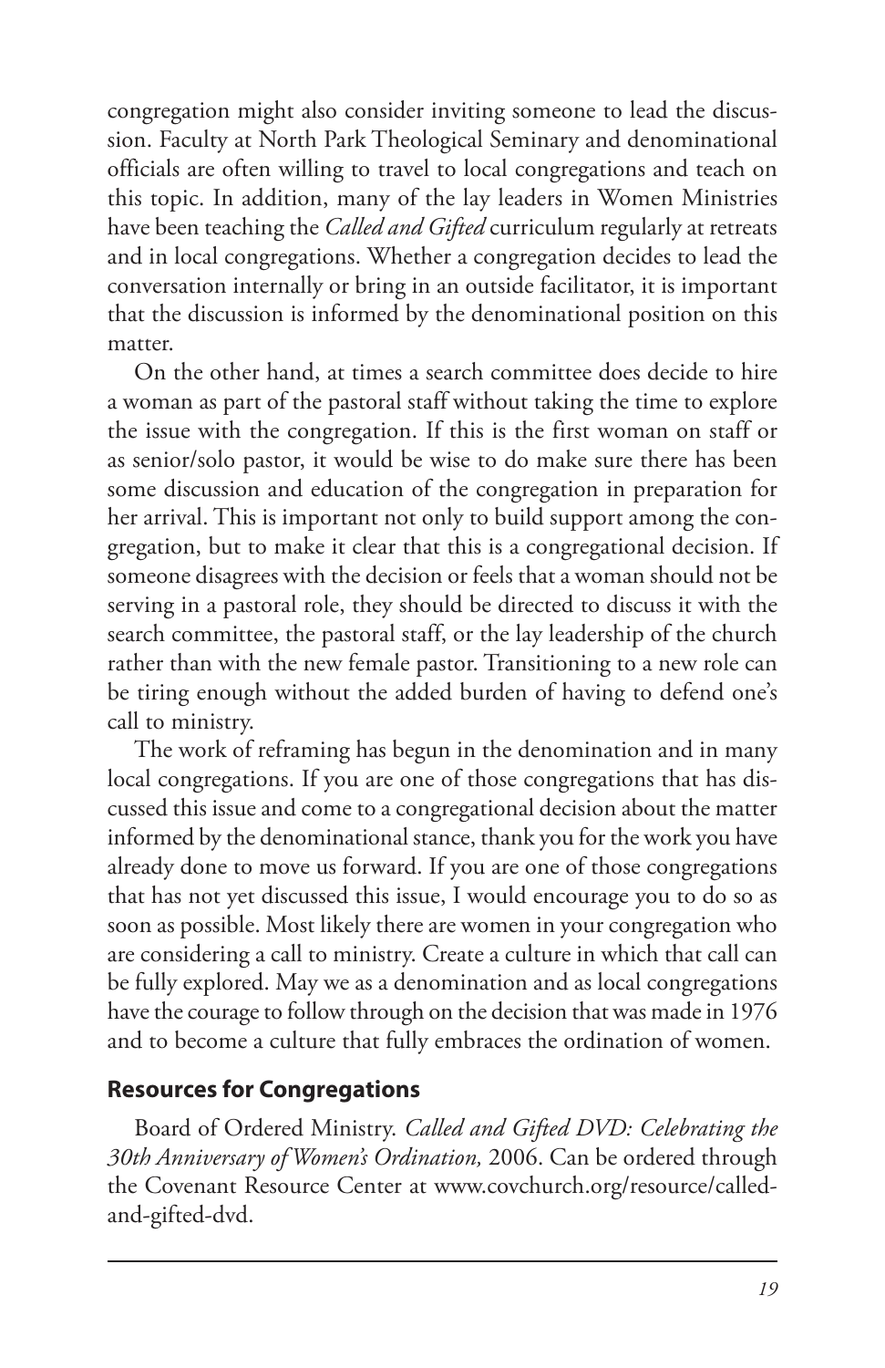congregation might also consider inviting someone to lead the discussion. Faculty at North Park Theological Seminary and denominational officials are often willing to travel to local congregations and teach on this topic. In addition, many of the lay leaders in Women Ministries have been teaching the *Called and Gifted* curriculum regularly at retreats and in local congregations. Whether a congregation decides to lead the conversation internally or bring in an outside facilitator, it is important that the discussion is informed by the denominational position on this matter.

On the other hand, at times a search committee does decide to hire a woman as part of the pastoral staff without taking the time to explore the issue with the congregation. If this is the first woman on staff or as senior/solo pastor, it would be wise to do make sure there has been some discussion and education of the congregation in preparation for her arrival. This is important not only to build support among the congregation, but to make it clear that this is a congregational decision. If someone disagrees with the decision or feels that a woman should not be serving in a pastoral role, they should be directed to discuss it with the search committee, the pastoral staff, or the lay leadership of the church rather than with the new female pastor. Transitioning to a new role can be tiring enough without the added burden of having to defend one's call to ministry.

The work of reframing has begun in the denomination and in many local congregations. If you are one of those congregations that has discussed this issue and come to a congregational decision about the matter informed by the denominational stance, thank you for the work you have already done to move us forward. If you are one of those congregations that has not yet discussed this issue, I would encourage you to do so as soon as possible. Most likely there are women in your congregation who are considering a call to ministry. Create a culture in which that call can be fully explored. May we as a denomination and as local congregations have the courage to follow through on the decision that was made in 1976 and to become a culture that fully embraces the ordination of women.

## Resources for Congregations

Board of Ordered Ministry. *Called and Gifted DVD: Celebrating the 30th Anniversary of Women's Ordination,* 2006. Can be ordered through the Covenant Resource Center at www.covchurch.org/resource/called-and-gifted-dvd.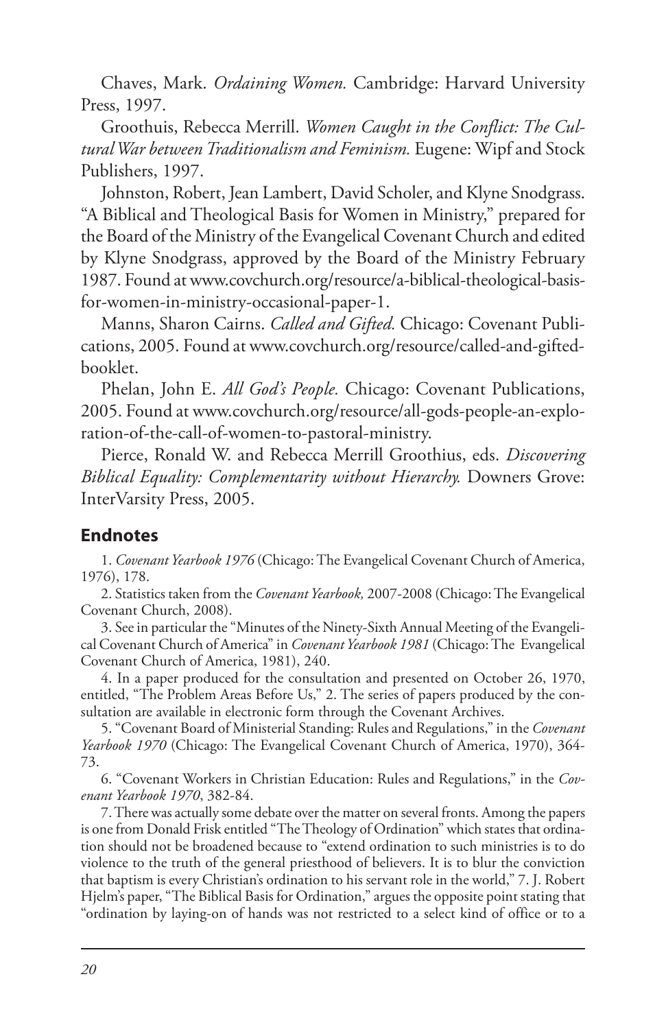Chaves, Mark. *Ordaining Women.* Cambridge: Harvard University Press, 1997.

Groothuis, Rebecca Merrill. *Women Caught in the Conflict: The Cultural War between Traditionalism and Feminism.* Eugene: Wipf and Stock Publishers, 1997.

Johnston, Robert, Jean Lambert, David Scholer, and Klyne Snodgrass. "A Biblical and Theological Basis for Women in Ministry," prepared for the Board of the Ministry of the Evangelical Covenant Church and edited by Klyne Snodgrass, approved by the Board of the Ministry February 1987. Found at www.covchurch.org/resource/a-biblical-theological-basis-for-women-in-ministry-occasional-paper-1.

Manns, Sharon Cairns. *Called and Gifted.* Chicago: Covenant Publications, 2005. Found at www.covchurch.org/resource/called-and-gifted-booklet.

Phelan, John E. *All God's People.* Chicago: Covenant Publications, 2005. Found at www.covchurch.org/resource/all-gods-people-an-exploration-of-the-call-of-women-to-pastoral-ministry.

Pierce, Ronald W. and Rebecca Merrill Groothuis, eds. *Discovering Biblical Equality: Complementarity without Hierarchy.* Downers Grove: InterVarsity Press, 2005.

## Endnotes

1. *Covenant Yearbook 1976* (Chicago: The Evangelical Covenant Church of America, 1976), 178.

2. Statistics taken from the *Covenant Yearbook,* 2007-2008 (Chicago: The Evangelical Covenant Church, 2008).

3. See in particular the "Minutes of the Ninety-Sixth Annual Meeting of the Evangelical Covenant Church of America" in *Covenant Yearbook 1981* (Chicago: The Evangelical Covenant Church of America, 1981), 240.

4. In a paper produced for the consultation and presented on October 26, 1970, entitled, "The Problem Areas Before Us," 2. The series of papers produced by the consultation are available in electronic form through the Covenant Archives.

5. "Covenant Board of Ministerial Standing: Rules and Regulations," in the *Covenant Yearbook 1970* (Chicago: The Evangelical Covenant Church of America, 1970), 364-73.

6. "Covenant Workers in Christian Education: Rules and Regulations," in the *Covenant Yearbook 1970*, 382-84.

7. There was actually some debate over the matter on several fronts. Among the papers is one from Donald Frisk entitled "The Theology of Ordination" which states that ordination should not be broadened because to "extend ordination to such ministries is to do violence to the truth of the general priesthood of believers. It is to blur the conviction that baptism is every Christian's ordination to his servant role in the world," 7. J. Robert Hjelm's paper, "The Biblical Basis for Ordination," argues the opposite point stating that "ordination by laying-on of hands was not restricted to a select kind of office or to a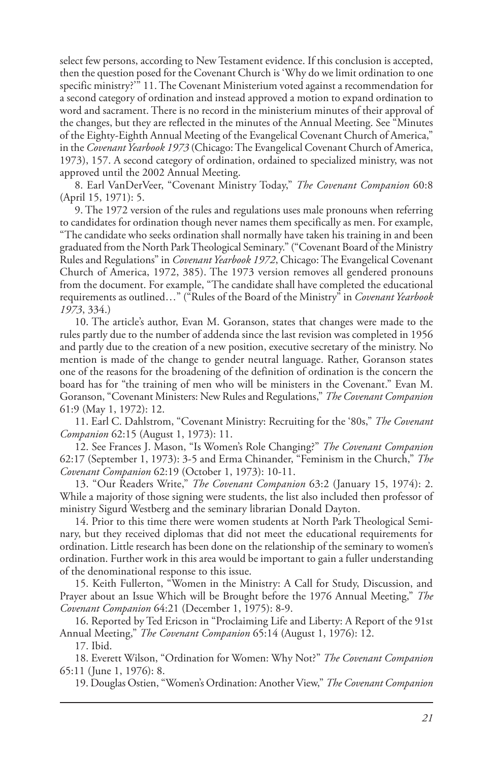select few persons, according to New Testament evidence. If this conclusion is accepted, then the question posed for the Covenant Church is 'Why do we limit ordination to one specific ministry?'" 11. The Covenant Ministerium voted against a recommendation for a second category of ordination and instead approved a motion to expand ordination to word and sacrament. There is no record in the ministerium minutes of their approval of the changes, but they are reflected in the minutes of the Annual Meeting. See "Minutes of the Eighty-Eighth Annual Meeting of the Evangelical Covenant Church of America," in the *Covenant Yearbook 1973* (Chicago: The Evangelical Covenant Church of America, 1973), 157. A second category of ordination, ordained to specialized ministry, was not approved until the 2002 Annual Meeting.

8. Earl VanDerVeer, "Covenant Ministry Today," *The Covenant Companion* 60:8 (April 15, 1971): 5.

9. The 1972 version of the rules and regulations uses male pronouns when referring to candidates for ordination though never names them specifically as men. For example, "The candidate who seeks ordination shall normally have taken his training in and been graduated from the North Park Theological Seminary." ("Covenant Board of the Ministry Rules and Regulations" in *Covenant Yearbook 1972*, Chicago: The Evangelical Covenant Church of America, 1972, 385). The 1973 version removes all gendered pronouns from the document. For example, "The candidate shall have completed the educational requirements as outlined…" ("Rules of the Board of the Ministry" in *Covenant Yearbook 1973*, 334.)

10. The article's author, Evan M. Goranson, states that changes were made to the rules partly due to the number of addenda since the last revision was completed in 1956 and partly due to the creation of a new position, executive secretary of the ministry. No mention is made of the change to gender neutral language. Rather, Goranson states one of the reasons for the broadening of the definition of ordination is the concern the board has for "the training of men who will be ministers in the Covenant." Evan M. Goranson, "Covenant Ministers: New Rules and Regulations," *The Covenant Companion* 61:9 (May 1, 1972): 12.

11. Earl C. Dahlstrom, "Covenant Ministry: Recruiting for the '80s," *The Covenant Companion* 62:15 (August 1, 1973): 11.

12. See Frances J. Mason, "Is Women's Role Changing?" *The Covenant Companion* 62:17 (September 1, 1973): 3-5 and Erma Chinander, "Feminism in the Church," *The Covenant Companion* 62:19 (October 1, 1973): 10-11.

13. "Our Readers Write," *The Covenant Companion* 63:2 (January 15, 1974): 2. While a majority of those signing were students, the list also included then professor of ministry Sigurd Westberg and the seminary librarian Donald Dayton.

14. Prior to this time there were women students at North Park Theological Seminary, but they received diplomas that did not meet the educational requirements for ordination. Little research has been done on the relationship of the seminary to women's ordination. Further work in this area would be important to gain a fuller understanding of the denominational response to this issue.

15. Keith Fullerton, "Women in the Ministry: A Call for Study, Discussion, and Prayer about an Issue Which will be Brought before the 1976 Annual Meeting," *The Covenant Companion* 64:21 (December 1, 1975): 8-9.

16. Reported by Ted Ericson in "Proclaiming Life and Liberty: A Report of the 91st Annual Meeting," *The Covenant Companion* 65:14 (August 1, 1976): 12.

17. Ibid.

18. Everett Wilson, "Ordination for Women: Why Not?" *The Covenant Companion* 65:11 (June 1, 1976): 8.

19. Douglas Ostien, "Women's Ordination: Another View," *The Covenant Companion*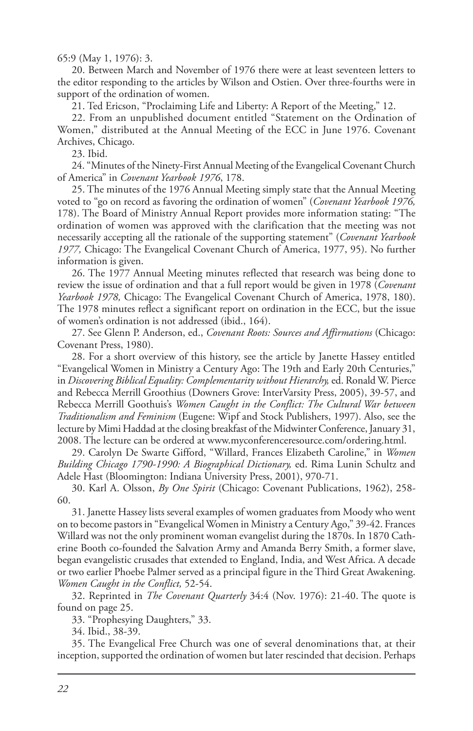65:9 (May 1, 1976): 3.

20. Between March and November of 1976 there were at least seventeen letters to the editor responding to the articles by Wilson and Ostien. Over three-fourths were in support of the ordination of women.

21. Ted Ericson, "Proclaiming Life and Liberty: A Report of the Meeting," 12.

22. From an unpublished document entitled "Statement on the Ordination of Women," distributed at the Annual Meeting of the ECC in June 1976. Covenant Archives, Chicago.

23. Ibid.

24. "Minutes of the Ninety-First Annual Meeting of the Evangelical Covenant Church of America" in *Covenant Yearbook 1976*, 178.

25. The minutes of the 1976 Annual Meeting simply state that the Annual Meeting voted to "go on record as favoring the ordination of women" (*Covenant Yearbook 1976,* 178). The Board of Ministry Annual Report provides more information stating: "The ordination of women was approved with the clarification that the meeting was not necessarily accepting all the rationale of the supporting statement" (*Covenant Yearbook 1977,* Chicago: The Evangelical Covenant Church of America, 1977, 95). No further information is given.

26. The 1977 Annual Meeting minutes reflected that research was being done to review the issue of ordination and that a full report would be given in 1978 (*Covenant Yearbook 1978,* Chicago: The Evangelical Covenant Church of America, 1978, 180). The 1978 minutes reflect a significant report on ordination in the ECC, but the issue of women's ordination is not addressed (ibid., 164).

27. See Glenn P. Anderson, ed., *Covenant Roots: Sources and Affirmations* (Chicago: Covenant Press, 1980).

28. For a short overview of this history, see the article by Janette Hassey entitled "Evangelical Women in Ministry a Century Ago: The 19th and Early 20th Centuries," in *Discovering Biblical Equality: Complementarity without Hierarchy,* ed. Ronald W. Pierce and Rebecca Merrill Groothius (Downers Grove: InterVarsity Press, 2005), 39-57, and Rebecca Merrill Goothuis's *Women Caught in the Conflict: The Cultural War between Traditionalism and Feminism* (Eugene: Wipf and Stock Publishers, 1997). Also, see the lecture by Mimi Haddad at the closing breakfast of the Midwinter Conference, January 31, 2008. The lecture can be ordered at www.myconferenceresource.com/ordering.html.

29. Carolyn De Swarte Gifford, "Willard, Frances Elizabeth Caroline," in *Women Building Chicago 1790-1990: A Biographical Dictionary,* ed. Rima Lunin Schultz and Adele Hast (Bloomington: Indiana University Press, 2001), 970-71.

30. Karl A. Olsson, *By One Spirit* (Chicago: Covenant Publications, 1962), 258-60.

31. Janette Hassey lists several examples of women graduates from Moody who went on to become pastors in "Evangelical Women in Ministry a Century Ago," 39-42. Frances Willard was not the only prominent woman evangelist during the 1870s. In 1870 Catherine Booth co-founded the Salvation Army and Amanda Berry Smith, a former slave, began evangelistic crusades that extended to England, India, and West Africa. A decade or two earlier Phoebe Palmer served as a principal figure in the Third Great Awakening. *Women Caught in the Conflict,* 52-54.

32. Reprinted in *The Covenant Quarterly* 34:4 (Nov. 1976): 21-40. The quote is found on page 25.

33. "Prophesying Daughters," 33.

34. Ibid., 38-39.

35. The Evangelical Free Church was one of several denominations that, at their inception, supported the ordination of women but later rescinded that decision. Perhaps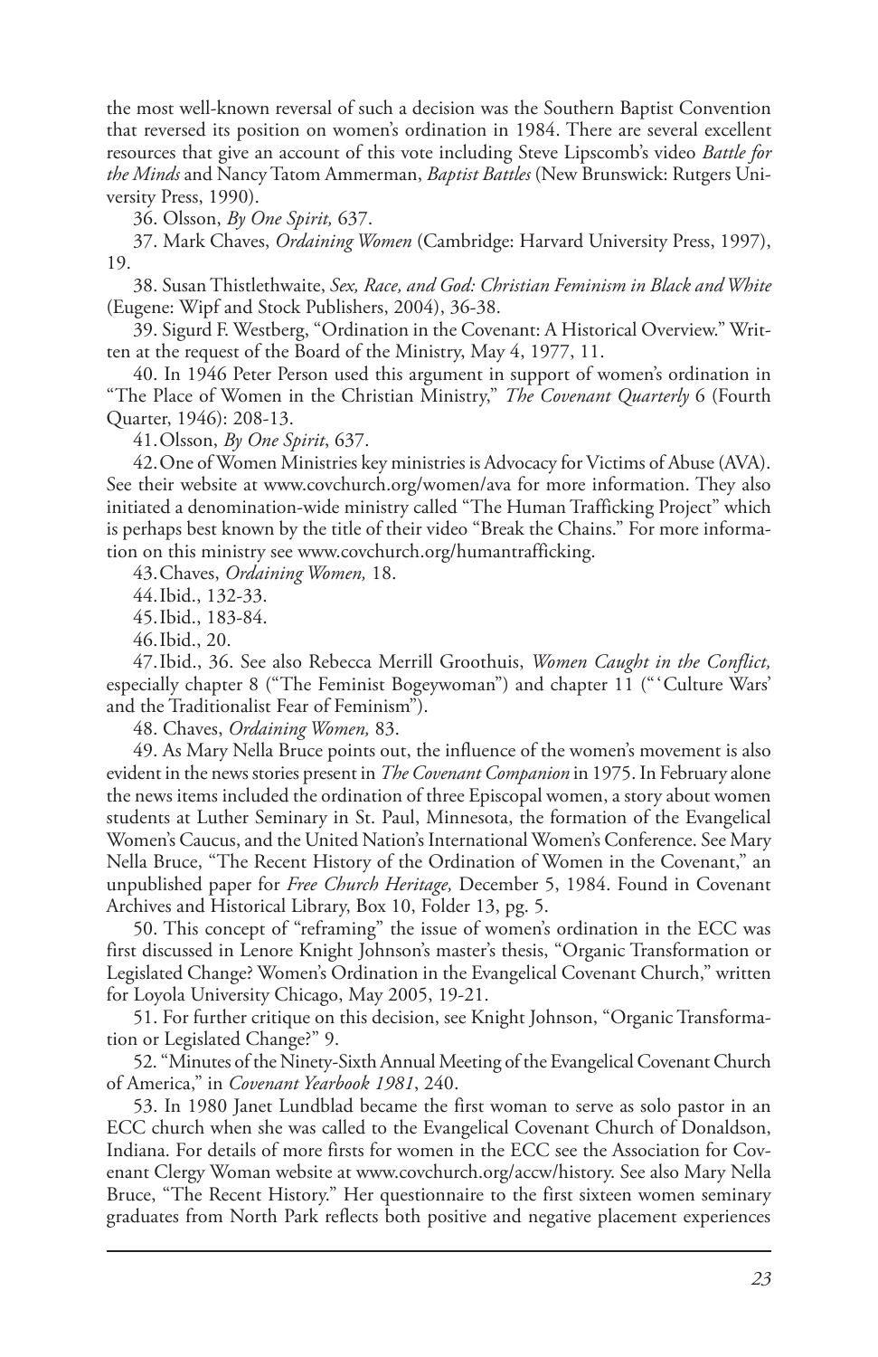the most well-known reversal of such a decision was the Southern Baptist Convention that reversed its position on women's ordination in 1984. There are several excellent resources that give an account of this vote including Steve Lipscomb's video *Battle for the Minds* and Nancy Tatom Ammerman, *Baptist Battles* (New Brunswick: Rutgers University Press, 1990).

36. Olsson, *By One Spirit,* 637.

37. Mark Chaves, *Ordaining Women* (Cambridge: Harvard University Press, 1997), 19.

38. Susan Thistlethwaite, *Sex, Race, and God: Christian Feminism in Black and White* (Eugene: Wipf and Stock Publishers, 2004), 36-38.

39. Sigurd F. Westberg, "Ordination in the Covenant: A Historical Overview." Written at the request of the Board of the Ministry, May 4, 1977, 11.

40. In 1946 Peter Person used this argument in support of women's ordination in "The Place of Women in the Christian Ministry," *The Covenant Quarterly* 6 (Fourth Quarter, 1946): 208-13.

41. Olsson, *By One Spirit*, 637.

42. One of Women Ministries key ministries is Advocacy for Victims of Abuse (AVA). See their website at www.covchurch.org/women/ava for more information. They also initiated a denomination-wide ministry called "The Human Trafficking Project" which is perhaps best known by the title of their video "Break the Chains." For more information on this ministry see www.covchurch.org/humantrafficking.

43. Chaves, *Ordaining Women,* 18.

44. Ibid., 132-33.

45. Ibid., 183-84.

46. Ibid., 20.

47. Ibid., 36. See also Rebecca Merrill Groothuis, *Women Caught in the Conflict,* especially chapter 8 ("The Feminist Bogeywoman") and chapter 11 ("'Culture Wars' and the Traditionalist Fear of Feminism").

48. Chaves, *Ordaining Women,* 83.

49. As Mary Nella Bruce points out, the influence of the women's movement is also evident in the news stories present in *The Covenant Companion* in 1975. In February alone the news items included the ordination of three Episcopal women, a story about women students at Luther Seminary in St. Paul, Minnesota, the formation of the Evangelical Women's Caucus, and the United Nation's International Women's Conference. See Mary Nella Bruce, "The Recent History of the Ordination of Women in the Covenant," an unpublished paper for *Free Church Heritage,* December 5, 1984. Found in Covenant Archives and Historical Library, Box 10, Folder 13, pg. 5.

50. This concept of "reframing" the issue of women's ordination in the ECC was first discussed in Lenore Knight Johnson's master's thesis, "Organic Transformation or Legislated Change? Women's Ordination in the Evangelical Covenant Church," written for Loyola University Chicago, May 2005, 19-21.

51. For further critique on this decision, see Knight Johnson, "Organic Transformation or Legislated Change?" 9.

52. "Minutes of the Ninety-Sixth Annual Meeting of the Evangelical Covenant Church of America," in *Covenant Yearbook 1981*, 240.

53. In 1980 Janet Lundblad became the first woman to serve as solo pastor in an ECC church when she was called to the Evangelical Covenant Church of Donaldson, Indiana. For details of more firsts for women in the ECC see the Association for Covenant Clergy Woman website at www.covchurch.org/accw/history. See also Mary Nella Bruce, "The Recent History." Her questionnaire to the first sixteen women seminary graduates from North Park reflects both positive and negative placement experiences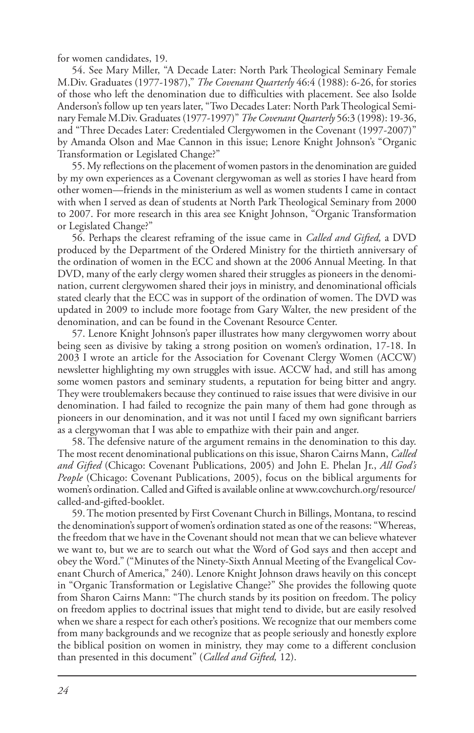for women candidates, 19.

54. See Mary Miller, "A Decade Later: North Park Theological Seminary Female M.Div. Graduates (1977-1987)," *The Covenant Quarterly* 46:4 (1988): 6-26, for stories of those who left the denomination due to difficulties with placement. See also Isolde Anderson's follow up ten years later, "Two Decades Later: North Park Theological Seminary Female M.Div. Graduates (1977-1997)" *The Covenant Quarterly* 56:3 (1998): 19-36, and "Three Decades Later: Credentialed Clergywomen in the Covenant (1997-2007)" by Amanda Olson and Mae Cannon in this issue; Lenore Knight Johnson's "Organic Transformation or Legislated Change?"

55. My reflections on the placement of women pastors in the denomination are guided by my own experiences as a Covenant clergywoman as well as stories I have heard from other women—friends in the ministerium as well as women students I came in contact with when I served as dean of students at North Park Theological Seminary from 2000 to 2007. For more research in this area see Knight Johnson, "Organic Transformation or Legislated Change?"

56. Perhaps the clearest reframing of the issue came in *Called and Gifted,* a DVD produced by the Department of the Ordered Ministry for the thirtieth anniversary of the ordination of women in the ECC and shown at the 2006 Annual Meeting. In that DVD, many of the early clergy women shared their struggles as pioneers in the denomination, current clergywomen shared their joys in ministry, and denominational officials stated clearly that the ECC was in support of the ordination of women. The DVD was updated in 2009 to include more footage from Gary Walter, the new president of the denomination, and can be found in the Covenant Resource Center.

57. Lenore Knight Johnson's paper illustrates how many clergywomen worry about being seen as divisive by taking a strong position on women's ordination, 17-18. In 2003 I wrote an article for the Association for Covenant Clergy Women (ACCW) newsletter highlighting my own struggles with issue. ACCW had, and still has among some women pastors and seminary students, a reputation for being bitter and angry. They were troublemakers because they continued to raise issues that were divisive in our denomination. I had failed to recognize the pain many of them had gone through as pioneers in our denomination, and it was not until I faced my own significant barriers as a clergywoman that I was able to empathize with their pain and anger.

58. The defensive nature of the argument remains in the denomination to this day. The most recent denominational publications on this issue, Sharon Cairns Mann, *Called and Gifted* (Chicago: Covenant Publications, 2005) and John E. Phelan Jr., *All God's People* (Chicago: Covenant Publications, 2005), focus on the biblical arguments for women's ordination. Called and Gifted is available online at www.covchurch.org/resource/called-and-gifted-booklet.

59. The motion presented by First Covenant Church in Billings, Montana, to rescind the denomination's support of women's ordination stated as one of the reasons: "Whereas, the freedom that we have in the Covenant should not mean that we can believe whatever we want to, but we are to search out what the Word of God says and then accept and obey the Word." ("Minutes of the Ninety-Sixth Annual Meeting of the Evangelical Covenant Church of America," 240). Lenore Knight Johnson draws heavily on this concept in "Organic Transformation or Legislative Change?" She provides the following quote from Sharon Cairns Mann: "The church stands by its position on freedom. The policy on freedom applies to doctrinal issues that might tend to divide, but are easily resolved when we share a respect for each other's positions. We recognize that our members come from many backgrounds and we recognize that as people seriously and honestly explore the biblical position on women in ministry, they may come to a different conclusion than presented in this document" (*Called and Gifted,* 12).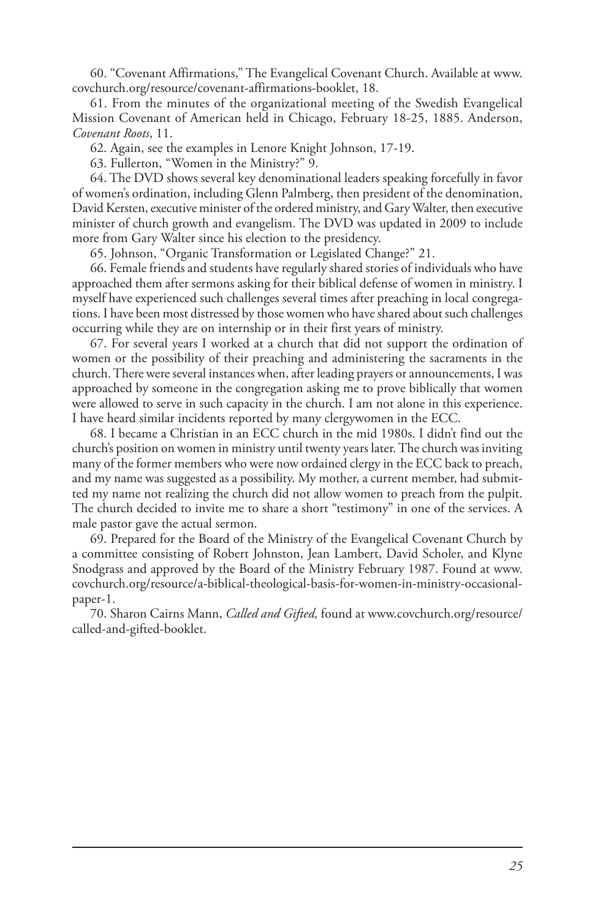60. "Covenant Affirmations," The Evangelical Covenant Church. Available at www.covchurch.org/resource/covenant-affirmations-booklet, 18.

61. From the minutes of the organizational meeting of the Swedish Evangelical Mission Covenant of American held in Chicago, February 18-25, 1885. Anderson, *Covenant Roots*, 11.

62. Again, see the examples in Lenore Knight Johnson, 17-19.

63. Fullerton, "Women in the Ministry?" 9.

64. The DVD shows several key denominational leaders speaking forcefully in favor of women's ordination, including Glenn Palmberg, then president of the denomination, David Kersten, executive minister of the ordered ministry, and Gary Walter, then executive minister of church growth and evangelism. The DVD was updated in 2009 to include more from Gary Walter since his election to the presidency.

65. Johnson, "Organic Transformation or Legislated Change?" 21.

66. Female friends and students have regularly shared stories of individuals who have approached them after sermons asking for their biblical defense of women in ministry. I myself have experienced such challenges several times after preaching in local congregations. I have been most distressed by those women who have shared about such challenges occurring while they are on internship or in their first years of ministry.

67. For several years I worked at a church that did not support the ordination of women or the possibility of their preaching and administering the sacraments in the church. There were several instances when, after leading prayers or announcements, I was approached by someone in the congregation asking me to prove biblically that women were allowed to serve in such capacity in the church. I am not alone in this experience. I have heard similar incidents reported by many clergywomen in the ECC.

68. I became a Christian in an ECC church in the mid 1980s. I didn't find out the church's position on women in ministry until twenty years later. The church was inviting many of the former members who were now ordained clergy in the ECC back to preach, and my name was suggested as a possibility. My mother, a current member, had submitted my name not realizing the church did not allow women to preach from the pulpit. The church decided to invite me to share a short "testimony" in one of the services. A male pastor gave the actual sermon.

69. Prepared for the Board of the Ministry of the Evangelical Covenant Church by a committee consisting of Robert Johnston, Jean Lambert, David Scholer, and Klyne Snodgrass and approved by the Board of the Ministry February 1987. Found at www.covchurch.org/resource/a-biblical-theological-basis-for-women-in-ministry-occasional-paper-1.

70. Sharon Cairns Mann, *Called and Gifted,* found at www.covchurch.org/resource/called-and-gifted-booklet.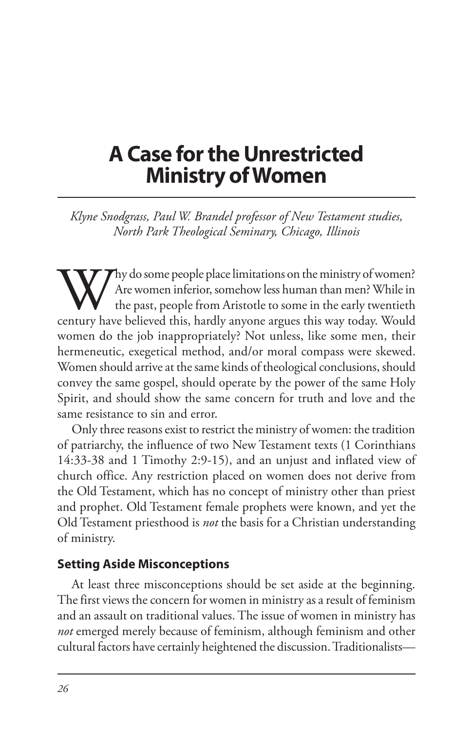# A Case for the Unrestricted Ministry of Women

*Klyne Snodgrass, Paul W. Brandel professor of New Testament studies, North Park Theological Seminary, Chicago, Illinois*

Why do some people place limitations on the ministry of women? Are women inferior, somehow less human than men? While in the past, people from Aristotle to some in the early twentieth century have believed this, hardly anyone argues this way today. Would women do the job inappropriately? Not unless, like some men, their hermeneutic, exegetical method, and/or moral compass were skewed. Women should arrive at the same kinds of theological conclusions, should convey the same gospel, should operate by the power of the same Holy Spirit, and should show the same concern for truth and love and the same resistance to sin and error.

Only three reasons exist to restrict the ministry of women: the tradition of patriarchy, the influence of two New Testament texts (1 Corinthians 14:33-38 and 1 Timothy 2:9-15), and an unjust and inflated view of church office. Any restriction placed on women does not derive from the Old Testament, which has no concept of ministry other than priest and prophet. Old Testament female prophets were known, and yet the Old Testament priesthood is *not* the basis for a Christian understanding of ministry.

### Setting Aside Misconceptions

At least three misconceptions should be set aside at the beginning. The first views the concern for women in ministry as a result of feminism and an assault on traditional values. The issue of women in ministry has *not* emerged merely because of feminism, although feminism and other cultural factors have certainly heightened the discussion. Traditionalists—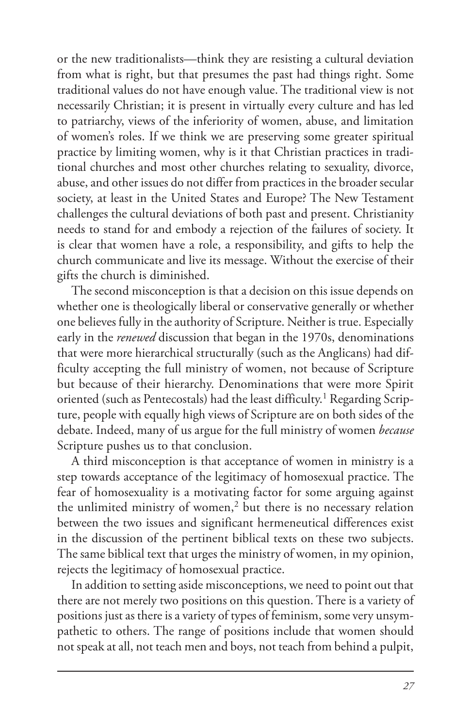or the new traditionalists—think they are resisting a cultural deviation from what is right, but that presumes the past had things right. Some traditional values do not have enough value. The traditional view is not necessarily Christian; it is present in virtually every culture and has led to patriarchy, views of the inferiority of women, abuse, and limitation of women's roles. If we think we are preserving some greater spiritual practice by limiting women, why is it that Christian practices in traditional churches and most other churches relating to sexuality, divorce, abuse, and other issues do not differ from practices in the broader secular society, at least in the United States and Europe? The New Testament challenges the cultural deviations of both past and present. Christianity needs to stand for and embody a rejection of the failures of society. It is clear that women have a role, a responsibility, and gifts to help the church communicate and live its message. Without the exercise of their gifts the church is diminished.

The second misconception is that a decision on this issue depends on whether one is theologically liberal or conservative generally or whether one believes fully in the authority of Scripture. Neither is true. Especially early in the *renewed* discussion that began in the 1970s, denominations that were more hierarchical structurally (such as the Anglicans) had difficulty accepting the full ministry of women, not because of Scripture but because of their hierarchy. Denominations that were more Spirit oriented (such as Pentecostals) had the least difficulty.[1] Regarding Scripture, people with equally high views of Scripture are on both sides of the debate. Indeed, many of us argue for the full ministry of women *because* Scripture pushes us to that conclusion.

A third misconception is that acceptance of women in ministry is a step towards acceptance of the legitimacy of homosexual practice. The fear of homosexuality is a motivating factor for some arguing against the unlimited ministry of women,[2] but there is no necessary relation between the two issues and significant hermeneutical differences exist in the discussion of the pertinent biblical texts on these two subjects. The same biblical text that urges the ministry of women, in my opinion, rejects the legitimacy of homosexual practice.

In addition to setting aside misconceptions, we need to point out that there are not merely two positions on this question. There is a variety of positions just as there is a variety of types of feminism, some very unsympathetic to others. The range of positions include that women should not speak at all, not teach men and boys, not teach from behind a pulpit,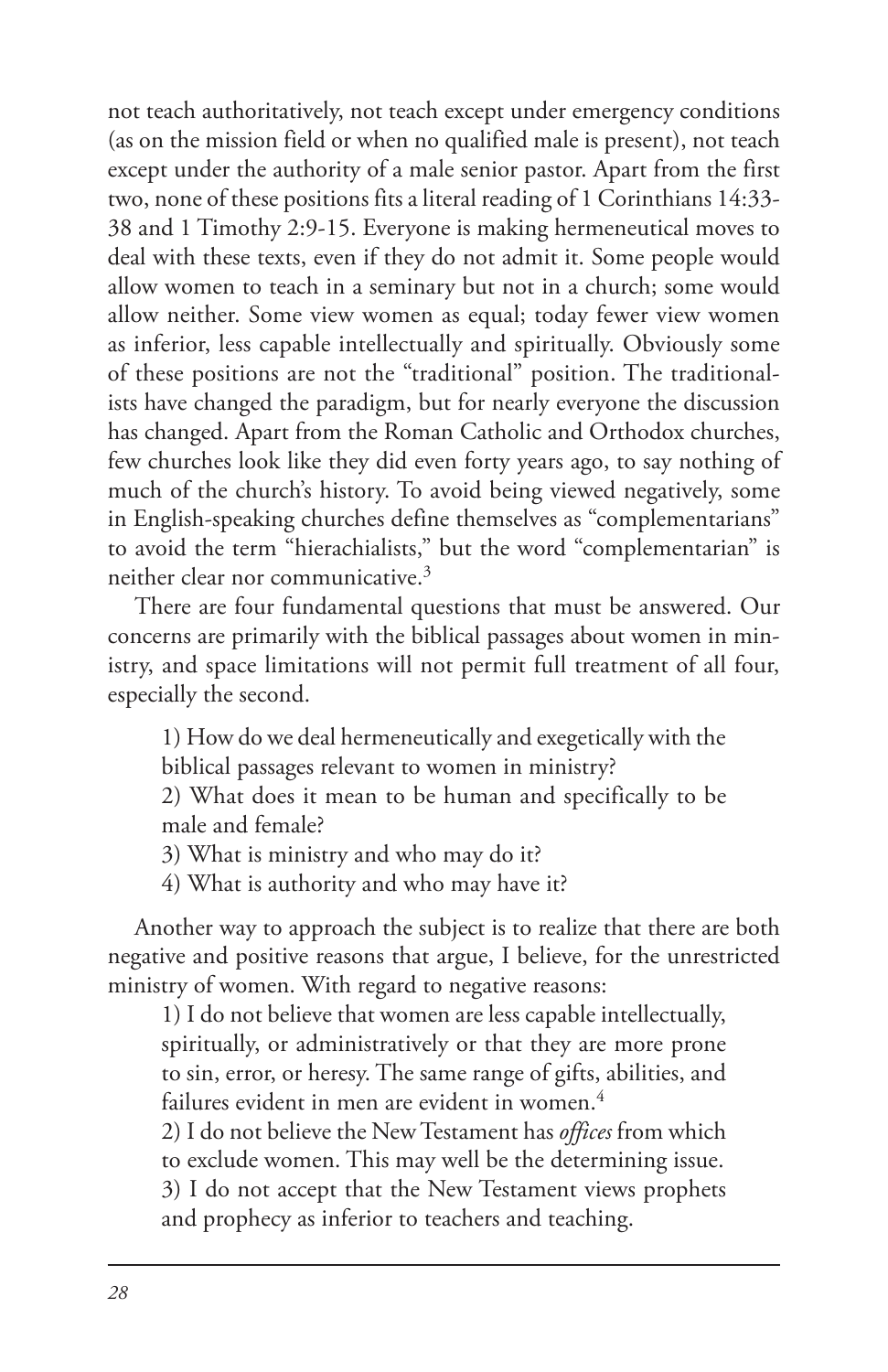not teach authoritatively, not teach except under emergency conditions (as on the mission field or when no qualified male is present), not teach except under the authority of a male senior pastor. Apart from the first two, none of these positions fits a literal reading of 1 Corinthians 14:33-38 and 1 Timothy 2:9-15. Everyone is making hermeneutical moves to deal with these texts, even if they do not admit it. Some people would allow women to teach in a seminary but not in a church; some would allow neither. Some view women as equal; today fewer view women as inferior, less capable intellectually and spiritually. Obviously some of these positions are not the "traditional" position. The traditionalists have changed the paradigm, but for nearly everyone the discussion has changed. Apart from the Roman Catholic and Orthodox churches, few churches look like they did even forty years ago, to say nothing of much of the church's history. To avoid being viewed negatively, some in English-speaking churches define themselves as "complementarians" to avoid the term "hierachialists," but the word "complementarian" is neither clear nor communicative.[3]

There are four fundamental questions that must be answered. Our concerns are primarily with the biblical passages about women in ministry, and space limitations will not permit full treatment of all four, especially the second.

1) How do we deal hermeneutically and exegetically with the biblical passages relevant to women in ministry?
2) What does it mean to be human and specifically to be male and female?
3) What is ministry and who may do it?
4) What is authority and who may have it?

Another way to approach the subject is to realize that there are both negative and positive reasons that argue, I believe, for the unrestricted ministry of women. With regard to negative reasons:

1) I do not believe that women are less capable intellectually, spiritually, or administratively or that they are more prone to sin, error, or heresy. The same range of gifts, abilities, and failures evident in men are evident in women.[4]
2) I do not believe the New Testament has *offices* from which to exclude women. This may well be the determining issue.
3) I do not accept that the New Testament views prophets and prophecy as inferior to teachers and teaching.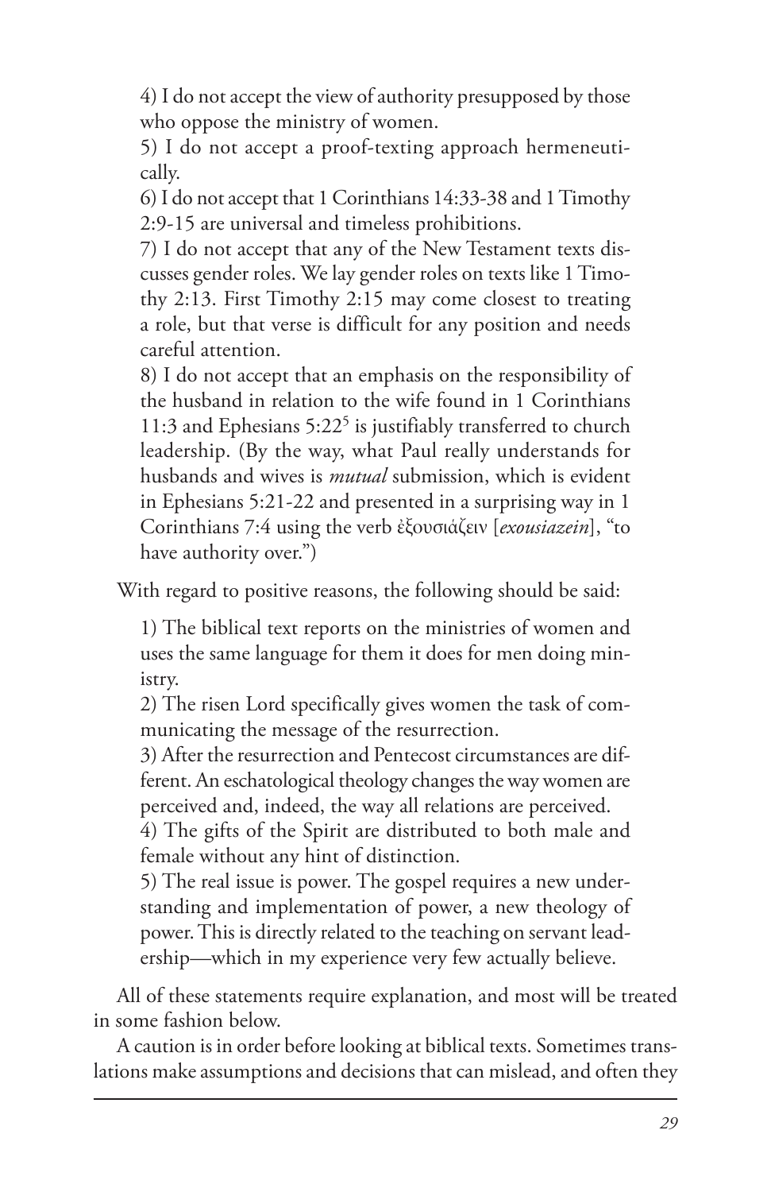4) I do not accept the view of authority presupposed by those who oppose the ministry of women.

5) I do not accept a proof-texting approach hermeneutically.

6) I do not accept that 1 Corinthians 14:33-38 and 1 Timothy 2:9-15 are universal and timeless prohibitions.

7) I do not accept that any of the New Testament texts discusses gender roles. We lay gender roles on texts like 1 Timothy 2:13. First Timothy 2:15 may come closest to treating a role, but that verse is difficult for any position and needs careful attention.

8) I do not accept that an emphasis on the responsibility of the husband in relation to the wife found in 1 Corinthians 11:3 and Ephesians 5:22[5] is justifiably transferred to church leadership. (By the way, what Paul really understands for husbands and wives is *mutual* submission, which is evident in Ephesians 5:21-22 and presented in a surprising way in 1 Corinthians 7:4 using the verb ἐξουσιάζειν [*exousiazein*], "to have authority over.")

With regard to positive reasons, the following should be said:

1) The biblical text reports on the ministries of women and uses the same language for them it does for men doing ministry.

2) The risen Lord specifically gives women the task of communicating the message of the resurrection.

3) After the resurrection and Pentecost circumstances are different. An eschatological theology changes the way women are perceived and, indeed, the way all relations are perceived.

4) The gifts of the Spirit are distributed to both male and female without any hint of distinction.

5) The real issue is power. The gospel requires a new understanding and implementation of power, a new theology of power. This is directly related to the teaching on servant leadership—which in my experience very few actually believe.

All of these statements require explanation, and most will be treated in some fashion below.

A caution is in order before looking at biblical texts. Sometimes translations make assumptions and decisions that can mislead, and often they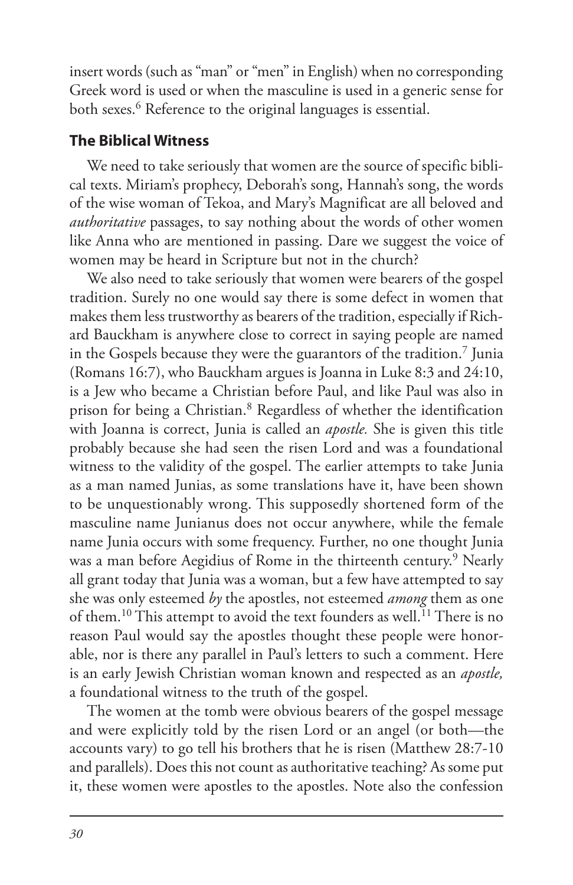insert words (such as "man" or "men" in English) when no corresponding Greek word is used or when the masculine is used in a generic sense for both sexes.[6] Reference to the original languages is essential.

## The Biblical Witness

We need to take seriously that women are the source of specific biblical texts. Miriam's prophecy, Deborah's song, Hannah's song, the words of the wise woman of Tekoa, and Mary's Magnificat are all beloved and *authoritative* passages, to say nothing about the words of other women like Anna who are mentioned in passing. Dare we suggest the voice of women may be heard in Scripture but not in the church?

We also need to take seriously that women were bearers of the gospel tradition. Surely no one would say there is some defect in women that makes them less trustworthy as bearers of the tradition, especially if Richard Bauckham is anywhere close to correct in saying people are named in the Gospels because they were the guarantors of the tradition.[7] Junia (Romans 16:7), who Bauckham argues is Joanna in Luke 8:3 and 24:10, is a Jew who became a Christian before Paul, and like Paul was also in prison for being a Christian.[8] Regardless of whether the identification with Joanna is correct, Junia is called an *apostle.* She is given this title probably because she had seen the risen Lord and was a foundational witness to the validity of the gospel. The earlier attempts to take Junia as a man named Junias, as some translations have it, have been shown to be unquestionably wrong. This supposedly shortened form of the masculine name Junianus does not occur anywhere, while the female name Junia occurs with some frequency. Further, no one thought Junia was a man before Aegidius of Rome in the thirteenth century.[9] Nearly all grant today that Junia was a woman, but a few have attempted to say she was only esteemed *by* the apostles, not esteemed *among* them as one of them.[10] This attempt to avoid the text founders as well.[11] There is no reason Paul would say the apostles thought these people were honorable, nor is there any parallel in Paul's letters to such a comment. Here is an early Jewish Christian woman known and respected as an *apostle,* a foundational witness to the truth of the gospel.

The women at the tomb were obvious bearers of the gospel message and were explicitly told by the risen Lord or an angel (or both—the accounts vary) to go tell his brothers that he is risen (Matthew 28:7-10 and parallels). Does this not count as authoritative teaching? As some put it, these women were apostles to the apostles. Note also the confession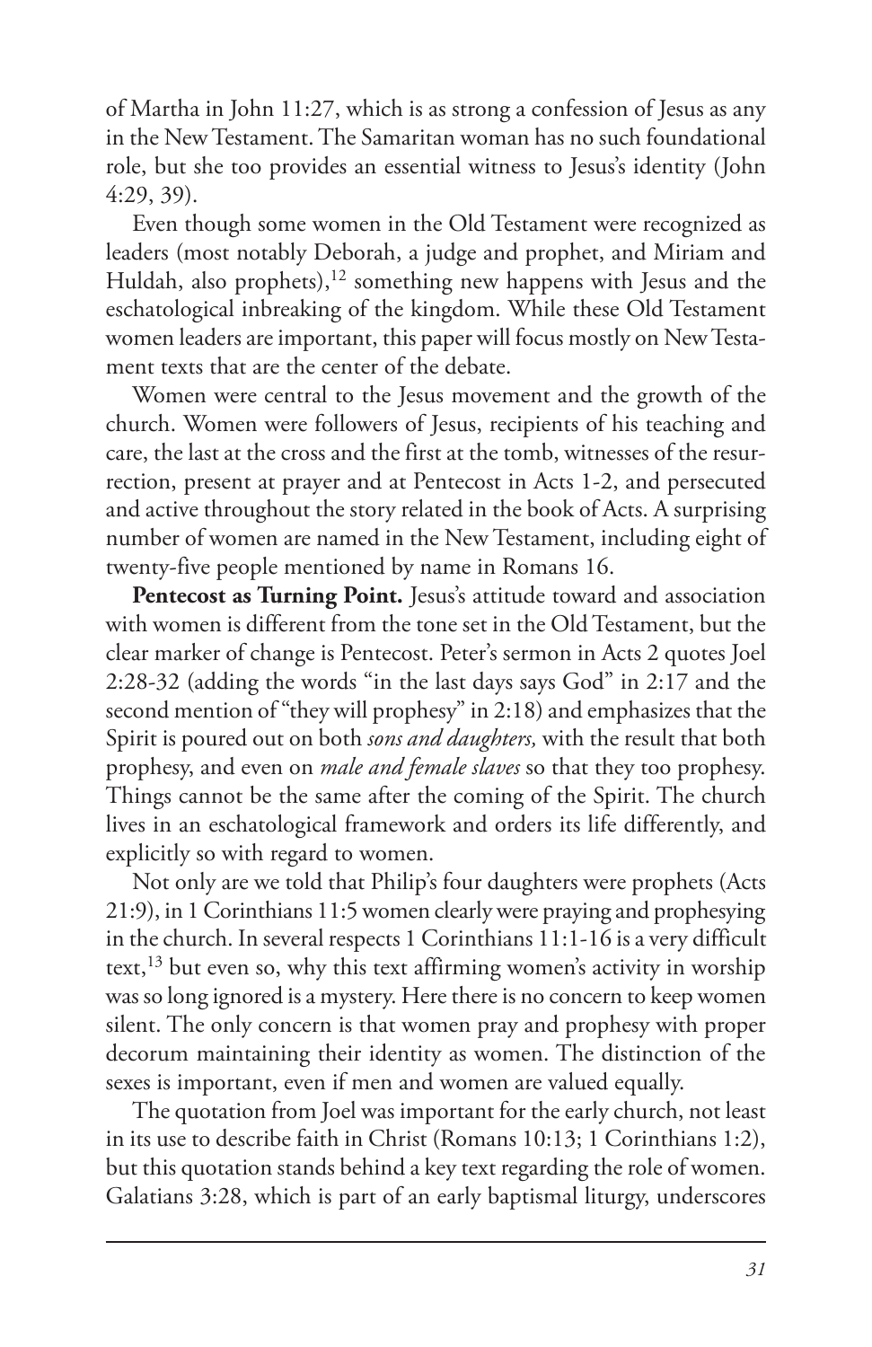of Martha in John 11:27, which is as strong a confession of Jesus as any in the New Testament. The Samaritan woman has no such foundational role, but she too provides an essential witness to Jesus's identity (John 4:29, 39).

Even though some women in the Old Testament were recognized as leaders (most notably Deborah, a judge and prophet, and Miriam and Huldah, also prophets),[12] something new happens with Jesus and the eschatological inbreaking of the kingdom. While these Old Testament women leaders are important, this paper will focus mostly on New Testament texts that are the center of the debate.

Women were central to the Jesus movement and the growth of the church. Women were followers of Jesus, recipients of his teaching and care, the last at the cross and the first at the tomb, witnesses of the resurrection, present at prayer and at Pentecost in Acts 1-2, and persecuted and active throughout the story related in the book of Acts. A surprising number of women are named in the New Testament, including eight of twenty-five people mentioned by name in Romans 16.

**Pentecost as Turning Point.** Jesus's attitude toward and association with women is different from the tone set in the Old Testament, but the clear marker of change is Pentecost. Peter's sermon in Acts 2 quotes Joel 2:28-32 (adding the words "in the last days says God" in 2:17 and the second mention of "they will prophesy" in 2:18) and emphasizes that the Spirit is poured out on both *sons and daughters,* with the result that both prophesy, and even on *male and female slaves* so that they too prophesy. Things cannot be the same after the coming of the Spirit. The church lives in an eschatological framework and orders its life differently, and explicitly so with regard to women.

Not only are we told that Philip's four daughters were prophets (Acts 21:9), in 1 Corinthians 11:5 women clearly were praying and prophesying in the church. In several respects 1 Corinthians 11:1-16 is a very difficult text,[13] but even so, why this text affirming women's activity in worship was so long ignored is a mystery. Here there is no concern to keep women silent. The only concern is that women pray and prophesy with proper decorum maintaining their identity as women. The distinction of the sexes is important, even if men and women are valued equally.

The quotation from Joel was important for the early church, not least in its use to describe faith in Christ (Romans 10:13; 1 Corinthians 1:2), but this quotation stands behind a key text regarding the role of women. Galatians 3:28, which is part of an early baptismal liturgy, underscores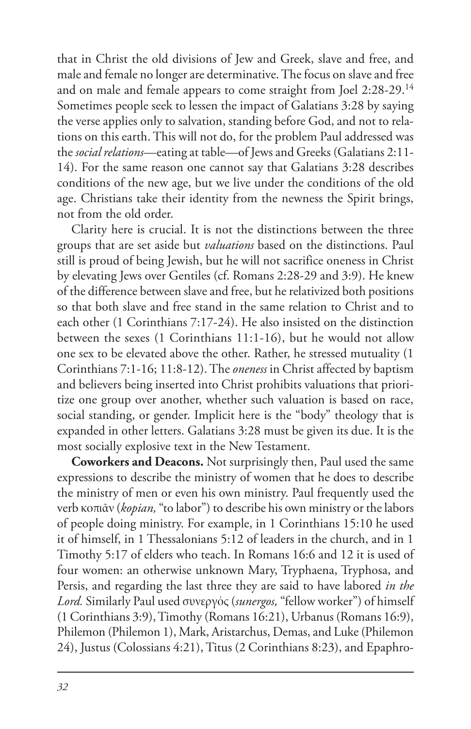that in Christ the old divisions of Jew and Greek, slave and free, and male and female no longer are determinative. The focus on slave and free and on male and female appears to come straight from Joel 2:28-29.[14] Sometimes people seek to lessen the impact of Galatians 3:28 by saying the verse applies only to salvation, standing before God, and not to relations on this earth. This will not do, for the problem Paul addressed was the *social relations*—eating at table—of Jews and Greeks (Galatians 2:11-14). For the same reason one cannot say that Galatians 3:28 describes conditions of the new age, but we live under the conditions of the old age. Christians take their identity from the newness the Spirit brings, not from the old order.

Clarity here is crucial. It is not the distinctions between the three groups that are set aside but *valuations* based on the distinctions. Paul still is proud of being Jewish, but he will not sacrifice oneness in Christ by elevating Jews over Gentiles (cf. Romans 2:28-29 and 3:9). He knew of the difference between slave and free, but he relativized both positions so that both slave and free stand in the same relation to Christ and to each other (1 Corinthians 7:17-24). He also insisted on the distinction between the sexes (1 Corinthians 11:1-16), but he would not allow one sex to be elevated above the other. Rather, he stressed mutuality (1 Corinthians 7:1-16; 11:8-12). The *oneness* in Christ affected by baptism and believers being inserted into Christ prohibits valuations that prioritize one group over another, whether such valuation is based on race, social standing, or gender. Implicit here is the "body" theology that is expanded in other letters. Galatians 3:28 must be given its due. It is the most socially explosive text in the New Testament.

**Coworkers and Deacons.** Not surprisingly then, Paul used the same expressions to describe the ministry of women that he does to describe the ministry of men or even his own ministry. Paul frequently used the verb κοπιᾶν (*kopian,* "to labor") to describe his own ministry or the labors of people doing ministry. For example, in 1 Corinthians 15:10 he used it of himself, in 1 Thessalonians 5:12 of leaders in the church, and in 1 Timothy 5:17 of elders who teach. In Romans 16:6 and 12 it is used of four women: an otherwise unknown Mary, Tryphaena, Tryphosa, and Persis, and regarding the last three they are said to have labored *in the Lord.* Similarly Paul used συνεργός (*sunergos,* "fellow worker") of himself (1 Corinthians 3:9), Timothy (Romans 16:21), Urbanus (Romans 16:9), Philemon (Philemon 1), Mark, Aristarchus, Demas, and Luke (Philemon 24), Justus (Colossians 4:21), Titus (2 Corinthians 8:23), and Epaphro-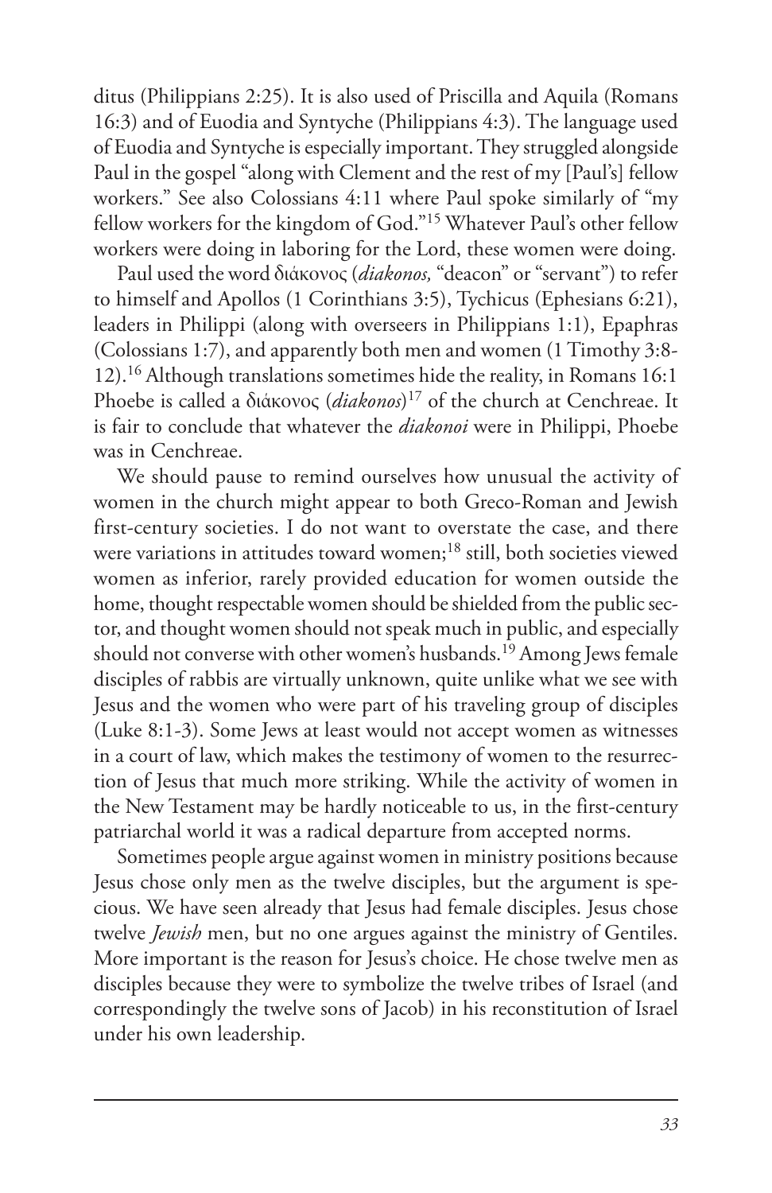ditus (Philippians 2:25). It is also used of Priscilla and Aquila (Romans 16:3) and of Euodia and Syntyche (Philippians 4:3). The language used of Euodia and Syntyche is especially important. They struggled alongside Paul in the gospel "along with Clement and the rest of my [Paul's] fellow workers." See also Colossians 4:11 where Paul spoke similarly of "my fellow workers for the kingdom of God."[15] Whatever Paul's other fellow workers were doing in laboring for the Lord, these women were doing.

Paul used the word διάκονος (*diakonos,* "deacon" or "servant") to refer to himself and Apollos (1 Corinthians 3:5), Tychicus (Ephesians 6:21), leaders in Philippi (along with overseers in Philippians 1:1), Epaphras (Colossians 1:7), and apparently both men and women (1 Timothy 3:8-12).[16] Although translations sometimes hide the reality, in Romans 16:1 Phoebe is called a διάκονος (*diakonos*)[17] of the church at Cenchreae. It is fair to conclude that whatever the *diakonoi* were in Philippi, Phoebe was in Cenchreae.

We should pause to remind ourselves how unusual the activity of women in the church might appear to both Greco-Roman and Jewish first-century societies. I do not want to overstate the case, and there were variations in attitudes toward women;[18] still, both societies viewed women as inferior, rarely provided education for women outside the home, thought respectable women should be shielded from the public sector, and thought women should not speak much in public, and especially should not converse with other women's husbands.[19] Among Jews female disciples of rabbis are virtually unknown, quite unlike what we see with Jesus and the women who were part of his traveling group of disciples (Luke 8:1-3). Some Jews at least would not accept women as witnesses in a court of law, which makes the testimony of women to the resurrection of Jesus that much more striking. While the activity of women in the New Testament may be hardly noticeable to us, in the first-century patriarchal world it was a radical departure from accepted norms.

Sometimes people argue against women in ministry positions because Jesus chose only men as the twelve disciples, but the argument is specious. We have seen already that Jesus had female disciples. Jesus chose twelve *Jewish* men, but no one argues against the ministry of Gentiles. More important is the reason for Jesus's choice. He chose twelve men as disciples because they were to symbolize the twelve tribes of Israel (and correspondingly the twelve sons of Jacob) in his reconstitution of Israel under his own leadership.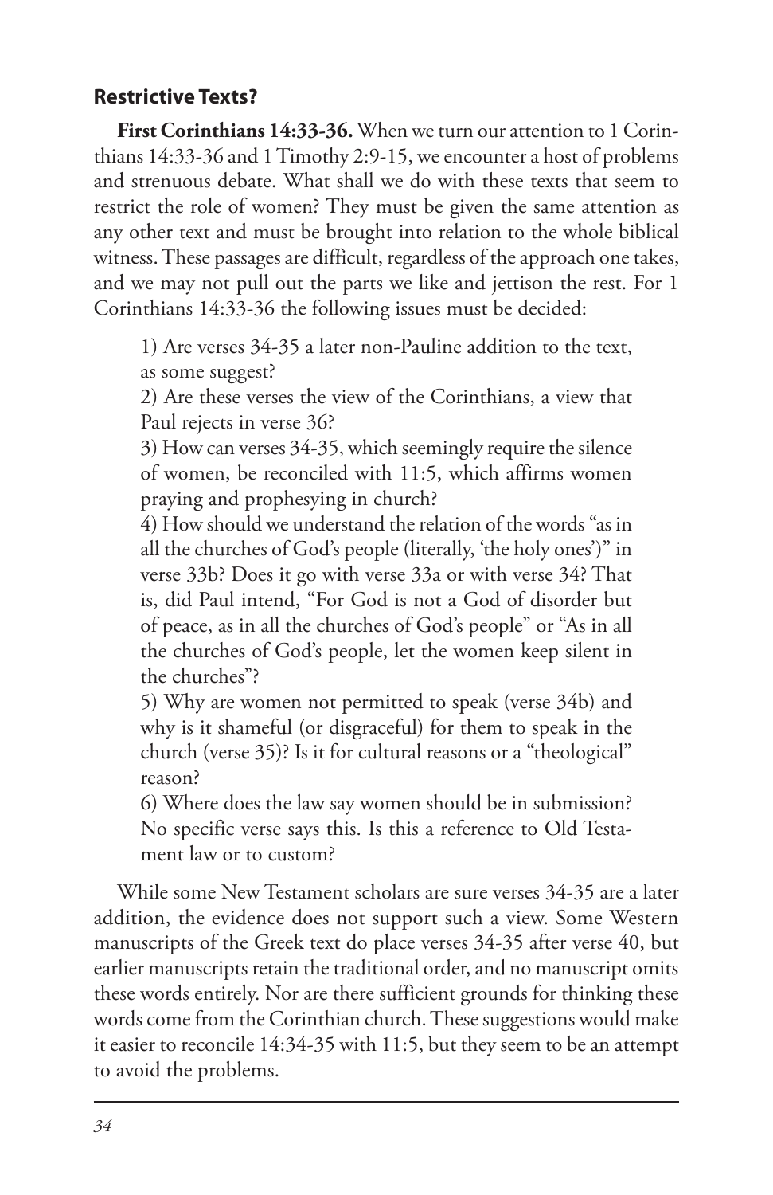### Restrictive Texts?

**First Corinthians 14:33-36.** When we turn our attention to 1 Corinthians 14:33-36 and 1 Timothy 2:9-15, we encounter a host of problems and strenuous debate. What shall we do with these texts that seem to restrict the role of women? They must be given the same attention as any other text and must be brought into relation to the whole biblical witness. These passages are difficult, regardless of the approach one takes, and we may not pull out the parts we like and jettison the rest. For 1 Corinthians 14:33-36 the following issues must be decided:

> 1) Are verses 34-35 a later non-Pauline addition to the text, as some suggest?
>
> 2) Are these verses the view of the Corinthians, a view that Paul rejects in verse 36?
>
> 3) How can verses 34-35, which seemingly require the silence of women, be reconciled with 11:5, which affirms women praying and prophesying in church?
>
> 4) How should we understand the relation of the words "as in all the churches of God's people (literally, 'the holy ones')" in verse 33b? Does it go with verse 33a or with verse 34? That is, did Paul intend, "For God is not a God of disorder but of peace, as in all the churches of God's people" or "As in all the churches of God's people, let the women keep silent in the churches"?
>
> 5) Why are women not permitted to speak (verse 34b) and why is it shameful (or disgraceful) for them to speak in the church (verse 35)? Is it for cultural reasons or a "theological" reason?
>
> 6) Where does the law say women should be in submission? No specific verse says this. Is this a reference to Old Testament law or to custom?

While some New Testament scholars are sure verses 34-35 are a later addition, the evidence does not support such a view. Some Western manuscripts of the Greek text do place verses 34-35 after verse 40, but earlier manuscripts retain the traditional order, and no manuscript omits these words entirely. Nor are there sufficient grounds for thinking these words come from the Corinthian church. These suggestions would make it easier to reconcile 14:34-35 with 11:5, but they seem to be an attempt to avoid the problems.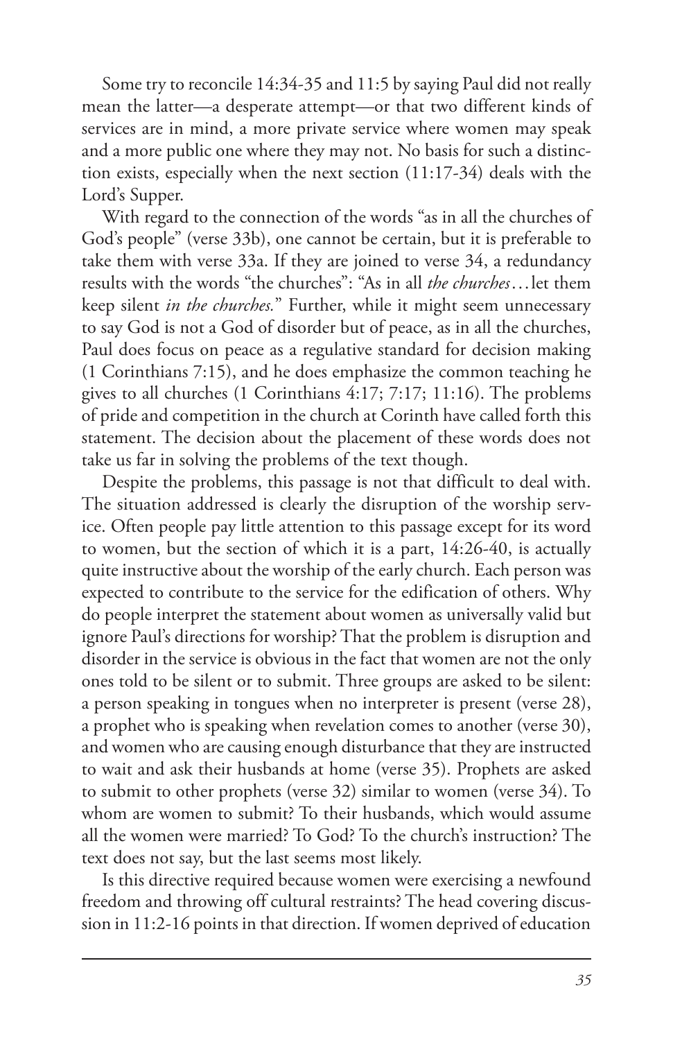Some try to reconcile 14:34-35 and 11:5 by saying Paul did not really mean the latter—a desperate attempt—or that two different kinds of services are in mind, a more private service where women may speak and a more public one where they may not. No basis for such a distinction exists, especially when the next section (11:17-34) deals with the Lord's Supper.

With regard to the connection of the words "as in all the churches of God's people" (verse 33b), one cannot be certain, but it is preferable to take them with verse 33a. If they are joined to verse 34, a redundancy results with the words "the churches": "As in all *the churches*…let them keep silent *in the churches.*" Further, while it might seem unnecessary to say God is not a God of disorder but of peace, as in all the churches, Paul does focus on peace as a regulative standard for decision making (1 Corinthians 7:15), and he does emphasize the common teaching he gives to all churches (1 Corinthians 4:17; 7:17; 11:16). The problems of pride and competition in the church at Corinth have called forth this statement. The decision about the placement of these words does not take us far in solving the problems of the text though.

Despite the problems, this passage is not that difficult to deal with. The situation addressed is clearly the disruption of the worship service. Often people pay little attention to this passage except for its word to women, but the section of which it is a part, 14:26-40, is actually quite instructive about the worship of the early church. Each person was expected to contribute to the service for the edification of others. Why do people interpret the statement about women as universally valid but ignore Paul's directions for worship? That the problem is disruption and disorder in the service is obvious in the fact that women are not the only ones told to be silent or to submit. Three groups are asked to be silent: a person speaking in tongues when no interpreter is present (verse 28), a prophet who is speaking when revelation comes to another (verse 30), and women who are causing enough disturbance that they are instructed to wait and ask their husbands at home (verse 35). Prophets are asked to submit to other prophets (verse 32) similar to women (verse 34). To whom are women to submit? To their husbands, which would assume all the women were married? To God? To the church's instruction? The text does not say, but the last seems most likely.

Is this directive required because women were exercising a newfound freedom and throwing off cultural restraints? The head covering discussion in 11:2-16 points in that direction. If women deprived of education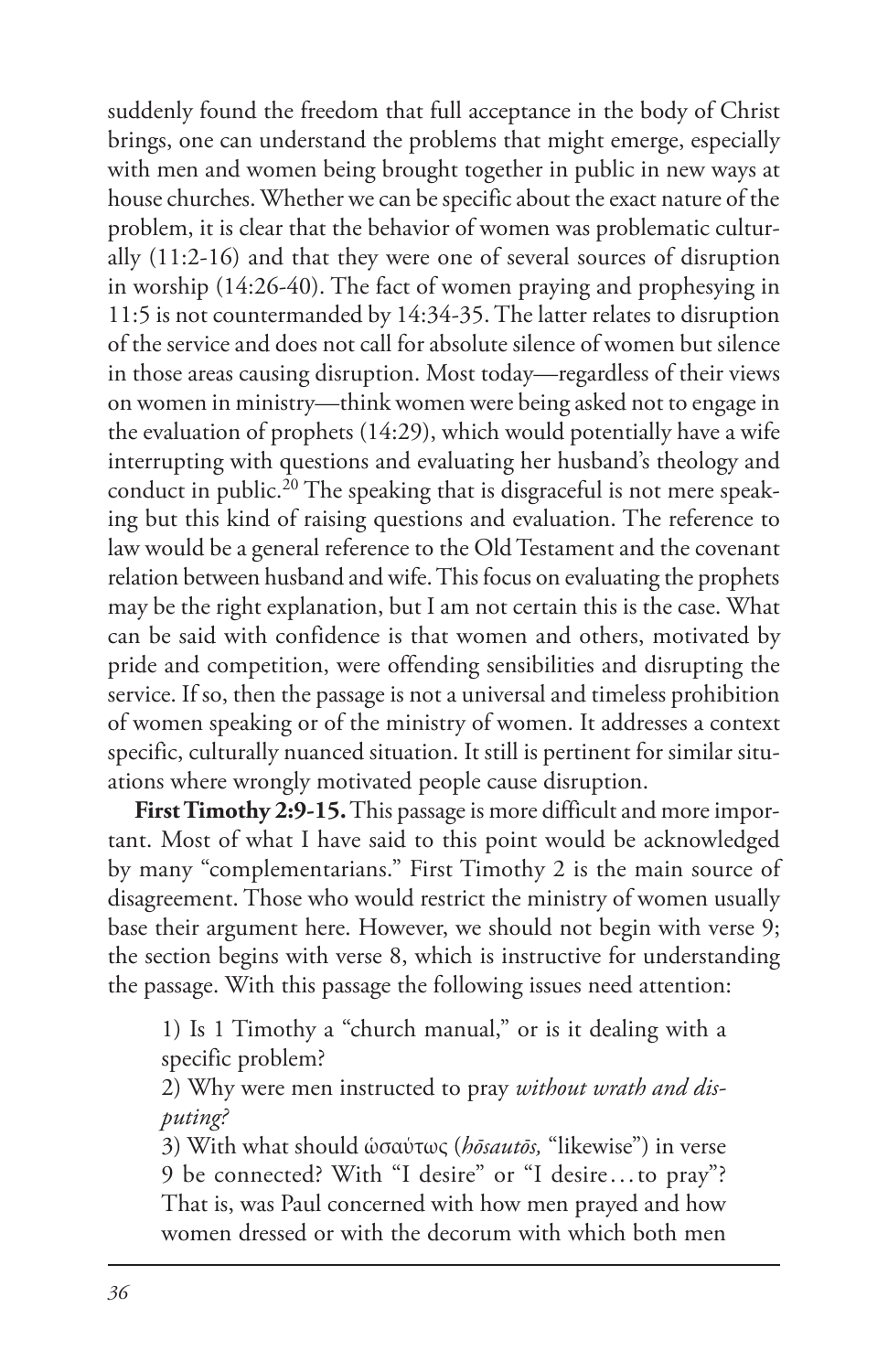suddenly found the freedom that full acceptance in the body of Christ brings, one can understand the problems that might emerge, especially with men and women being brought together in public in new ways at house churches. Whether we can be specific about the exact nature of the problem, it is clear that the behavior of women was problematic culturally (11:2-16) and that they were one of several sources of disruption in worship (14:26-40). The fact of women praying and prophesying in 11:5 is not countermanded by 14:34-35. The latter relates to disruption of the service and does not call for absolute silence of women but silence in those areas causing disruption. Most today—regardless of their views on women in ministry—think women were being asked not to engage in the evaluation of prophets (14:29), which would potentially have a wife interrupting with questions and evaluating her husband's theology and conduct in public.[20] The speaking that is disgraceful is not mere speaking but this kind of raising questions and evaluation. The reference to law would be a general reference to the Old Testament and the covenant relation between husband and wife. This focus on evaluating the prophets may be the right explanation, but I am not certain this is the case. What can be said with confidence is that women and others, motivated by pride and competition, were offending sensibilities and disrupting the service. If so, then the passage is not a universal and timeless prohibition of women speaking or of the ministry of women. It addresses a context specific, culturally nuanced situation. It still is pertinent for similar situations where wrongly motivated people cause disruption.

**First Timothy 2:9-15.** This passage is more difficult and more important. Most of what I have said to this point would be acknowledged by many "complementarians." First Timothy 2 is the main source of disagreement. Those who would restrict the ministry of women usually base their argument here. However, we should not begin with verse 9; the section begins with verse 8, which is instructive for understanding the passage. With this passage the following issues need attention:

> 1) Is 1 Timothy a "church manual," or is it dealing with a specific problem?
>
> 2) Why were men instructed to pray *without wrath and disputing?*
>
> 3) With what should ὡσαύτως (*hōsautōs,* "likewise") in verse 9 be connected? With "I desire" or "I desire . . . to pray"? That is, was Paul concerned with how men prayed and how women dressed or with the decorum with which both men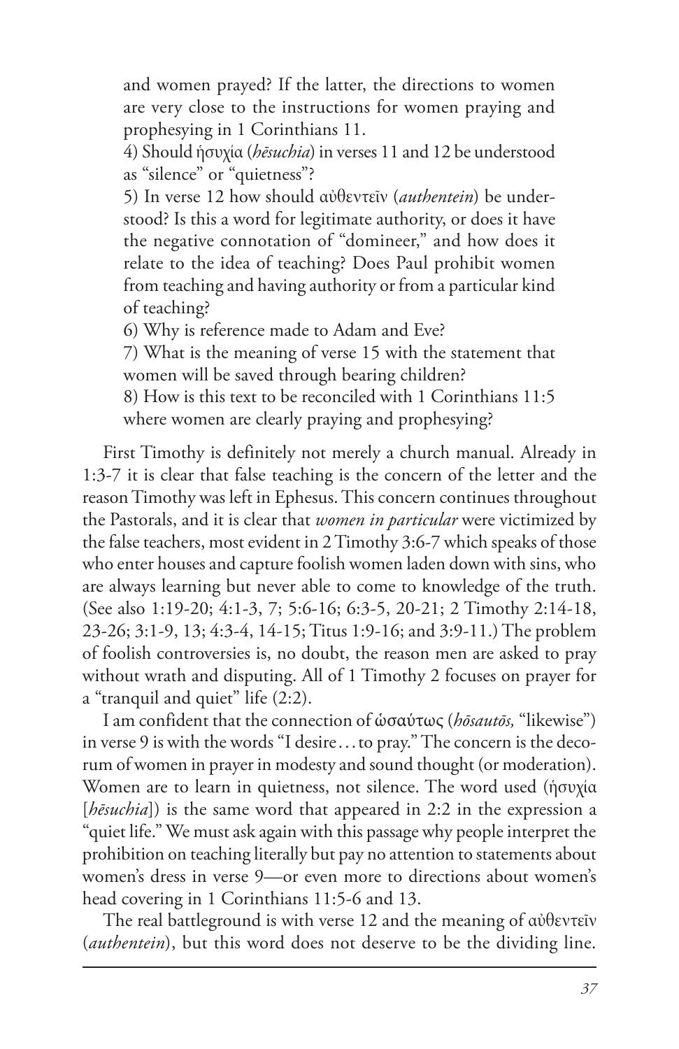and women prayed? If the latter, the directions to women are very close to the instructions for women praying and prophesying in 1 Corinthians 11.

4) Should ἡσυχία (*hēsuchia*) in verses 11 and 12 be understood as "silence" or "quietness"?

5) In verse 12 how should αὐθεντεῖν (*authentein*) be understood? Is this a word for legitimate authority, or does it have the negative connotation of "domineer," and how does it relate to the idea of teaching? Does Paul prohibit women from teaching and having authority or from a particular kind of teaching?

6) Why is reference made to Adam and Eve?

7) What is the meaning of verse 15 with the statement that women will be saved through bearing children?

8) How is this text to be reconciled with 1 Corinthians 11:5 where women are clearly praying and prophesying?

First Timothy is definitely not merely a church manual. Already in 1:3-7 it is clear that false teaching is the concern of the letter and the reason Timothy was left in Ephesus. This concern continues throughout the Pastorals, and it is clear that *women in particular* were victimized by the false teachers, most evident in 2 Timothy 3:6-7 which speaks of those who enter houses and capture foolish women laden down with sins, who are always learning but never able to come to knowledge of the truth. (See also 1:19-20; 4:1-3, 7; 5:6-16; 6:3-5, 20-21; 2 Timothy 2:14-18, 23-26; 3:1-9, 13; 4:3-4, 14-15; Titus 1:9-16; and 3:9-11.) The problem of foolish controversies is, no doubt, the reason men are asked to pray without wrath and disputing. All of 1 Timothy 2 focuses on prayer for a "tranquil and quiet" life (2:2).

I am confident that the connection of ὡσαύτως (*hōsautōs,* "likewise") in verse 9 is with the words "I desire . . . to pray." The concern is the decorum of women in prayer in modesty and sound thought (or moderation). Women are to learn in quietness, not silence. The word used (ἡσυχία [*hēsuchia*]) is the same word that appeared in 2:2 in the expression a "quiet life." We must ask again with this passage why people interpret the prohibition on teaching literally but pay no attention to statements about women's dress in verse 9—or even more to directions about women's head covering in 1 Corinthians 11:5-6 and 13.

The real battleground is with verse 12 and the meaning of αὐθεντεῖν (*authentein*), but this word does not deserve to be the dividing line.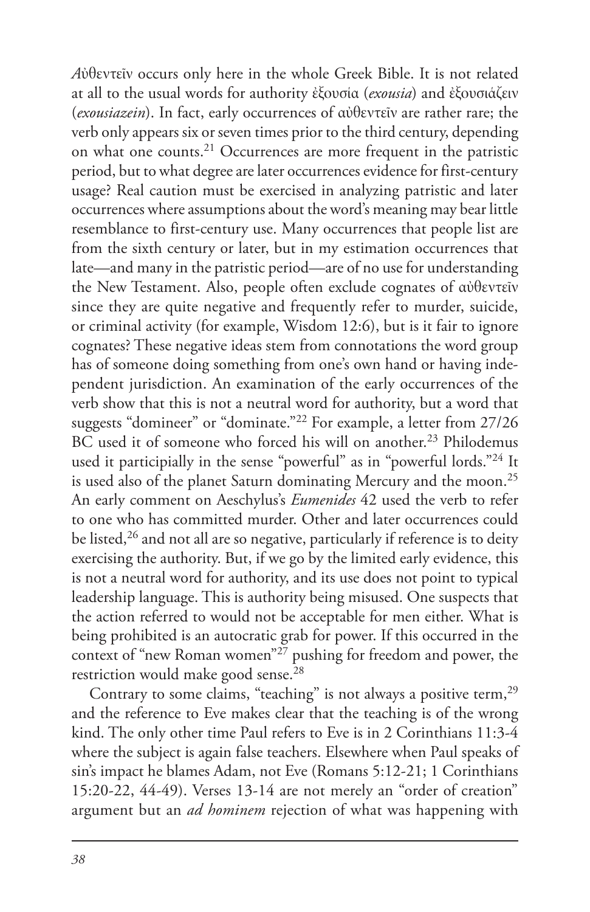*Αὐθεντεῖν* occurs only here in the whole Greek Bible. It is not related at all to the usual words for authority ἐξουσία (*exousia*) and ἐξουσιάζειν (*exousiazein*). In fact, early occurrences of αὐθεντεῖν are rather rare; the verb only appears six or seven times prior to the third century, depending on what one counts.[21] Occurrences are more frequent in the patristic period, but to what degree are later occurrences evidence for first-century usage? Real caution must be exercised in analyzing patristic and later occurrences where assumptions about the word's meaning may bear little resemblance to first-century use. Many occurrences that people list are from the sixth century or later, but in my estimation occurrences that late—and many in the patristic period—are of no use for understanding the New Testament. Also, people often exclude cognates of αὐθεντεῖν since they are quite negative and frequently refer to murder, suicide, or criminal activity (for example, Wisdom 12:6), but is it fair to ignore cognates? These negative ideas stem from connotations the word group has of someone doing something from one's own hand or having independent jurisdiction. An examination of the early occurrences of the verb show that this is not a neutral word for authority, but a word that suggests "domineer" or "dominate."[22] For example, a letter from 27/26 BC used it of someone who forced his will on another.[23] Philodemus used it participially in the sense "powerful" as in "powerful lords."[24] It is used also of the planet Saturn dominating Mercury and the moon.[25] An early comment on Aeschylus's *Eumenides* 42 used the verb to refer to one who has committed murder. Other and later occurrences could be listed,[26] and not all are so negative, particularly if reference is to deity exercising the authority. But, if we go by the limited early evidence, this is not a neutral word for authority, and its use does not point to typical leadership language. This is authority being misused. One suspects that the action referred to would not be acceptable for men either. What is being prohibited is an autocratic grab for power. If this occurred in the context of "new Roman women"[27] pushing for freedom and power, the restriction would make good sense.[28]

Contrary to some claims, "teaching" is not always a positive term,[29] and the reference to Eve makes clear that the teaching is of the wrong kind. The only other time Paul refers to Eve is in 2 Corinthians 11:3-4 where the subject is again false teachers. Elsewhere when Paul speaks of sin's impact he blames Adam, not Eve (Romans 5:12-21; 1 Corinthians 15:20-22, 44-49). Verses 13-14 are not merely an "order of creation" argument but an *ad hominem* rejection of what was happening with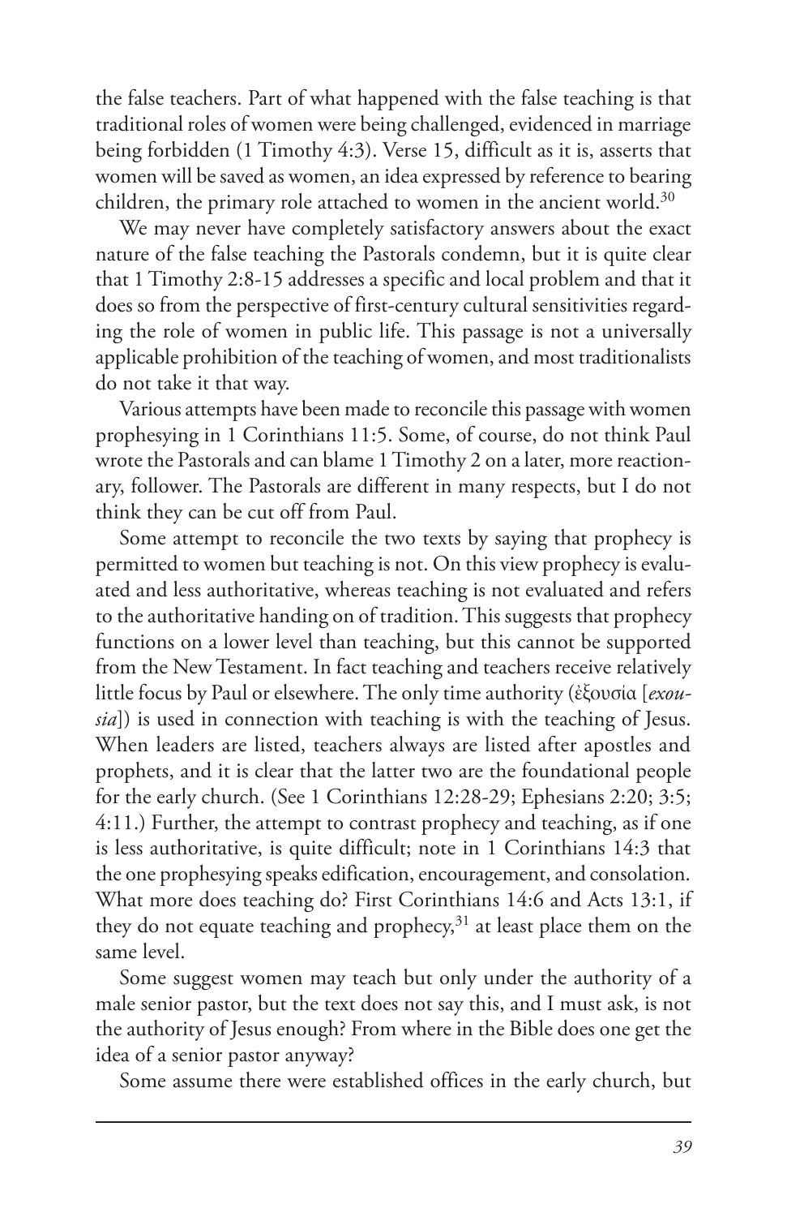the false teachers. Part of what happened with the false teaching is that traditional roles of women were being challenged, evidenced in marriage being forbidden (1 Timothy 4:3). Verse 15, difficult as it is, asserts that women will be saved as women, an idea expressed by reference to bearing children, the primary role attached to women in the ancient world.[30]

We may never have completely satisfactory answers about the exact nature of the false teaching the Pastorals condemn, but it is quite clear that 1 Timothy 2:8-15 addresses a specific and local problem and that it does so from the perspective of first-century cultural sensitivities regarding the role of women in public life. This passage is not a universally applicable prohibition of the teaching of women, and most traditionalists do not take it that way.

Various attempts have been made to reconcile this passage with women prophesying in 1 Corinthians 11:5. Some, of course, do not think Paul wrote the Pastorals and can blame 1 Timothy 2 on a later, more reactionary, follower. The Pastorals are different in many respects, but I do not think they can be cut off from Paul.

Some attempt to reconcile the two texts by saying that prophecy is permitted to women but teaching is not. On this view prophecy is evaluated and less authoritative, whereas teaching is not evaluated and refers to the authoritative handing on of tradition. This suggests that prophecy functions on a lower level than teaching, but this cannot be supported from the New Testament. In fact teaching and teachers receive relatively little focus by Paul or elsewhere. The only time authority (ἐξουσία [*exousia*]) is used in connection with teaching is with the teaching of Jesus. When leaders are listed, teachers always are listed after apostles and prophets, and it is clear that the latter two are the foundational people for the early church. (See 1 Corinthians 12:28-29; Ephesians 2:20; 3:5; 4:11.) Further, the attempt to contrast prophecy and teaching, as if one is less authoritative, is quite difficult; note in 1 Corinthians 14:3 that the one prophesying speaks edification, encouragement, and consolation. What more does teaching do? First Corinthians 14:6 and Acts 13:1, if they do not equate teaching and prophecy,[31] at least place them on the same level.

Some suggest women may teach but only under the authority of a male senior pastor, but the text does not say this, and I must ask, is not the authority of Jesus enough? From where in the Bible does one get the idea of a senior pastor anyway?

Some assume there were established offices in the early church, but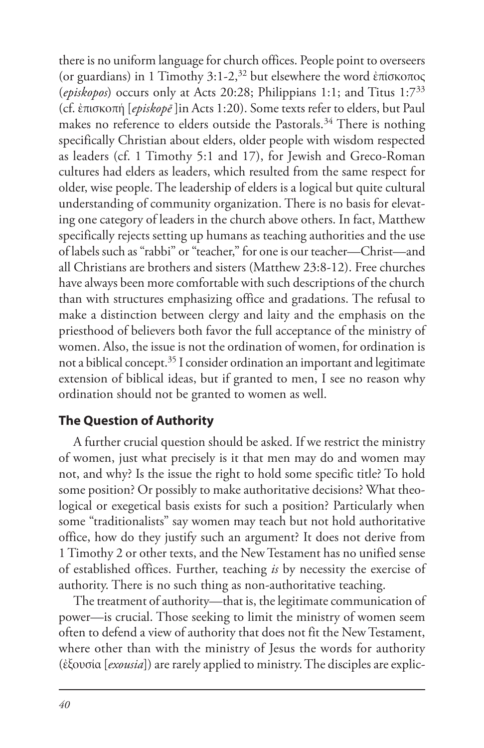there is no uniform language for church offices. People point to overseers (or guardians) in 1 Timothy 3:1-2,[32] but elsewhere the word ἐπίσκοπος (*episkopos*) occurs only at Acts 20:28; Philippians 1:1; and Titus 1:7[33] (cf. ἐπισκοπή [*episkopē* ]in Acts 1:20). Some texts refer to elders, but Paul makes no reference to elders outside the Pastorals.[34] There is nothing specifically Christian about elders, older people with wisdom respected as leaders (cf. 1 Timothy 5:1 and 17), for Jewish and Greco-Roman cultures had elders as leaders, which resulted from the same respect for older, wise people. The leadership of elders is a logical but quite cultural understanding of community organization. There is no basis for elevating one category of leaders in the church above others. In fact, Matthew specifically rejects setting up humans as teaching authorities and the use of labels such as "rabbi" or "teacher," for one is our teacher—Christ—and all Christians are brothers and sisters (Matthew 23:8-12). Free churches have always been more comfortable with such descriptions of the church than with structures emphasizing office and gradations. The refusal to make a distinction between clergy and laity and the emphasis on the priesthood of believers both favor the full acceptance of the ministry of women. Also, the issue is not the ordination of women, for ordination is not a biblical concept.[35] I consider ordination an important and legitimate extension of biblical ideas, but if granted to men, I see no reason why ordination should not be granted to women as well.

## The Question of Authority

A further crucial question should be asked. If we restrict the ministry of women, just what precisely is it that men may do and women may not, and why? Is the issue the right to hold some specific title? To hold some position? Or possibly to make authoritative decisions? What theological or exegetical basis exists for such a position? Particularly when some "traditionalists" say women may teach but not hold authoritative office, how do they justify such an argument? It does not derive from 1 Timothy 2 or other texts, and the New Testament has no unified sense of established offices. Further, teaching *is* by necessity the exercise of authority. There is no such thing as non-authoritative teaching.

The treatment of authority—that is, the legitimate communication of power—is crucial. Those seeking to limit the ministry of women seem often to defend a view of authority that does not fit the New Testament, where other than with the ministry of Jesus the words for authority (ἐξουσία [*exousia*]) are rarely applied to ministry. The disciples are explic-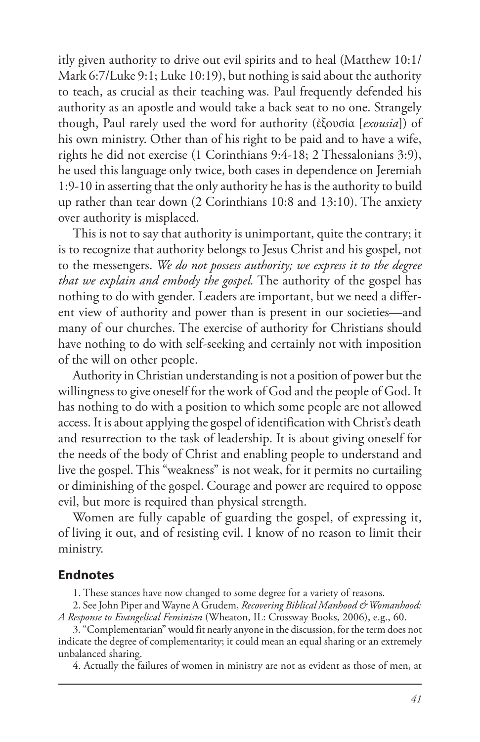itly given authority to drive out evil spirits and to heal (Matthew 10:1/ Mark 6:7/Luke 9:1; Luke 10:19), but nothing is said about the authority to teach, as crucial as their teaching was. Paul frequently defended his authority as an apostle and would take a back seat to no one. Strangely though, Paul rarely used the word for authority (ἐξουσία [*exousia*]) of his own ministry. Other than of his right to be paid and to have a wife, rights he did not exercise (1 Corinthians 9:4-18; 2 Thessalonians 3:9), he used this language only twice, both cases in dependence on Jeremiah 1:9-10 in asserting that the only authority he has is the authority to build up rather than tear down (2 Corinthians 10:8 and 13:10). The anxiety over authority is misplaced.

This is not to say that authority is unimportant, quite the contrary; it is to recognize that authority belongs to Jesus Christ and his gospel, not to the messengers. *We do not possess authority; we express it to the degree that we explain and embody the gospel.* The authority of the gospel has nothing to do with gender. Leaders are important, but we need a different view of authority and power than is present in our societies—and many of our churches. The exercise of authority for Christians should have nothing to do with self-seeking and certainly not with imposition of the will on other people.

Authority in Christian understanding is not a position of power but the willingness to give oneself for the work of God and the people of God. It has nothing to do with a position to which some people are not allowed access. It is about applying the gospel of identification with Christ's death and resurrection to the task of leadership. It is about giving oneself for the needs of the body of Christ and enabling people to understand and live the gospel. This "weakness" is not weak, for it permits no curtailing or diminishing of the gospel. Courage and power are required to oppose evil, but more is required than physical strength.

Women are fully capable of guarding the gospel, of expressing it, of living it out, and of resisting evil. I know of no reason to limit their ministry.

## Endnotes

1. These stances have now changed to some degree for a variety of reasons.

2. See John Piper and Wayne A Grudem, *Recovering Biblical Manhood & Womanhood: A Response to Evangelical Feminism* (Wheaton, IL: Crossway Books, 2006), e.g., 60.

3. "Complementarian" would fit nearly anyone in the discussion, for the term does not indicate the degree of complementarity; it could mean an equal sharing or an extremely unbalanced sharing.

4. Actually the failures of women in ministry are not as evident as those of men, at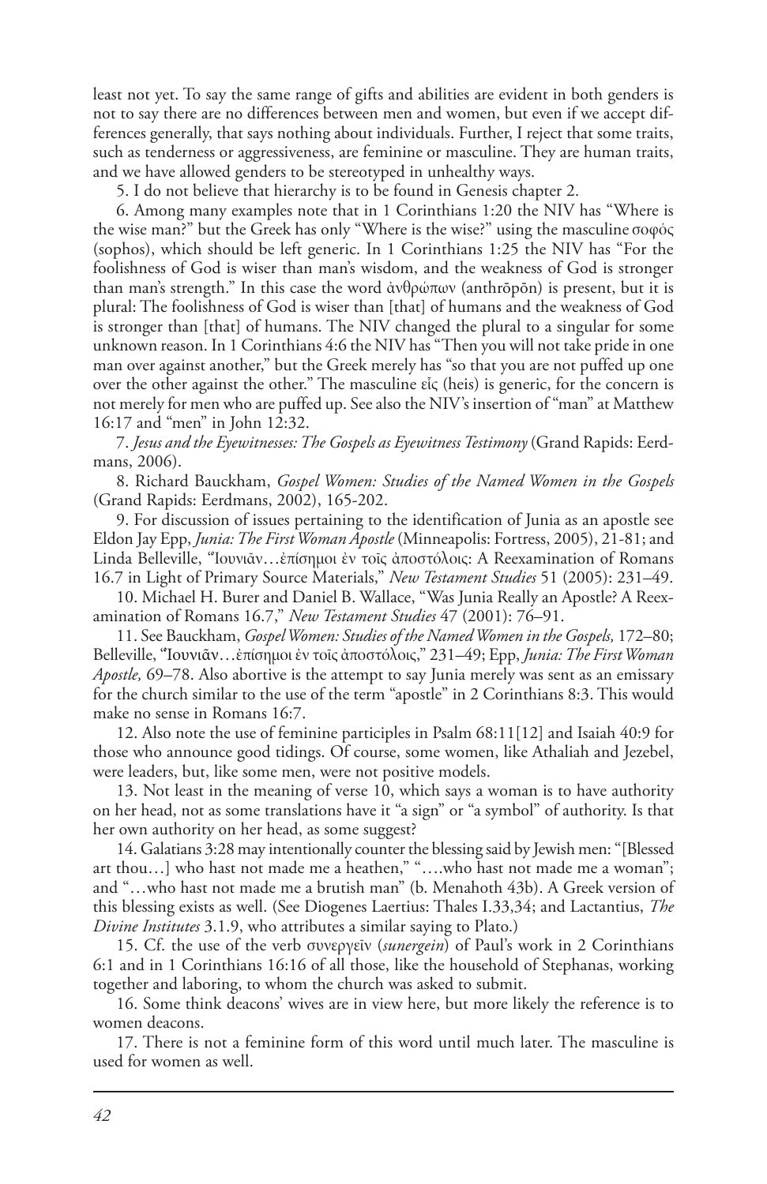least not yet. To say the same range of gifts and abilities are evident in both genders is not to say there are no differences between men and women, but even if we accept differences generally, that says nothing about individuals. Further, I reject that some traits, such as tenderness or aggressiveness, are feminine or masculine. They are human traits, and we have allowed genders to be stereotyped in unhealthy ways.

5. I do not believe that hierarchy is to be found in Genesis chapter 2.

6. Among many examples note that in 1 Corinthians 1:20 the NIV has "Where is the wise man?" but the Greek has only "Where is the wise?" using the masculine σοφὸς (sophos), which should be left generic. In 1 Corinthians 1:25 the NIV has "For the foolishness of God is wiser than man's wisdom, and the weakness of God is stronger than man's strength." In this case the word ἀνθρώπων (anthrōpōn) is present, but it is plural: The foolishness of God is wiser than [that] of humans and the weakness of God is stronger than [that] of humans. The NIV changed the plural to a singular for some unknown reason. In 1 Corinthians 4:6 the NIV has "Then you will not take pride in one man over against another," but the Greek merely has "so that you are not puffed up one over the other against the other." The masculine εἷς (heis) is generic, for the concern is not merely for men who are puffed up. See also the NIV's insertion of "man" at Matthew 16:17 and "men" in John 12:32.

7. *Jesus and the Eyewitnesses: The Gospels as Eyewitness Testimony* (Grand Rapids: Eerdmans, 2006).

8. Richard Bauckham, *Gospel Women: Studies of the Named Women in the Gospels* (Grand Rapids: Eerdmans, 2002), 165-202.

9. For discussion of issues pertaining to the identification of Junia as an apostle see Eldon Jay Epp, *Junia: The First Woman Apostle* (Minneapolis: Fortress, 2005), 21-81; and Linda Belleville, "Ἰουνιᾶν…ἐπίσημοι ἐν τοῖς ἀποστόλοις: A Reexamination of Romans 16.7 in Light of Primary Source Materials," *New Testament Studies* 51 (2005): 231–49.

10. Michael H. Burer and Daniel B. Wallace, "Was Junia Really an Apostle? A Reexamination of Romans 16.7," *New Testament Studies* 47 (2001): 76–91.

11. See Bauckham, *Gospel Women: Studies of the Named Women in the Gospels,* 172–80; Belleville, "Ἰουνιᾶν…ἐπίσημοι ἐν τοῖς ἀποστόλοις," 231–49; Epp, *Junia: The First Woman Apostle,* 69–78. Also abortive is the attempt to say Junia merely was sent as an emissary for the church similar to the use of the term "apostle" in 2 Corinthians 8:3. This would make no sense in Romans 16:7.

12. Also note the use of feminine participles in Psalm 68:11[12] and Isaiah 40:9 for those who announce good tidings. Of course, some women, like Athaliah and Jezebel, were leaders, but, like some men, were not positive models.

13. Not least in the meaning of verse 10, which says a woman is to have authority on her head, not as some translations have it "a sign" or "a symbol" of authority. Is that her own authority on her head, as some suggest?

14. Galatians 3:28 may intentionally counter the blessing said by Jewish men: "[Blessed art thou…] who hast not made me a heathen," "….who hast not made me a woman"; and "…who hast not made me a brutish man" (b. Menahoth 43b). A Greek version of this blessing exists as well. (See Diogenes Laertius: Thales I.33,34; and Lactantius, *The Divine Institutes* 3.1.9, who attributes a similar saying to Plato.)

15. Cf. the use of the verb συνεργεῖν (*sunergein*) of Paul's work in 2 Corinthians 6:1 and in 1 Corinthians 16:16 of all those, like the household of Stephanas, working together and laboring, to whom the church was asked to submit.

16. Some think deacons' wives are in view here, but more likely the reference is to women deacons.

17. There is not a feminine form of this word until much later. The masculine is used for women as well.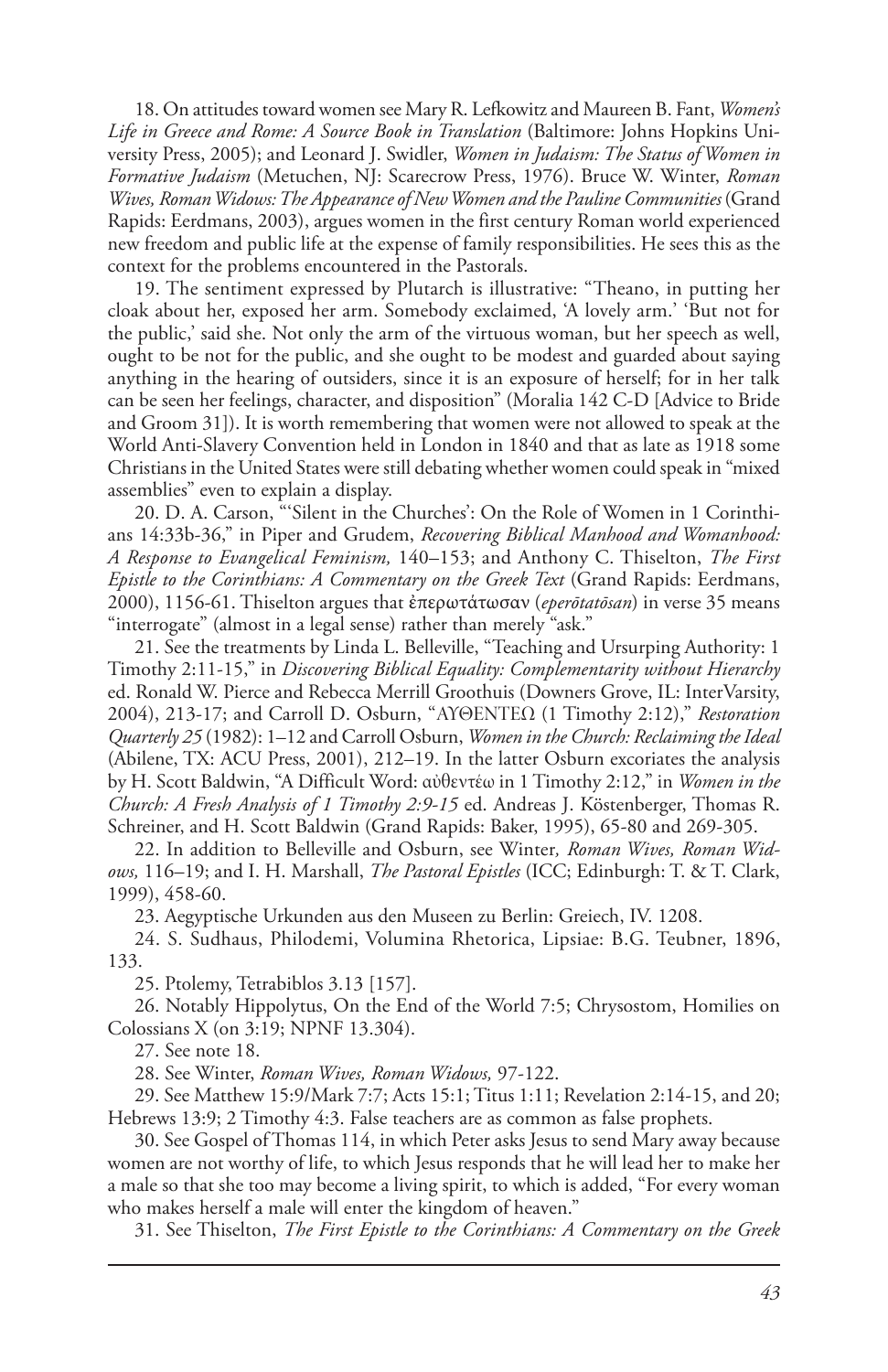18. On attitudes toward women see Mary R. Lefkowitz and Maureen B. Fant, *Women's Life in Greece and Rome: A Source Book in Translation* (Baltimore: Johns Hopkins University Press, 2005); and Leonard J. Swidler, *Women in Judaism: The Status of Women in Formative Judaism* (Metuchen, NJ: Scarecrow Press, 1976). Bruce W. Winter, *Roman Wives, Roman Widows: The Appearance of New Women and the Pauline Communities* (Grand Rapids: Eerdmans, 2003), argues women in the first century Roman world experienced new freedom and public life at the expense of family responsibilities. He sees this as the context for the problems encountered in the Pastorals.

19. The sentiment expressed by Plutarch is illustrative: "Theano, in putting her cloak about her, exposed her arm. Somebody exclaimed, 'A lovely arm.' 'But not for the public,' said she. Not only the arm of the virtuous woman, but her speech as well, ought to be not for the public, and she ought to be modest and guarded about saying anything in the hearing of outsiders, since it is an exposure of herself; for in her talk can be seen her feelings, character, and disposition" (Moralia 142 C-D [Advice to Bride and Groom 31]). It is worth remembering that women were not allowed to speak at the World Anti-Slavery Convention held in London in 1840 and that as late as 1918 some Christians in the United States were still debating whether women could speak in "mixed assemblies" even to explain a display.

20. D. A. Carson, "'Silent in the Churches': On the Role of Women in 1 Corinthians 14:33b-36," in Piper and Grudem, *Recovering Biblical Manhood and Womanhood: A Response to Evangelical Feminism,* 140–153; and Anthony C. Thiselton, *The First Epistle to the Corinthians: A Commentary on the Greek Text* (Grand Rapids: Eerdmans, 2000), 1156-61. Thiselton argues that ἐπερωτάτωσαν (*eperōtatōsan*) in verse 35 means "interrogate" (almost in a legal sense) rather than merely "ask."

21. See the treatments by Linda L. Belleville, "Teaching and Ursurping Authority: 1 Timothy 2:11-15," in *Discovering Biblical Equality: Complementarity without Hierarchy* ed. Ronald W. Pierce and Rebecca Merrill Groothuis (Downers Grove, IL: InterVarsity, 2004), 213-17; and Carroll D. Osburn, "ΑΥΘΕΝΤΕΩ (1 Timothy 2:12)," *Restoration Quarterly 25* (1982): 1–12 and Carroll Osburn, *Women in the Church: Reclaiming the Ideal* (Abilene, TX: ACU Press, 2001), 212–19. In the latter Osburn excoriates the analysis by H. Scott Baldwin, "A Difficult Word: αὐθεντέω in 1 Timothy 2:12," in *Women in the Church: A Fresh Analysis of 1 Timothy 2:9-15* ed. Andreas J. Köstenberger, Thomas R. Schreiner, and H. Scott Baldwin (Grand Rapids: Baker, 1995), 65-80 and 269-305.

22. In addition to Belleville and Osburn, see Winter*, Roman Wives, Roman Widows,* 116–19; and I. H. Marshall, *The Pastoral Epistles* (ICC; Edinburgh: T. & T. Clark, 1999), 458-60.

23. Aegyptische Urkunden aus den Museen zu Berlin: Greiech, IV. 1208.

24. S. Sudhaus, Philodemi, Volumina Rhetorica, Lipsiae: B.G. Teubner, 1896, 133.

25. Ptolemy, Tetrabiblos 3.13 [157].

26. Notably Hippolytus, On the End of the World 7:5; Chrysostom, Homilies on Colossians X (on 3:19; NPNF 13.304).

27. See note 18.

28. See Winter, *Roman Wives, Roman Widows,* 97-122.

29. See Matthew 15:9/Mark 7:7; Acts 15:1; Titus 1:11; Revelation 2:14-15, and 20; Hebrews 13:9; 2 Timothy 4:3. False teachers are as common as false prophets.

30. See Gospel of Thomas 114, in which Peter asks Jesus to send Mary away because women are not worthy of life, to which Jesus responds that he will lead her to make her a male so that she too may become a living spirit, to which is added, "For every woman who makes herself a male will enter the kingdom of heaven."

31. See Thiselton, *The First Epistle to the Corinthians: A Commentary on the Greek*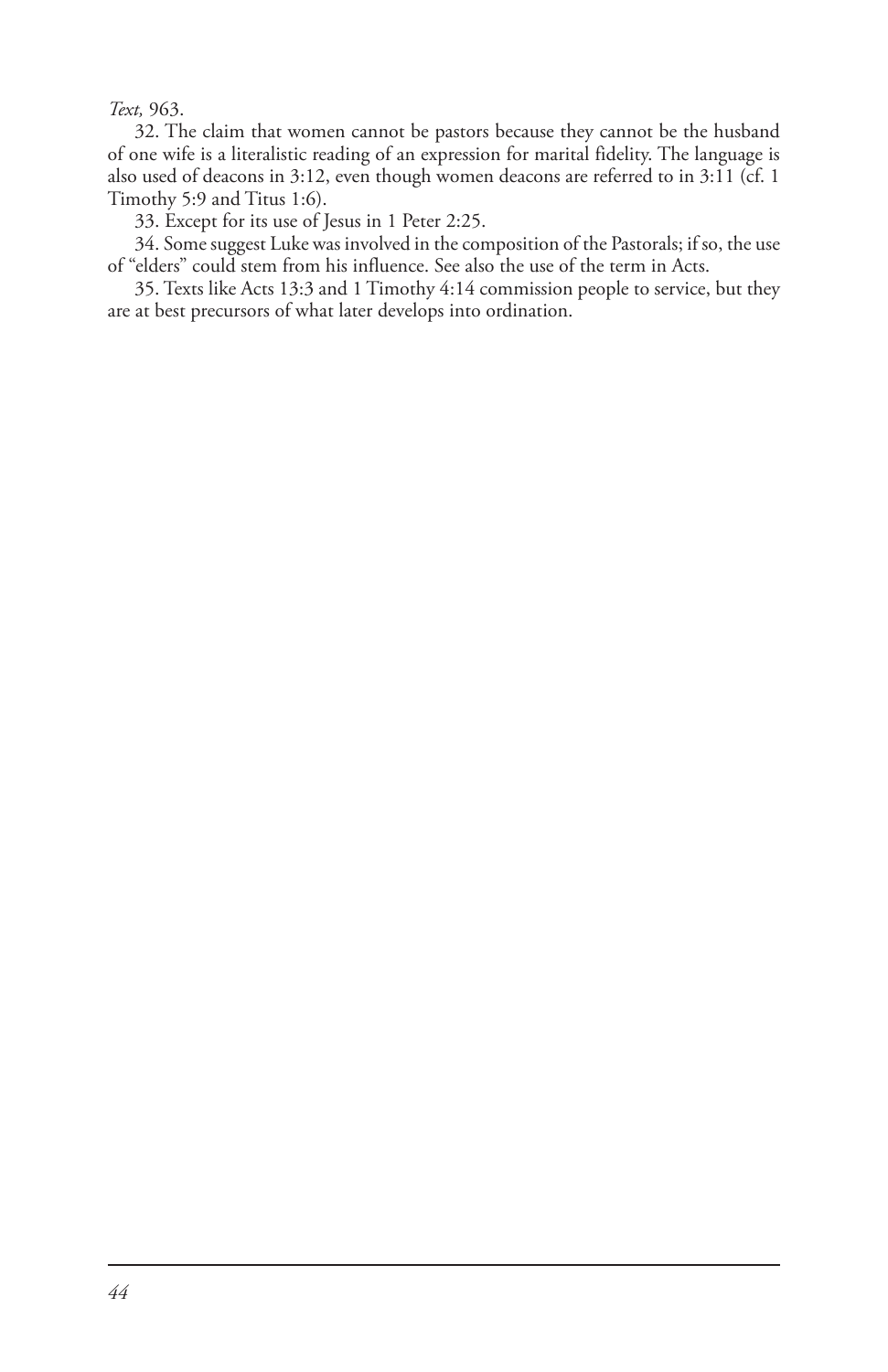*Text,* 963.

32. The claim that women cannot be pastors because they cannot be the husband of one wife is a literalistic reading of an expression for marital fidelity. The language is also used of deacons in 3:12, even though women deacons are referred to in 3:11 (cf. 1 Timothy 5:9 and Titus 1:6).

33. Except for its use of Jesus in 1 Peter 2:25.

34. Some suggest Luke was involved in the composition of the Pastorals; if so, the use of "elders" could stem from his influence. See also the use of the term in Acts.

35. Texts like Acts 13:3 and 1 Timothy 4:14 commission people to service, but they are at best precursors of what later develops into ordination.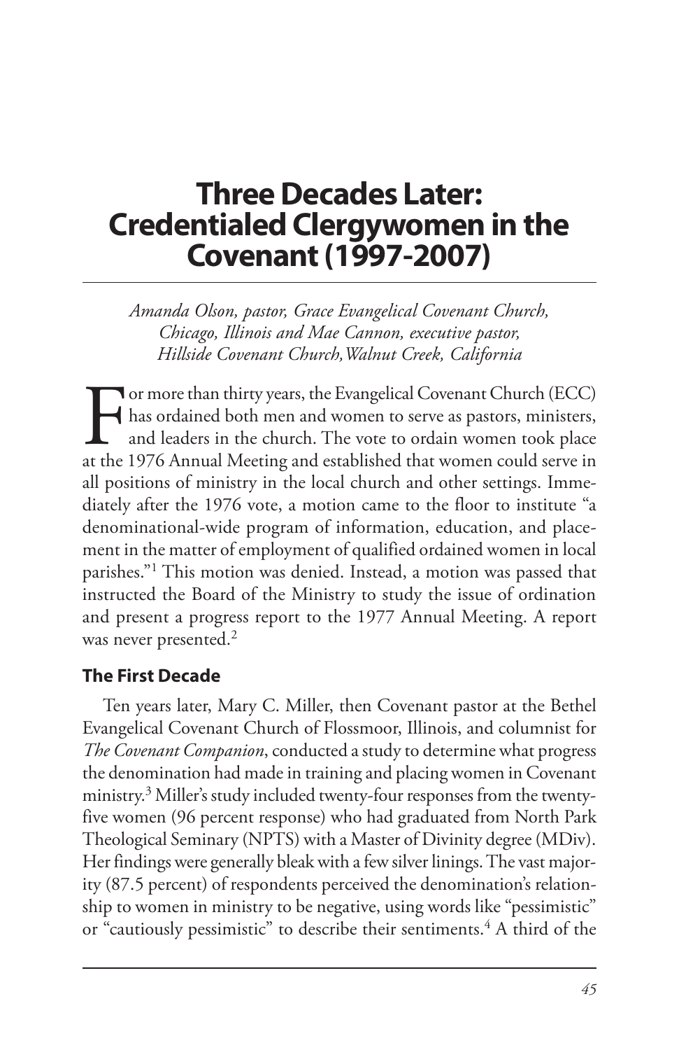# Three Decades Later: Credentialed Clergywomen in the Covenant (1997-2007)

*Amanda Olson, pastor, Grace Evangelical Covenant Church, Chicago, Illinois and Mae Cannon, executive pastor, Hillside Covenant Church, Walnut Creek, California*

For more than thirty years, the Evangelical Covenant Church (ECC) has ordained both men and women to serve as pastors, ministers, and leaders in the church. The vote to ordain women took place at the 1976 Annual Meeting and established that women could serve in all positions of ministry in the local church and other settings. Immediately after the 1976 vote, a motion came to the floor to institute "a denominational-wide program of information, education, and placement in the matter of employment of qualified ordained women in local parishes."[1] This motion was denied. Instead, a motion was passed that instructed the Board of the Ministry to study the issue of ordination and present a progress report to the 1977 Annual Meeting. A report was never presented.[2]

### The First Decade

Ten years later, Mary C. Miller, then Covenant pastor at the Bethel Evangelical Covenant Church of Flossmoor, Illinois, and columnist for *The Covenant Companion*, conducted a study to determine what progress the denomination had made in training and placing women in Covenant ministry.[3] Miller's study included twenty-four responses from the twenty-five women (96 percent response) who had graduated from North Park Theological Seminary (NPTS) with a Master of Divinity degree (MDiv). Her findings were generally bleak with a few silver linings. The vast majority (87.5 percent) of respondents perceived the denomination's relationship to women in ministry to be negative, using words like "pessimistic" or "cautiously pessimistic" to describe their sentiments.[4] A third of the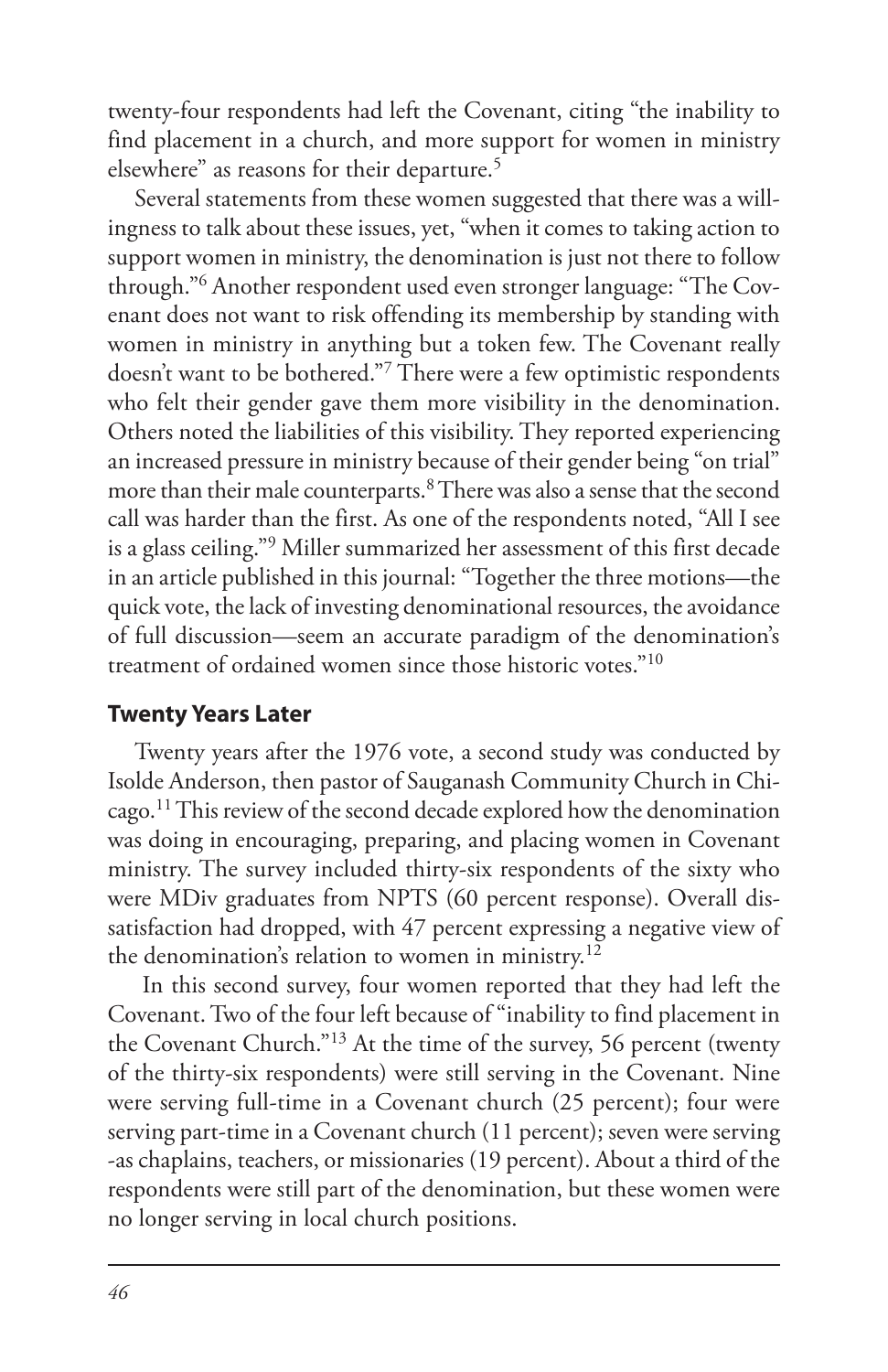twenty-four respondents had left the Covenant, citing "the inability to find placement in a church, and more support for women in ministry elsewhere" as reasons for their departure.[5]

Several statements from these women suggested that there was a willingness to talk about these issues, yet, "when it comes to taking action to support women in ministry, the denomination is just not there to follow through."[6] Another respondent used even stronger language: "The Covenant does not want to risk offending its membership by standing with women in ministry in anything but a token few. The Covenant really doesn't want to be bothered."[7] There were a few optimistic respondents who felt their gender gave them more visibility in the denomination. Others noted the liabilities of this visibility. They reported experiencing an increased pressure in ministry because of their gender being "on trial" more than their male counterparts.[8] There was also a sense that the second call was harder than the first. As one of the respondents noted, "All I see is a glass ceiling."[9] Miller summarized her assessment of this first decade in an article published in this journal: "Together the three motions—the quick vote, the lack of investing denominational resources, the avoidance of full discussion—seem an accurate paradigm of the denomination's treatment of ordained women since those historic votes."[10]

## Twenty Years Later

Twenty years after the 1976 vote, a second study was conducted by Isolde Anderson, then pastor of Sauganash Community Church in Chicago.[11] This review of the second decade explored how the denomination was doing in encouraging, preparing, and placing women in Covenant ministry. The survey included thirty-six respondents of the sixty who were MDiv graduates from NPTS (60 percent response). Overall dissatisfaction had dropped, with 47 percent expressing a negative view of the denomination's relation to women in ministry.[12]

In this second survey, four women reported that they had left the Covenant. Two of the four left because of "inability to find placement in the Covenant Church."[13] At the time of the survey, 56 percent (twenty of the thirty-six respondents) were still serving in the Covenant. Nine were serving full-time in a Covenant church (25 percent); four were serving part-time in a Covenant church (11 percent); seven were serving -as chaplains, teachers, or missionaries (19 percent). About a third of the respondents were still part of the denomination, but these women were no longer serving in local church positions.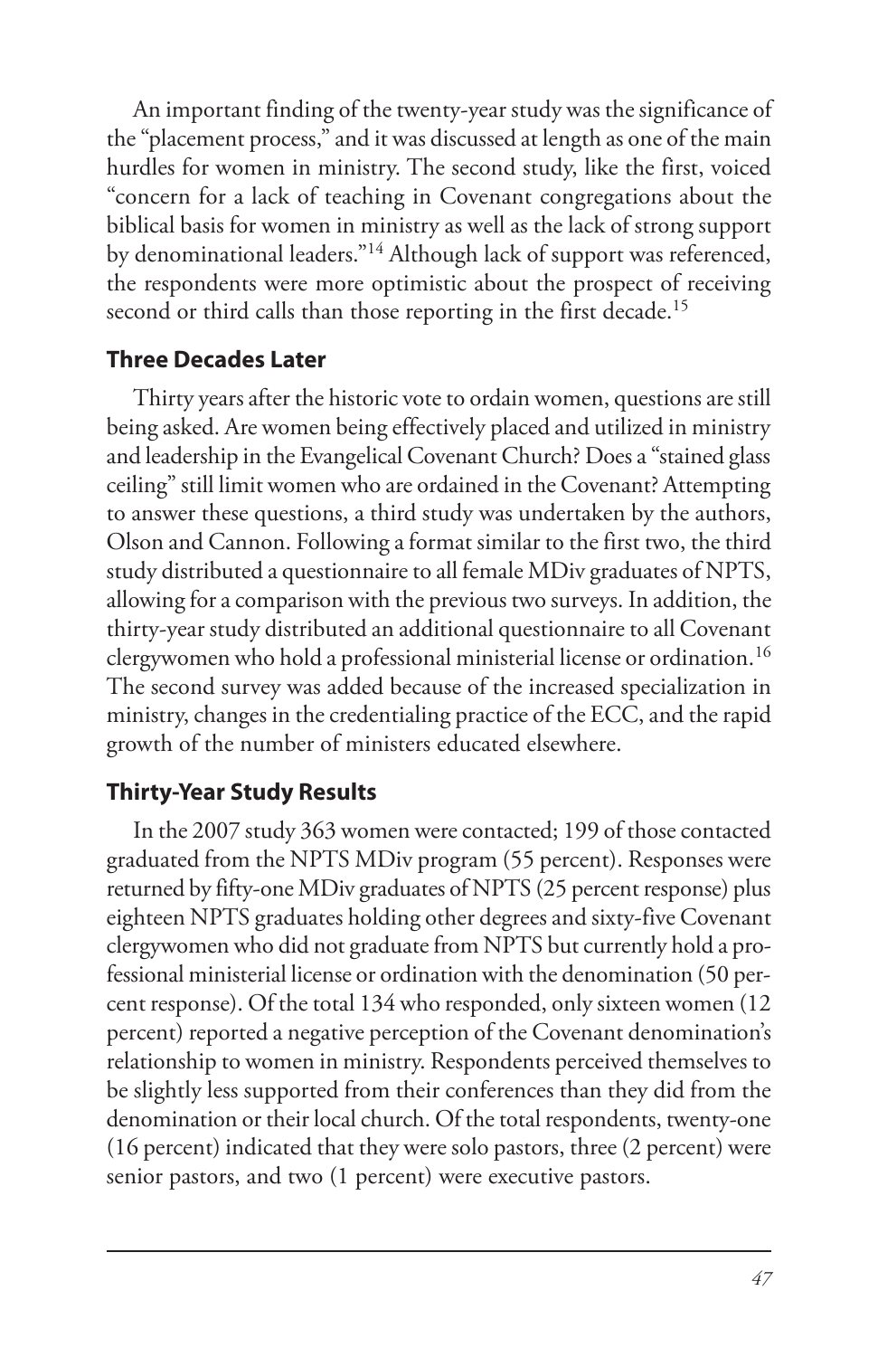An important finding of the twenty-year study was the significance of the "placement process," and it was discussed at length as one of the main hurdles for women in ministry. The second study, like the first, voiced "concern for a lack of teaching in Covenant congregations about the biblical basis for women in ministry as well as the lack of strong support by denominational leaders."[14] Although lack of support was referenced, the respondents were more optimistic about the prospect of receiving second or third calls than those reporting in the first decade.[15]

## Three Decades Later

Thirty years after the historic vote to ordain women, questions are still being asked. Are women being effectively placed and utilized in ministry and leadership in the Evangelical Covenant Church? Does a "stained glass ceiling" still limit women who are ordained in the Covenant? Attempting to answer these questions, a third study was undertaken by the authors, Olson and Cannon. Following a format similar to the first two, the third study distributed a questionnaire to all female MDiv graduates of NPTS, allowing for a comparison with the previous two surveys. In addition, the thirty-year study distributed an additional questionnaire to all Covenant clergywomen who hold a professional ministerial license or ordination.[16] The second survey was added because of the increased specialization in ministry, changes in the credentialing practice of the ECC, and the rapid growth of the number of ministers educated elsewhere.

## Thirty-Year Study Results

In the 2007 study 363 women were contacted; 199 of those contacted graduated from the NPTS MDiv program (55 percent). Responses were returned by fifty-one MDiv graduates of NPTS (25 percent response) plus eighteen NPTS graduates holding other degrees and sixty-five Covenant clergywomen who did not graduate from NPTS but currently hold a professional ministerial license or ordination with the denomination (50 percent response). Of the total 134 who responded, only sixteen women (12 percent) reported a negative perception of the Covenant denomination's relationship to women in ministry. Respondents perceived themselves to be slightly less supported from their conferences than they did from the denomination or their local church. Of the total respondents, twenty-one (16 percent) indicated that they were solo pastors, three (2 percent) were senior pastors, and two (1 percent) were executive pastors.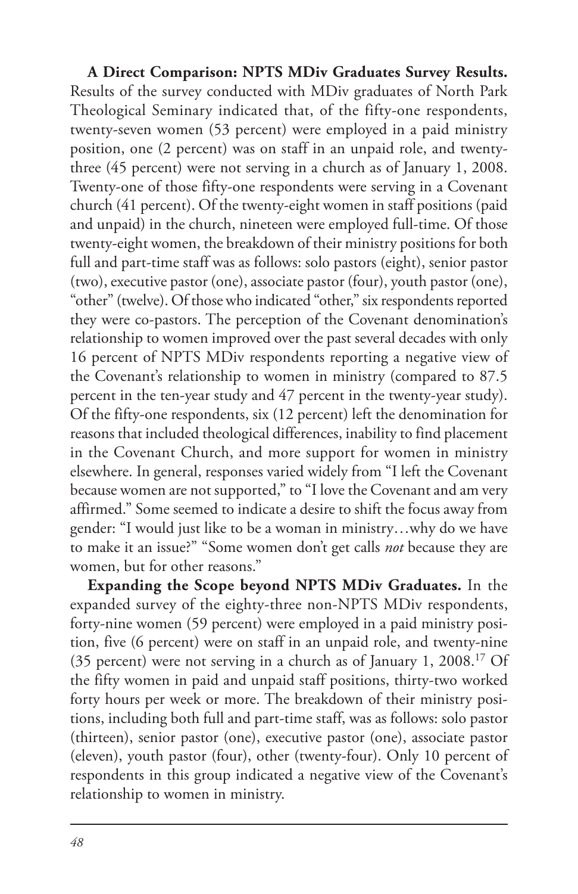**A Direct Comparison: NPTS MDiv Graduates Survey Results.** Results of the survey conducted with MDiv graduates of North Park Theological Seminary indicated that, of the fifty-one respondents, twenty-seven women (53 percent) were employed in a paid ministry position, one (2 percent) was on staff in an unpaid role, and twenty-three (45 percent) were not serving in a church as of January 1, 2008. Twenty-one of those fifty-one respondents were serving in a Covenant church (41 percent). Of the twenty-eight women in staff positions (paid and unpaid) in the church, nineteen were employed full-time. Of those twenty-eight women, the breakdown of their ministry positions for both full and part-time staff was as follows: solo pastors (eight), senior pastor (two), executive pastor (one), associate pastor (four), youth pastor (one), "other" (twelve). Of those who indicated "other," six respondents reported they were co-pastors. The perception of the Covenant denomination's relationship to women improved over the past several decades with only 16 percent of NPTS MDiv respondents reporting a negative view of the Covenant's relationship to women in ministry (compared to 87.5 percent in the ten-year study and 47 percent in the twenty-year study). Of the fifty-one respondents, six (12 percent) left the denomination for reasons that included theological differences, inability to find placement in the Covenant Church, and more support for women in ministry elsewhere. In general, responses varied widely from "I left the Covenant because women are not supported," to "I love the Covenant and am very affirmed." Some seemed to indicate a desire to shift the focus away from gender: "I would just like to be a woman in ministry…why do we have to make it an issue?" "Some women don't get calls *not* because they are women, but for other reasons."

**Expanding the Scope beyond NPTS MDiv Graduates.** In the expanded survey of the eighty-three non-NPTS MDiv respondents, forty-nine women (59 percent) were employed in a paid ministry position, five (6 percent) were on staff in an unpaid role, and twenty-nine (35 percent) were not serving in a church as of January 1, 2008.[17] Of the fifty women in paid and unpaid staff positions, thirty-two worked forty hours per week or more. The breakdown of their ministry positions, including both full and part-time staff, was as follows: solo pastor (thirteen), senior pastor (one), executive pastor (one), associate pastor (eleven), youth pastor (four), other (twenty-four). Only 10 percent of respondents in this group indicated a negative view of the Covenant's relationship to women in ministry.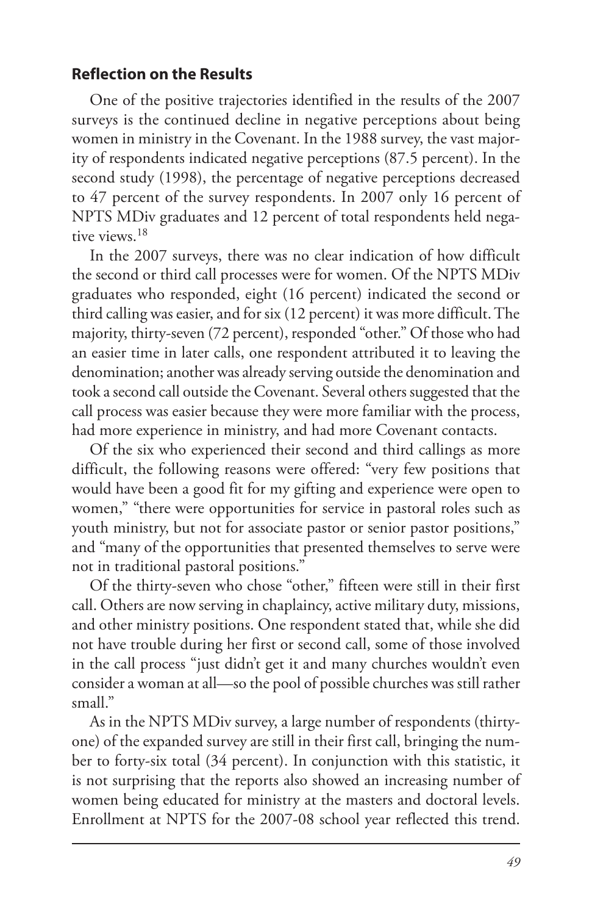### Reflection on the Results

One of the positive trajectories identified in the results of the 2007 surveys is the continued decline in negative perceptions about being women in ministry in the Covenant. In the 1988 survey, the vast majority of respondents indicated negative perceptions (87.5 percent). In the second study (1998), the percentage of negative perceptions decreased to 47 percent of the survey respondents. In 2007 only 16 percent of NPTS MDiv graduates and 12 percent of total respondents held negative views.[18]

In the 2007 surveys, there was no clear indication of how difficult the second or third call processes were for women. Of the NPTS MDiv graduates who responded, eight (16 percent) indicated the second or third calling was easier, and for six (12 percent) it was more difficult. The majority, thirty-seven (72 percent), responded "other." Of those who had an easier time in later calls, one respondent attributed it to leaving the denomination; another was already serving outside the denomination and took a second call outside the Covenant. Several others suggested that the call process was easier because they were more familiar with the process, had more experience in ministry, and had more Covenant contacts.

Of the six who experienced their second and third callings as more difficult, the following reasons were offered: "very few positions that would have been a good fit for my gifting and experience were open to women," "there were opportunities for service in pastoral roles such as youth ministry, but not for associate pastor or senior pastor positions," and "many of the opportunities that presented themselves to serve were not in traditional pastoral positions."

Of the thirty-seven who chose "other," fifteen were still in their first call. Others are now serving in chaplaincy, active military duty, missions, and other ministry positions. One respondent stated that, while she did not have trouble during her first or second call, some of those involved in the call process "just didn't get it and many churches wouldn't even consider a woman at all—so the pool of possible churches was still rather small."

As in the NPTS MDiv survey, a large number of respondents (thirty-one) of the expanded survey are still in their first call, bringing the number to forty-six total (34 percent). In conjunction with this statistic, it is not surprising that the reports also showed an increasing number of women being educated for ministry at the masters and doctoral levels. Enrollment at NPTS for the 2007-08 school year reflected this trend.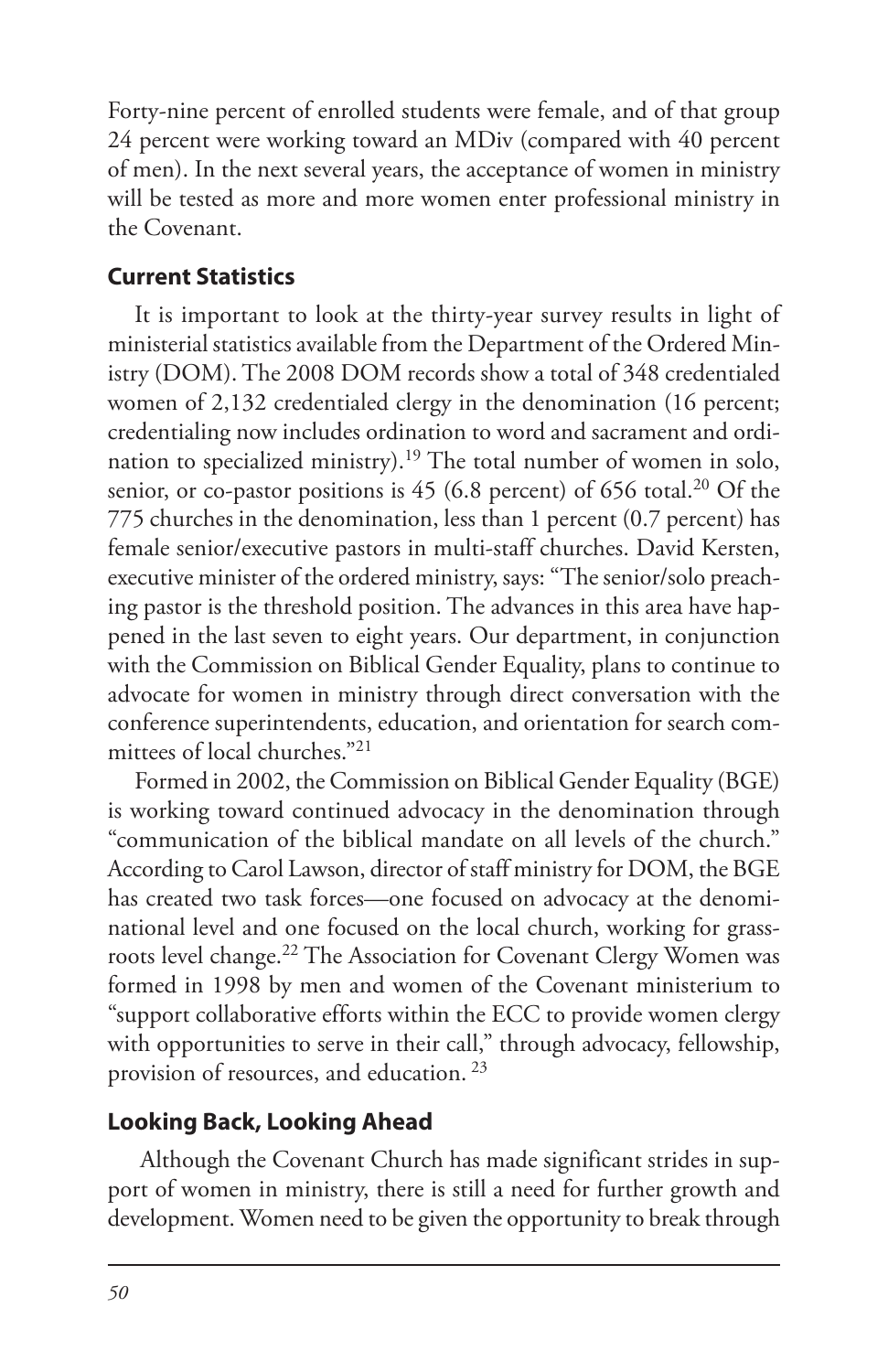Forty-nine percent of enrolled students were female, and of that group 24 percent were working toward an MDiv (compared with 40 percent of men). In the next several years, the acceptance of women in ministry will be tested as more and more women enter professional ministry in the Covenant.

## Current Statistics

It is important to look at the thirty-year survey results in light of ministerial statistics available from the Department of the Ordered Ministry (DOM). The 2008 DOM records show a total of 348 credentialed women of 2,132 credentialed clergy in the denomination (16 percent; credentialing now includes ordination to word and sacrament and ordination to specialized ministry).[19] The total number of women in solo, senior, or co-pastor positions is 45 (6.8 percent) of 656 total.[20] Of the 775 churches in the denomination, less than 1 percent (0.7 percent) has female senior/executive pastors in multi-staff churches. David Kersten, executive minister of the ordered ministry, says: "The senior/solo preaching pastor is the threshold position. The advances in this area have happened in the last seven to eight years. Our department, in conjunction with the Commission on Biblical Gender Equality, plans to continue to advocate for women in ministry through direct conversation with the conference superintendents, education, and orientation for search committees of local churches."[21]

Formed in 2002, the Commission on Biblical Gender Equality (BGE) is working toward continued advocacy in the denomination through "communication of the biblical mandate on all levels of the church." According to Carol Lawson, director of staff ministry for DOM, the BGE has created two task forces—one focused on advocacy at the denominational level and one focused on the local church, working for grassroots level change.[22] The Association for Covenant Clergy Women was formed in 1998 by men and women of the Covenant ministerium to "support collaborative efforts within the ECC to provide women clergy with opportunities to serve in their call," through advocacy, fellowship, provision of resources, and education.[23]

## Looking Back, Looking Ahead

Although the Covenant Church has made significant strides in support of women in ministry, there is still a need for further growth and development. Women need to be given the opportunity to break through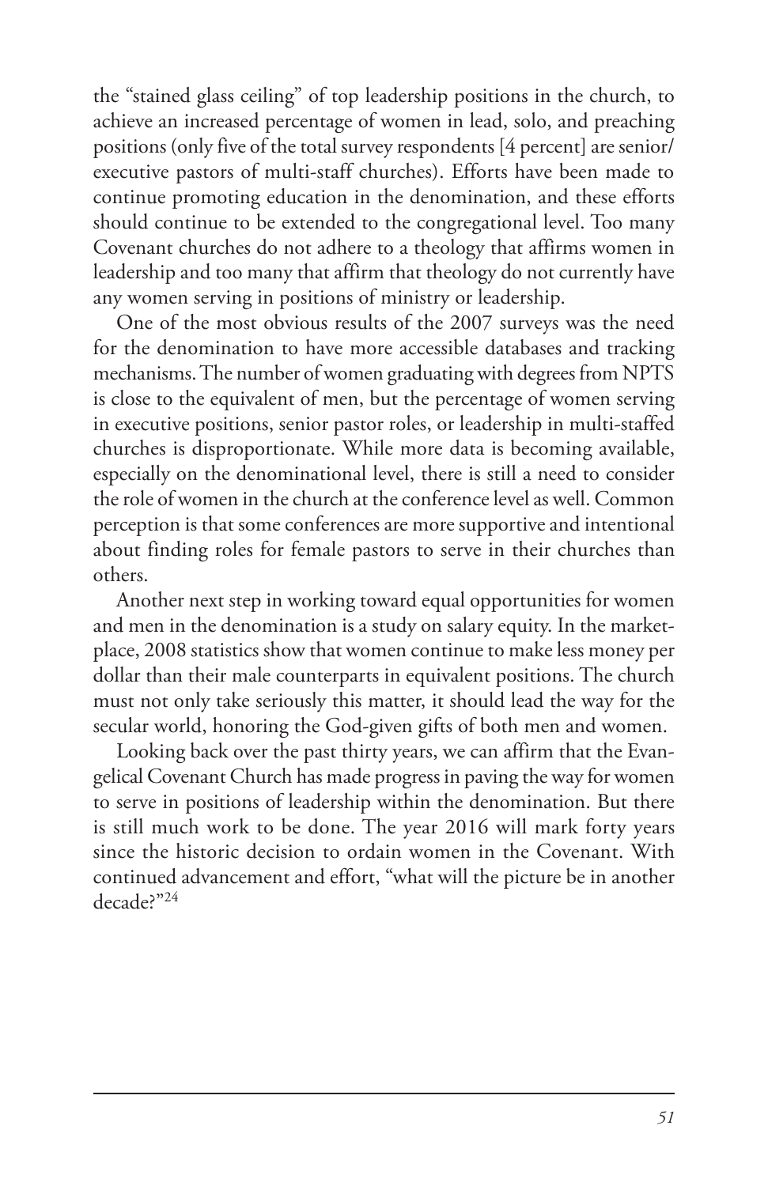the "stained glass ceiling" of top leadership positions in the church, to achieve an increased percentage of women in lead, solo, and preaching positions (only five of the total survey respondents [4 percent] are senior/executive pastors of multi-staff churches). Efforts have been made to continue promoting education in the denomination, and these efforts should continue to be extended to the congregational level. Too many Covenant churches do not adhere to a theology that affirms women in leadership and too many that affirm that theology do not currently have any women serving in positions of ministry or leadership.

One of the most obvious results of the 2007 surveys was the need for the denomination to have more accessible databases and tracking mechanisms. The number of women graduating with degrees from NPTS is close to the equivalent of men, but the percentage of women serving in executive positions, senior pastor roles, or leadership in multi-staffed churches is disproportionate. While more data is becoming available, especially on the denominational level, there is still a need to consider the role of women in the church at the conference level as well. Common perception is that some conferences are more supportive and intentional about finding roles for female pastors to serve in their churches than others.

Another next step in working toward equal opportunities for women and men in the denomination is a study on salary equity. In the marketplace, 2008 statistics show that women continue to make less money per dollar than their male counterparts in equivalent positions. The church must not only take seriously this matter, it should lead the way for the secular world, honoring the God-given gifts of both men and women.

Looking back over the past thirty years, we can affirm that the Evangelical Covenant Church has made progress in paving the way for women to serve in positions of leadership within the denomination. But there is still much work to be done. The year 2016 will mark forty years since the historic decision to ordain women in the Covenant. With continued advancement and effort, "what will the picture be in another decade?"[24]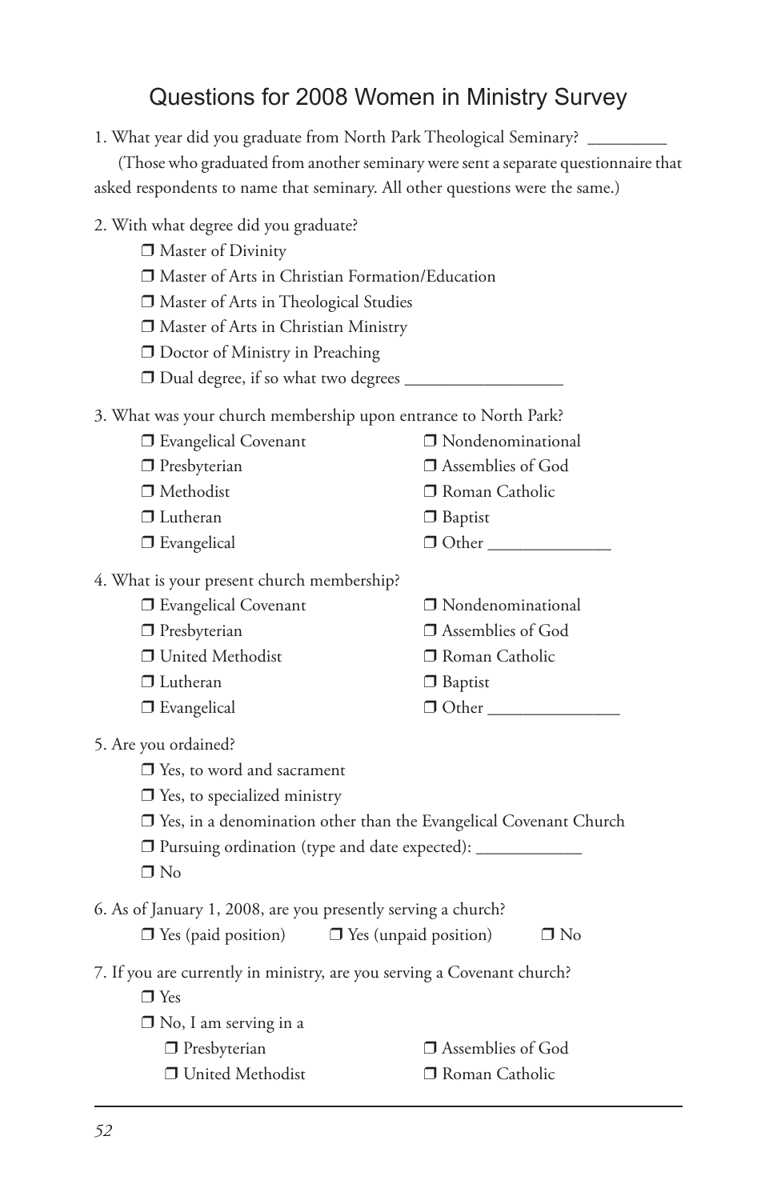# Questions for 2008 Women in Ministry Survey

1. What year did you graduate from North Park Theological Seminary? _________

   (Those who graduated from another seminary were sent a separate questionnaire that asked respondents to name that seminary. All other questions were the same.)

2. With what degree did you graduate?
   - ❒ Master of Divinity
   - ❒ Master of Arts in Christian Formation/Education
   - ❒ Master of Arts in Theological Studies
   - ❒ Master of Arts in Christian Ministry
   - ❒ Doctor of Ministry in Preaching
   - ❒ Dual degree, if so what two degrees __________________

3. What was your church membership upon entrance to North Park?
   - ❒ Evangelical Covenant
   - ❒ Presbyterian
   - ❒ Methodist
   - ❒ Lutheran
   - ❒ Evangelical
   - ❒ Nondenominational
   - ❒ Assemblies of God
   - ❒ Roman Catholic
   - ❒ Baptist
   - ❒ Other ______________

4. What is your present church membership?
   - ❒ Evangelical Covenant
   - ❒ Presbyterian
   - ❒ United Methodist
   - ❒ Lutheran
   - ❒ Evangelical
   - ❒ Nondenominational
   - ❒ Assemblies of God
   - ❒ Roman Catholic
   - ❒ Baptist
   - ❒ Other _______________

5. Are you ordained?
   - ❒ Yes, to word and sacrament
   - ❒ Yes, to specialized ministry
   - ❒ Yes, in a denomination other than the Evangelical Covenant Church
   - ❒ Pursuing ordination (type and date expected): ____________
   - ❒ No

6. As of January 1, 2008, are you presently serving a church?

   ❒ Yes (paid position)　❒ Yes (unpaid position)　❒ No

7. If you are currently in ministry, are you serving a Covenant church?
   - ❒ Yes
   - ❒ No, I am serving in a
     - ❒ Presbyterian
     - ❒ United Methodist
     - ❒ Assemblies of God
     - ❒ Roman Catholic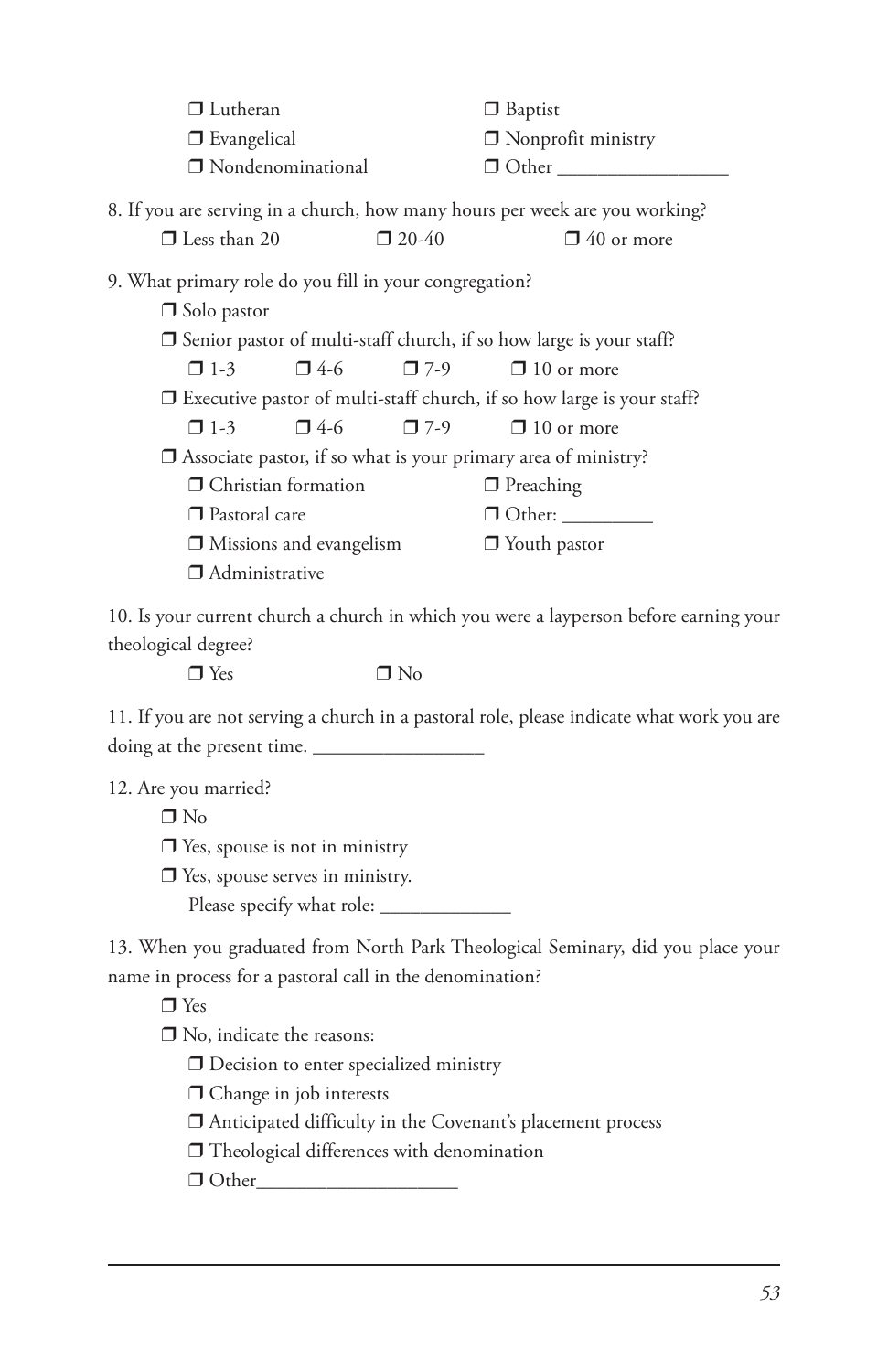❒ Lutheran ❒ Baptist
❒ Evangelical ❒ Nonprofit ministry
❒ Nondenominational ❒ Other _________________

8. If you are serving a church, how many hours per week are you working?

❒ Less than 20 ❒ 20-40 ❒ 40 or more

9. What primary role do you fill in your congregation?

❒ Solo pastor

❒ Senior pastor of multi-staff church, if so how large is your staff?

❒ 1-3 ❒ 4-6 ❒ 7-9 ❒ 10 or more

❒ Executive pastor of multi-staff church, if so how large is your staff?

❒ 1-3 ❒ 4-6 ❒ 7-9 ❒ 10 or more

❒ Associate pastor, if so what is your primary area of ministry?

❒ Christian formation ❒ Preaching
❒ Pastoral care ❒ Other: _________
❒ Missions and evangelism ❒ Youth pastor
❒ Administrative

10. Is your current church a church in which you were a layperson before earning your theological degree?

❒ Yes ❒ No

11. If you are not serving a church in a pastoral role, please indicate what work you are doing at the present time. _________________

12. Are you married?

❒ No
❒ Yes, spouse is not in ministry
❒ Yes, spouse serves in ministry.
Please specify what role: _____________

13. When you graduated from North Park Theological Seminary, did you place your name in process for a pastoral call in the denomination?

❒ Yes
❒ No, indicate the reasons:
❒ Decision to enter specialized ministry
❒ Change in job interests
❒ Anticipated difficulty in the Covenant's placement process
❒ Theological differences with denomination
❒ Other____________________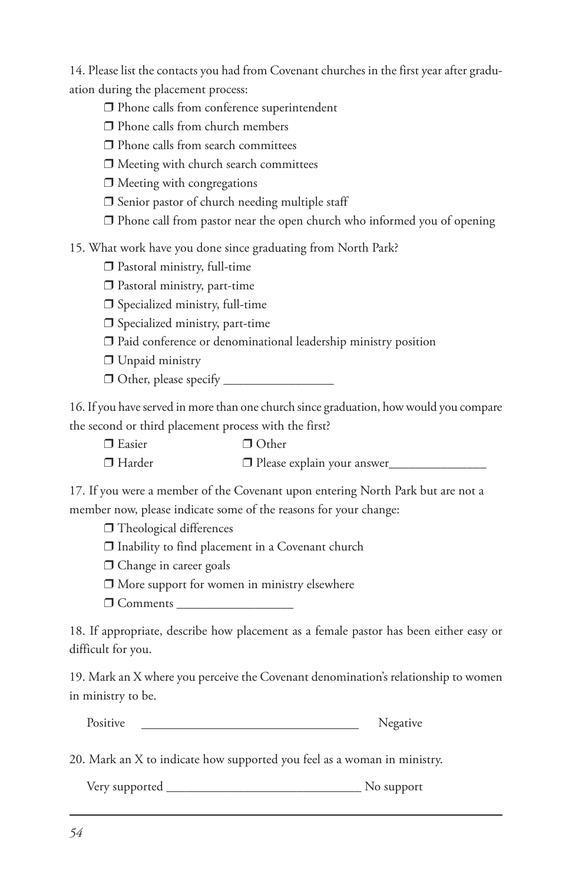14. Please list the contacts you had from Covenant churches in the first year after graduation during the placement process:

- ❐ Phone calls from conference superintendent
- ❐ Phone calls from church members
- ❐ Phone calls from search committees
- ❐ Meeting with church search committees
- ❐ Meeting with congregations
- ❐ Senior pastor of church needing multiple staff
- ❐ Phone call from pastor near the open church who informed you of opening

15. What work have you done since graduating from North Park?

- ❐ Pastoral ministry, full-time
- ❐ Pastoral ministry, part-time
- ❐ Specialized ministry, full-time
- ❐ Specialized ministry, part-time
- ❐ Paid conference or denominational leadership ministry position
- ❐ Unpaid ministry
- ❐ Other, please specify _________________

16. If you have served in more than one church since graduation, how would you compare the second or third placement process with the first?

- ❐ Easier
- ❐ Harder
- ❐ Other
- ❐ Please explain your answer_______________

17. If you were a member of the Covenant upon entering North Park but are not a member now, please indicate some of the reasons for your change:

- ❐ Theological differences
- ❐ Inability to find placement in a Covenant church
- ❐ Change in career goals
- ❐ More support for women in ministry elsewhere
- ❐ Comments __________________

18. If appropriate, describe how placement as a female pastor has been either easy or difficult for you.

19. Mark an X where you perceive the Covenant denomination's relationship to women in ministry to be.

Positive __________________________________ Negative

20. Mark an X to indicate how supported you feel as a woman in ministry.

Very supported ______________________________ No support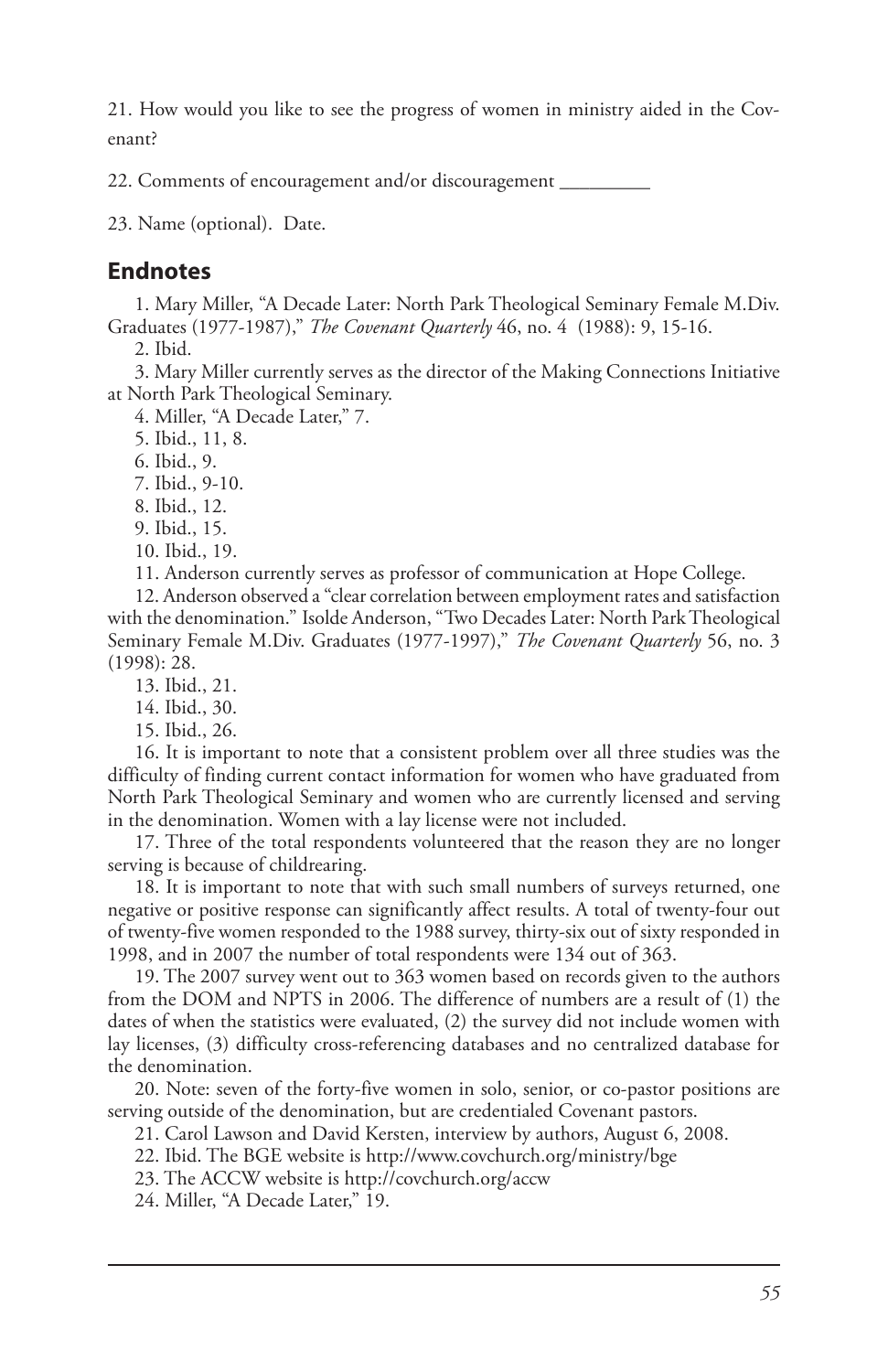21. How would you like to see the progress of women in ministry aided in the Covenant?

22. Comments of encouragement and/or discouragement _________

23. Name (optional). Date.

## Endnotes

1. Mary Miller, "A Decade Later: North Park Theological Seminary Female M.Div. Graduates (1977-1987)," *The Covenant Quarterly* 46, no. 4 (1988): 9, 15-16.

2. Ibid.

3. Mary Miller currently serves as the director of the Making Connections Initiative at North Park Theological Seminary.

4. Miller, "A Decade Later," 7.

5. Ibid., 11, 8.

6. Ibid., 9.

7. Ibid., 9-10.

8. Ibid., 12.

9. Ibid., 15.

10. Ibid., 19.

11. Anderson currently serves as professor of communication at Hope College.

12. Anderson observed a "clear correlation between employment rates and satisfaction with the denomination." Isolde Anderson, "Two Decades Later: North Park Theological Seminary Female M.Div. Graduates (1977-1997)," *The Covenant Quarterly* 56, no. 3 (1998): 28.

13. Ibid., 21.

14. Ibid., 30.

15. Ibid., 26.

16. It is important to note that a consistent problem over all three studies was the difficulty of finding current contact information for women who have graduated from North Park Theological Seminary and women who are currently licensed and serving in the denomination. Women with a lay license were not included.

17. Three of the total respondents volunteered that the reason they are no longer serving is because of childrearing.

18. It is important to note that with such small numbers of surveys returned, one negative or positive response can significantly affect results. A total of twenty-four out of twenty-five women responded to the 1988 survey, thirty-six out of sixty responded in 1998, and in 2007 the number of total respondents were 134 out of 363.

19. The 2007 survey went out to 363 women based on records given to the authors from the DOM and NPTS in 2006. The difference of numbers are a result of (1) the dates of when the statistics were evaluated, (2) the survey did not include women with lay licenses, (3) difficulty cross-referencing databases and no centralized database for the denomination.

20. Note: seven of the forty-five women in solo, senior, or co-pastor positions are serving outside of the denomination, but are credentialed Covenant pastors.

21. Carol Lawson and David Kersten, interview by authors, August 6, 2008.

22. Ibid. The BGE website is http://www.covchurch.org/ministry/bge

23. The ACCW website is http://covchurch.org/accw

24. Miller, "A Decade Later," 19.